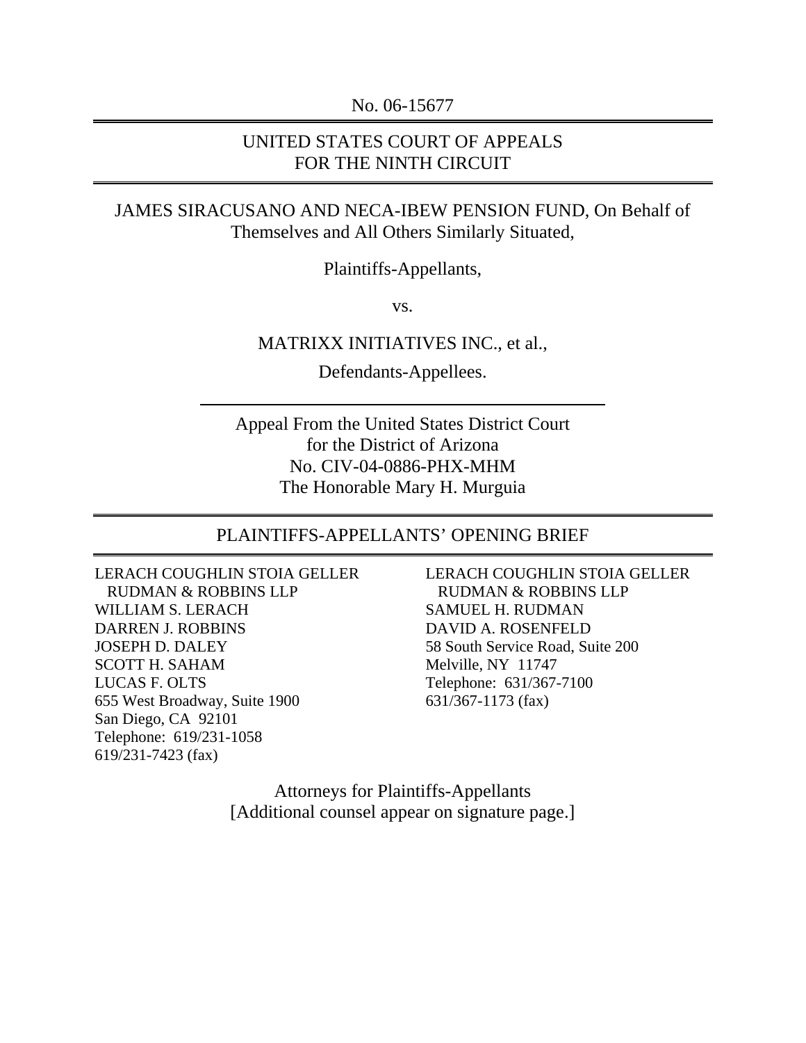No. 06-15677

---

UNITED STATES COURT OF APPEALS
FOR THE NINTH CIRCUIT

---

JAMES SIRACUSANO AND NECA-IBEW PENSION FUND, On Behalf of Themselves and All Others Similarly Situated,

Plaintiffs-Appellants,

vs.

MATRIXX INITIATIVES INC., et al.,

Defendants-Appellees.

---

Appeal From the United States District Court
for the District of Arizona
No. CIV-04-0886-PHX-MHM
The Honorable Mary H. Murguia

---

PLAINTIFFS-APPELLANTS' OPENING BRIEF

---

LERACH COUGHLIN STOIA GELLER
RUDMAN & ROBBINS LLP
WILLIAM S. LERACH
DARREN J. ROBBINS
JOSEPH D. DALEY
SCOTT H. SAHAM
LUCAS F. OLTS
655 West Broadway, Suite 1900
San Diego, CA 92101
Telephone: 619/231-1058
619/231-7423 (fax)

LERACH COUGHLIN STOIA GELLER
RUDMAN & ROBBINS LLP
SAMUEL H. RUDMAN
DAVID A. ROSENFELD
58 South Service Road, Suite 200
Melville, NY 11747
Telephone: 631/367-7100
631/367-1173 (fax)

Attorneys for Plaintiffs-Appellants
[Additional counsel appear on signature page.]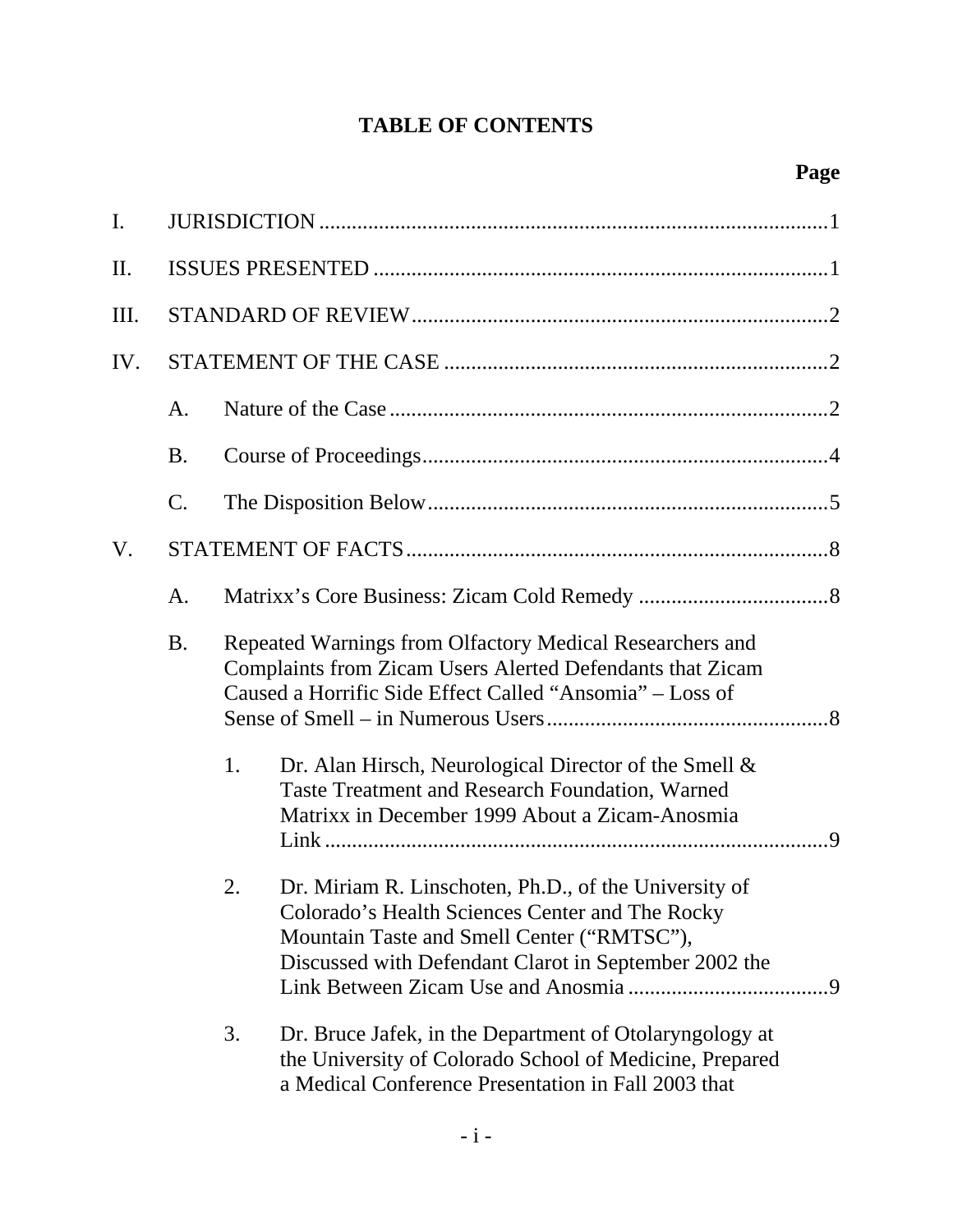# TABLE OF CONTENTS

**Page**

I. JURISDICTION ..... 1

II. ISSUES PRESENTED ..... 1

III. STANDARD OF REVIEW ..... 2

IV. STATEMENT OF THE CASE ..... 2

- A. Nature of the Case ..... 2
- B. Course of Proceedings ..... 4
- C. The Disposition Below ..... 5

V. STATEMENT OF FACTS ..... 8

- A. Matrixx's Core Business: Zicam Cold Remedy ..... 8
- B. Repeated Warnings from Olfactory Medical Researchers and Complaints from Zicam Users Alerted Defendants that Zicam Caused a Horrific Side Effect Called "Ansomia" – Loss of Sense of Smell – in Numerous Users ..... 8
  1. Dr. Alan Hirsch, Neurological Director of the Smell & Taste Treatment and Research Foundation, Warned Matrixx in December 1999 About a Zicam-Anosmia Link ..... 9
  2. Dr. Miriam R. Linschoten, Ph.D., of the University of Colorado's Health Sciences Center and The Rocky Mountain Taste and Smell Center ("RMTSC"), Discussed with Defendant Clarot in September 2002 the Link Between Zicam Use and Anosmia ..... 9
  3. Dr. Bruce Jafek, in the Department of Otolaryngology at the University of Colorado School of Medicine, Prepared a Medical Conference Presentation in Fall 2003 that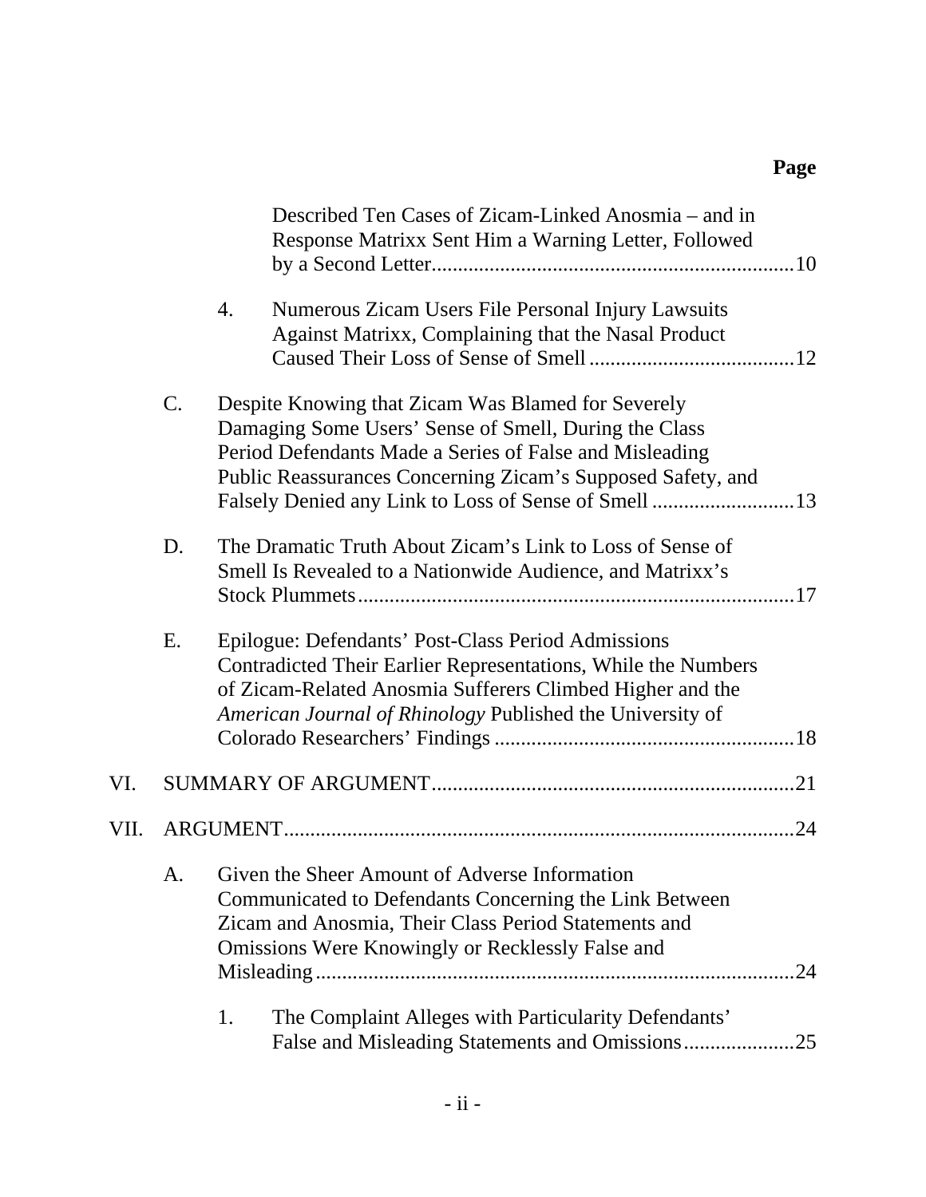**Page**

Described Ten Cases of Zicam-Linked Anosmia – and in Response Matrixx Sent Him a Warning Letter, Followed by a Second Letter....................................................................10

4. Numerous Zicam Users File Personal Injury Lawsuits Against Matrixx, Complaining that the Nasal Product Caused Their Loss of Sense of Smell.......................................12

C. Despite Knowing that Zicam Was Blamed for Severely Damaging Some Users' Sense of Smell, During the Class Period Defendants Made a Series of False and Misleading Public Reassurances Concerning Zicam's Supposed Safety, and Falsely Denied any Link to Loss of Sense of Smell...........................13

D. The Dramatic Truth About Zicam's Link to Loss of Sense of Smell Is Revealed to a Nationwide Audience, and Matrixx's Stock Plummets..................................................................................17

E. Epilogue: Defendants' Post-Class Period Admissions Contradicted Their Earlier Representations, While the Numbers of Zicam-Related Anosmia Sufferers Climbed Higher and the *American Journal of Rhinology* Published the University of Colorado Researchers' Findings.........................................................18

VI. SUMMARY OF ARGUMENT....................................................................21

VII. ARGUMENT................................................................................................24

A. Given the Sheer Amount of Adverse Information Communicated to Defendants Concerning the Link Between Zicam and Anosmia, Their Class Period Statements and Omissions Were Knowingly or Recklessly False and Misleading..........................................................................................24

1. The Complaint Alleges with Particularity Defendants' False and Misleading Statements and Omissions.....................25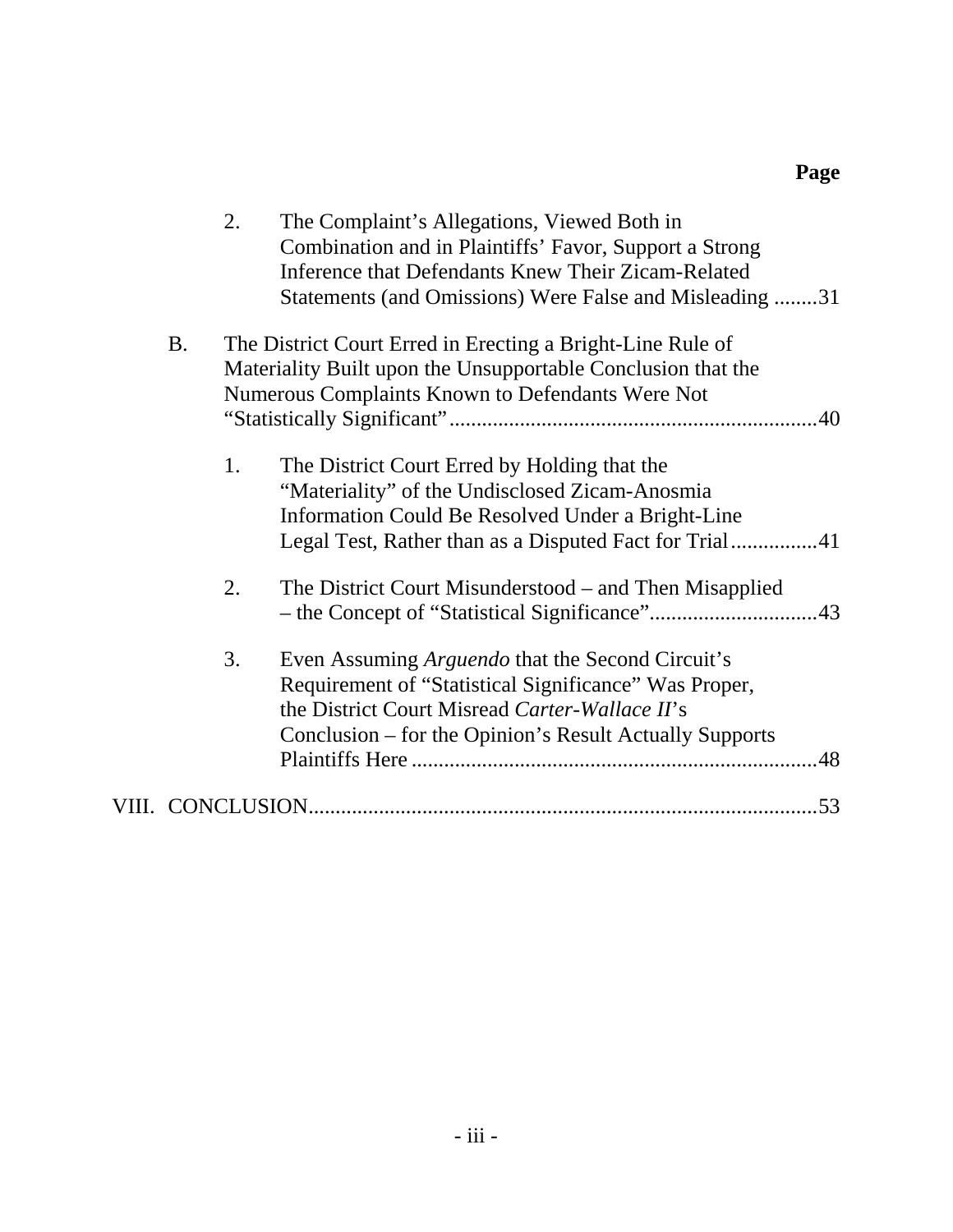**Page**

2. The Complaint's Allegations, Viewed Both in Combination and in Plaintiffs' Favor, Support a Strong Inference that Defendants Knew Their Zicam-Related Statements (and Omissions) Were False and Misleading ........31

B. The District Court Erred in Erecting a Bright-Line Rule of Materiality Built upon the Unsupportable Conclusion that the Numerous Complaints Known to Defendants Were Not "Statistically Significant" ....................................................................40

1. The District Court Erred by Holding that the "Materiality" of the Undisclosed Zicam-Anosmia Information Could Be Resolved Under a Bright-Line Legal Test, Rather than as a Disputed Fact for Trial ................41

2. The District Court Misunderstood – and Then Misapplied – the Concept of "Statistical Significance"...............................43

3. Even Assuming *Arguendo* that the Second Circuit's Requirement of "Statistical Significance" Was Proper, the District Court Misread *Carter-Wallace II*'s Conclusion – for the Opinion's Result Actually Supports Plaintiffs Here ..........................................................................48

VIII. CONCLUSION............................................................................................53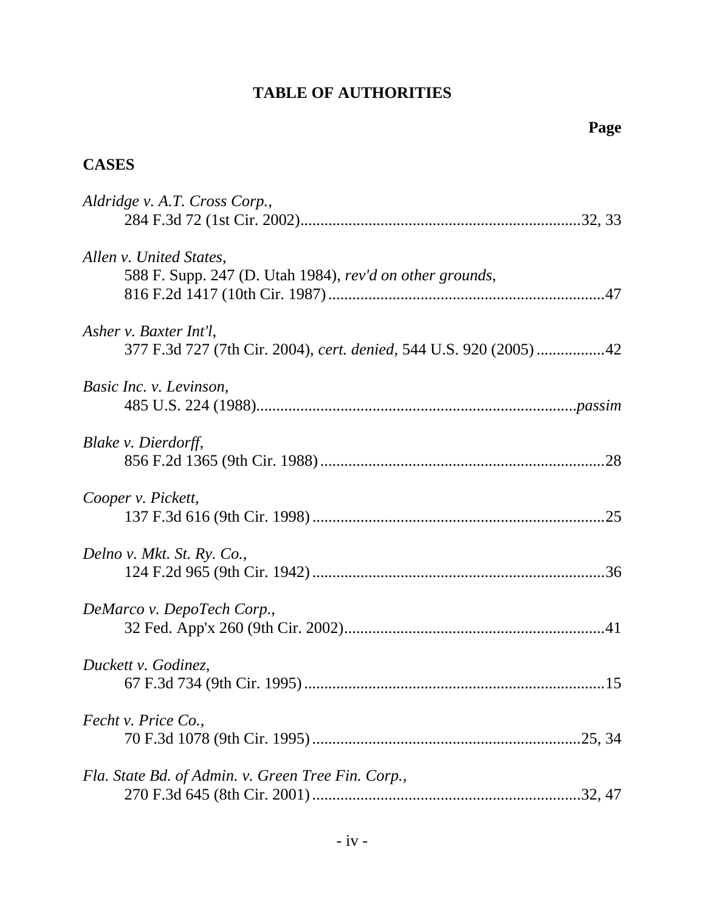# TABLE OF AUTHORITIES

**Page**

## CASES

*Aldridge v. A.T. Cross Corp.*,
284 F.3d 72 (1st Cir. 2002) ....................................................................32, 33

*Allen v. United States*,
588 F. Supp. 247 (D. Utah 1984), *rev'd on other grounds*,
816 F.2d 1417 (10th Cir. 1987) ....................................................................47

*Asher v. Baxter Int'l*,
377 F.3d 727 (7th Cir. 2004), *cert. denied*, 544 U.S. 920 (2005) ................42

*Basic Inc. v. Levinson*,
485 U.S. 224 (1988)..............................................................................*passim*

*Blake v. Dierdorff*,
856 F.2d 1365 (9th Cir. 1988) ......................................................................28

*Cooper v. Pickett*,
137 F.3d 616 (9th Cir. 1998) ........................................................................25

*Delno v. Mkt. St. Ry. Co.*,
124 F.2d 965 (9th Cir. 1942) ........................................................................36

*DeMarco v. DepoTech Corp.*,
32 Fed. App'x 260 (9th Cir. 2002)................................................................41

*Duckett v. Godinez*,
67 F.3d 734 (9th Cir. 1995) ..........................................................................15

*Fecht v. Price Co.*,
70 F.3d 1078 (9th Cir. 1995) ..................................................................25, 34

*Fla. State Bd. of Admin. v. Green Tree Fin. Corp.*,
270 F.3d 645 (8th Cir. 2001) ..................................................................32, 47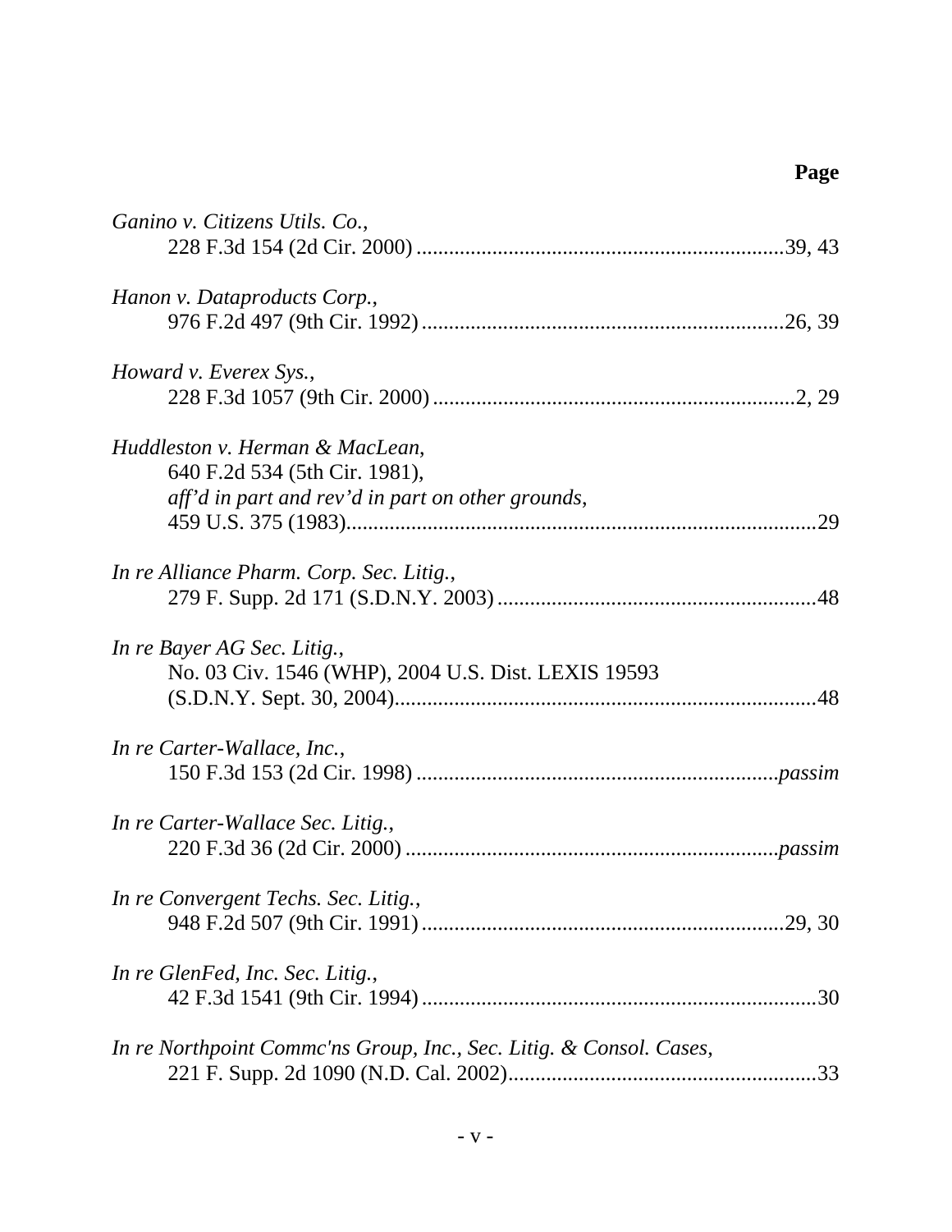**Page**

*Ganino v. Citizens Utils. Co.*,
228 F.3d 154 (2d Cir. 2000) ....................................................................39, 43

*Hanon v. Dataproducts Corp.*,
976 F.2d 497 (9th Cir. 1992) ..................................................................26, 39

*Howard v. Everex Sys.*,
228 F.3d 1057 (9th Cir. 2000) ..................................................................2, 29

*Huddleston v. Herman & MacLean*,
640 F.2d 534 (5th Cir. 1981),
*aff'd in part and rev'd in part on other grounds*,
459 U.S. 375 (1983).......................................................................................29

*In re Alliance Pharm. Corp. Sec. Litig.*,
279 F. Supp. 2d 171 (S.D.N.Y. 2003) ..........................................................48

*In re Bayer AG Sec. Litig.*,
No. 03 Civ. 1546 (WHP), 2004 U.S. Dist. LEXIS 19593
(S.D.N.Y. Sept. 30, 2004).............................................................................48

*In re Carter-Wallace, Inc.*,
150 F.3d 153 (2d Cir. 1998) ..................................................................*passim*

*In re Carter-Wallace Sec. Litig.*,
220 F.3d 36 (2d Cir. 2000) ....................................................................*passim*

*In re Convergent Techs. Sec. Litig.*,
948 F.2d 507 (9th Cir. 1991) ..................................................................29, 30

*In re GlenFed, Inc. Sec. Litig.*,
42 F.3d 1541 (9th Cir. 1994) ........................................................................30

*In re Northpoint Commc'ns Group, Inc., Sec. Litig. & Consol. Cases*,
221 F. Supp. 2d 1090 (N.D. Cal. 2002).........................................................33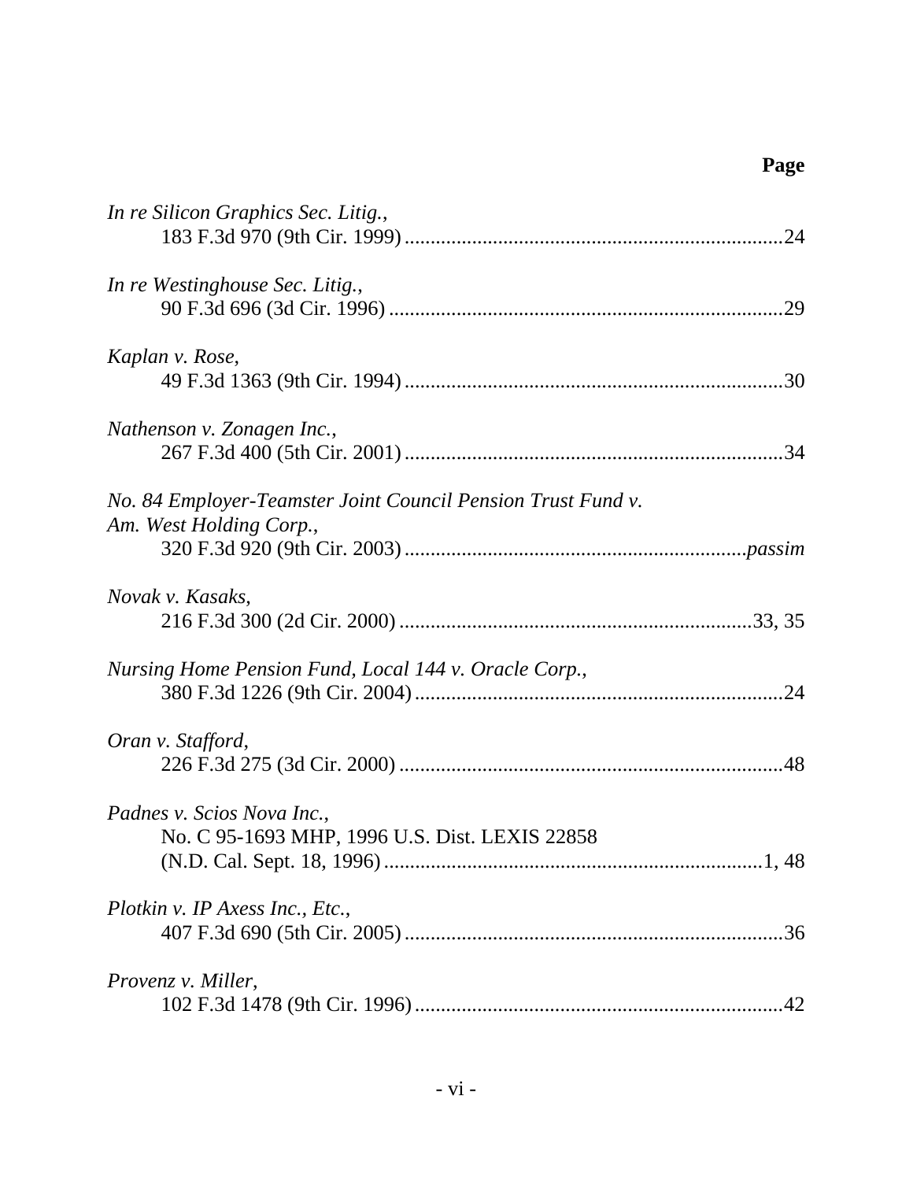**Page**

*In re Silicon Graphics Sec. Litig.*,
183 F.3d 970 (9th Cir. 1999) .......................................................................24

*In re Westinghouse Sec. Litig.*,
90 F.3d 696 (3d Cir. 1996) ..........................................................................29

*Kaplan v. Rose*,
49 F.3d 1363 (9th Cir. 1994) ........................................................................30

*Nathenson v. Zonagen Inc.*,
267 F.3d 400 (5th Cir. 2001) ........................................................................34

*No. 84 Employer-Teamster Joint Council Pension Trust Fund v. Am. West Holding Corp.*,
320 F.3d 920 (9th Cir. 2003) ................................................................*passim*

*Novak v. Kasaks*,
216 F.3d 300 (2d Cir. 2000) ...................................................................33, 35

*Nursing Home Pension Fund, Local 144 v. Oracle Corp.*,
380 F.3d 1226 (9th Cir. 2004) ......................................................................24

*Oran v. Stafford*,
226 F.3d 275 (3d Cir. 2000) .........................................................................48

*Padnes v. Scios Nova Inc.*,
No. C 95-1693 MHP, 1996 U.S. Dist. LEXIS 22858
(N.D. Cal. Sept. 18, 1996) .........................................................................1, 48

*Plotkin v. IP Axess Inc., Etc.*,
407 F.3d 690 (5th Cir. 2005) ........................................................................36

*Provenz v. Miller*,
102 F.3d 1478 (9th Cir. 1996) ......................................................................42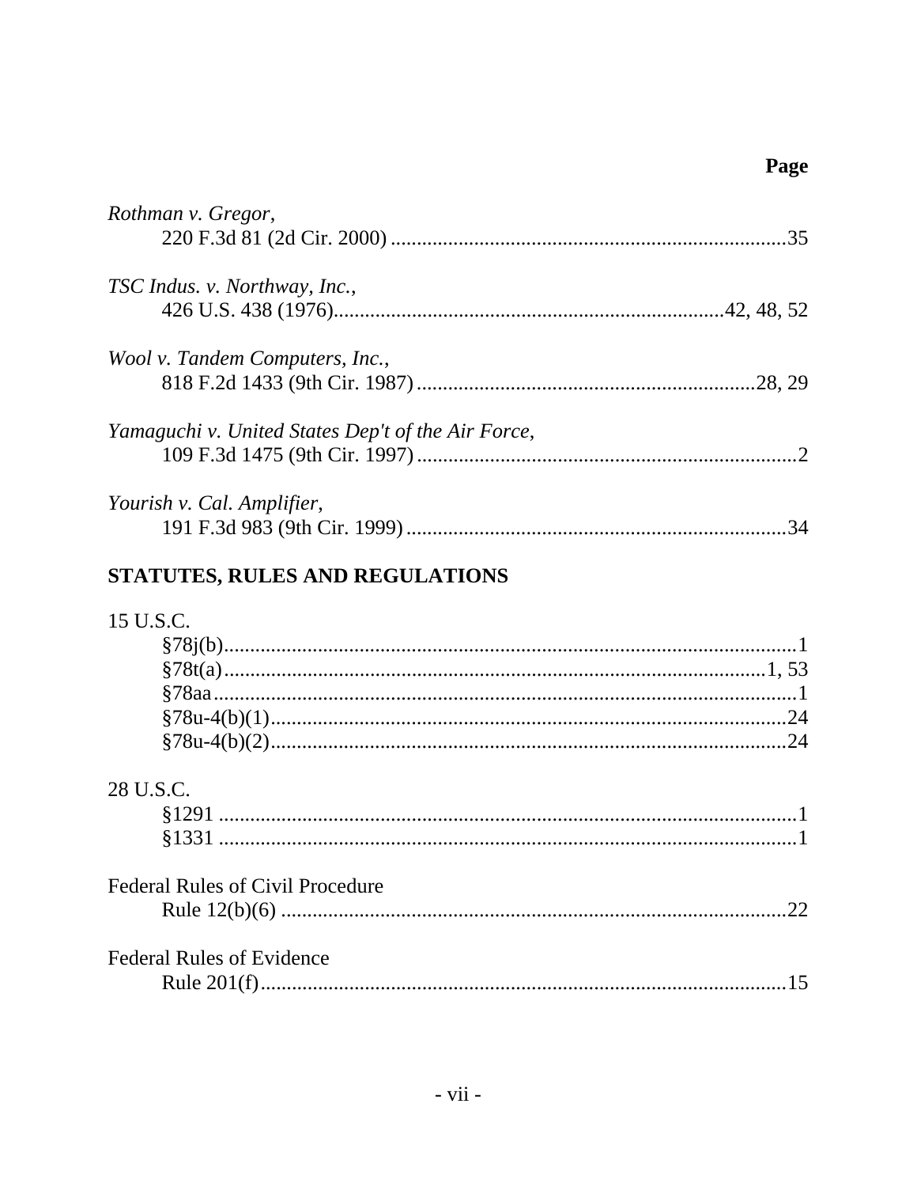Page

*Rothman v. Gregor*,
220 F.3d 81 (2d Cir. 2000) ........................................................................35

*TSC Indus. v. Northway, Inc.*,
426 U.S. 438 (1976)........................................................................42, 48, 52

*Wool v. Tandem Computers, Inc.*,
818 F.2d 1433 (9th Cir. 1987)................................................................28, 29

*Yamaguchi v. United States Dep't of the Air Force*,
109 F.3d 1475 (9th Cir. 1997).......................................................................2

*Yourish v. Cal. Amplifier*,
191 F.3d 983 (9th Cir. 1999).......................................................................34

## STATUTES, RULES AND REGULATIONS

15 U.S.C.
§78j(b)..........................................................................................................1
§78t(a)......................................................................................................1, 53
§78aa............................................................................................................1
§78u-4(b)(1)................................................................................................24
§78u-4(b)(2)................................................................................................24

28 U.S.C.
§1291 ............................................................................................................1
§1331 ............................................................................................................1

Federal Rules of Civil Procedure
Rule 12(b)(6) ...............................................................................................22

Federal Rules of Evidence
Rule 201(f)...................................................................................................15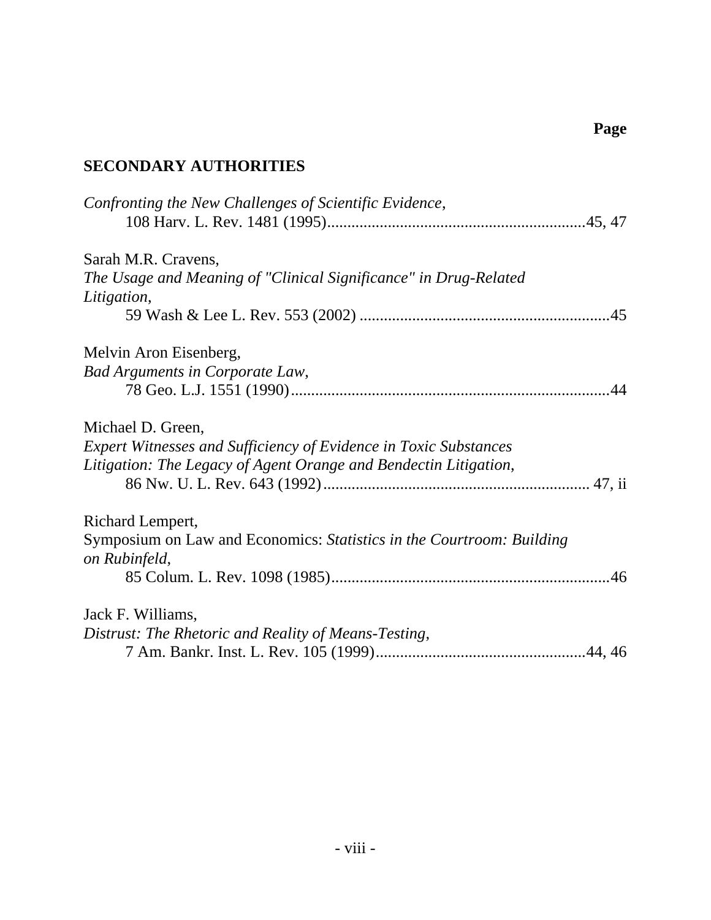**Page**

## SECONDARY AUTHORITIES

*Confronting the New Challenges of Scientific Evidence*,
108 Harv. L. Rev. 1481 (1995)................................................................45, 47

Sarah M.R. Cravens,
*The Usage and Meaning of "Clinical Significance" in Drug-Related Litigation*,
59 Wash & Lee L. Rev. 553 (2002) .............................................................45

Melvin Aron Eisenberg,
*Bad Arguments in Corporate Law*,
78 Geo. L.J. 1551 (1990)...............................................................................44

Michael D. Green,
*Expert Witnesses and Sufficiency of Evidence in Toxic Substances Litigation: The Legacy of Agent Orange and Bendectin Litigation*,
86 Nw. U. L. Rev. 643 (1992).................................................................. 47, ii

Richard Lempert,
Symposium on Law and Economics: *Statistics in the Courtroom: Building on Rubinfeld*,
85 Colum. L. Rev. 1098 (1985)....................................................................46

Jack F. Williams,
*Distrust: The Rhetoric and Reality of Means-Testing*,
7 Am. Bankr. Inst. L. Rev. 105 (1999)....................................................44, 46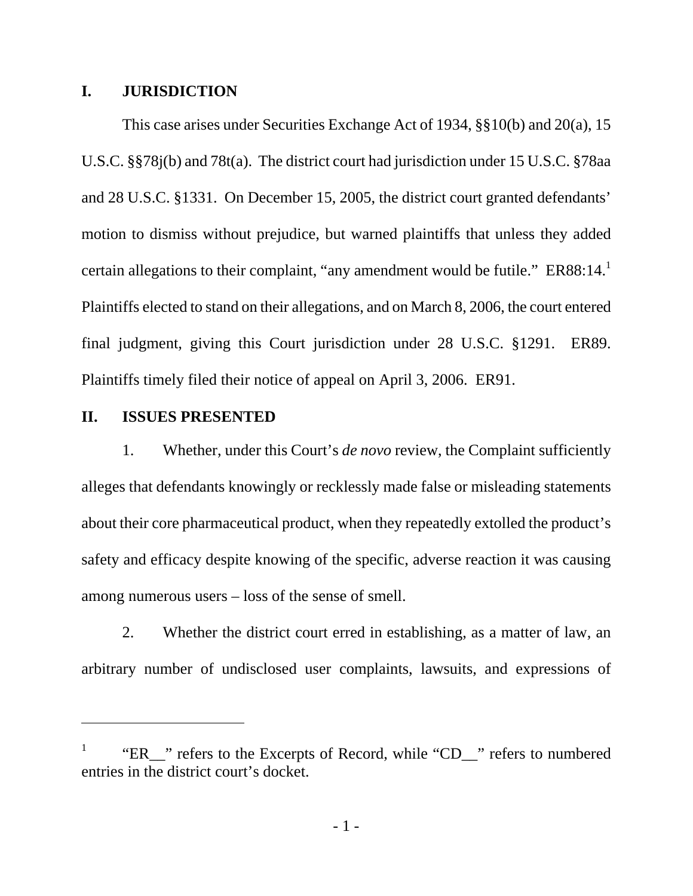## I. JURISDICTION

This case arises under Securities Exchange Act of 1934, §§10(b) and 20(a), 15 U.S.C. §§78j(b) and 78t(a). The district court had jurisdiction under 15 U.S.C. §78aa and 28 U.S.C. §1331. On December 15, 2005, the district court granted defendants' motion to dismiss without prejudice, but warned plaintiffs that unless they added certain allegations to their complaint, "any amendment would be futile." ER88:14.[1] Plaintiffs elected to stand on their allegations, and on March 8, 2006, the court entered final judgment, giving this Court jurisdiction under 28 U.S.C. §1291. ER89. Plaintiffs timely filed their notice of appeal on April 3, 2006. ER91.

## II. ISSUES PRESENTED

1. Whether, under this Court's *de novo* review, the Complaint sufficiently alleges that defendants knowingly or recklessly made false or misleading statements about their core pharmaceutical product, when they repeatedly extolled the product's safety and efficacy despite knowing of the specific, adverse reaction it was causing among numerous users – loss of the sense of smell.

2. Whether the district court erred in establishing, as a matter of law, an arbitrary number of undisclosed user complaints, lawsuits, and expressions of

---

[1] "ER__" refers to the Excerpts of Record, while "CD__" refers to numbered entries in the district court's docket.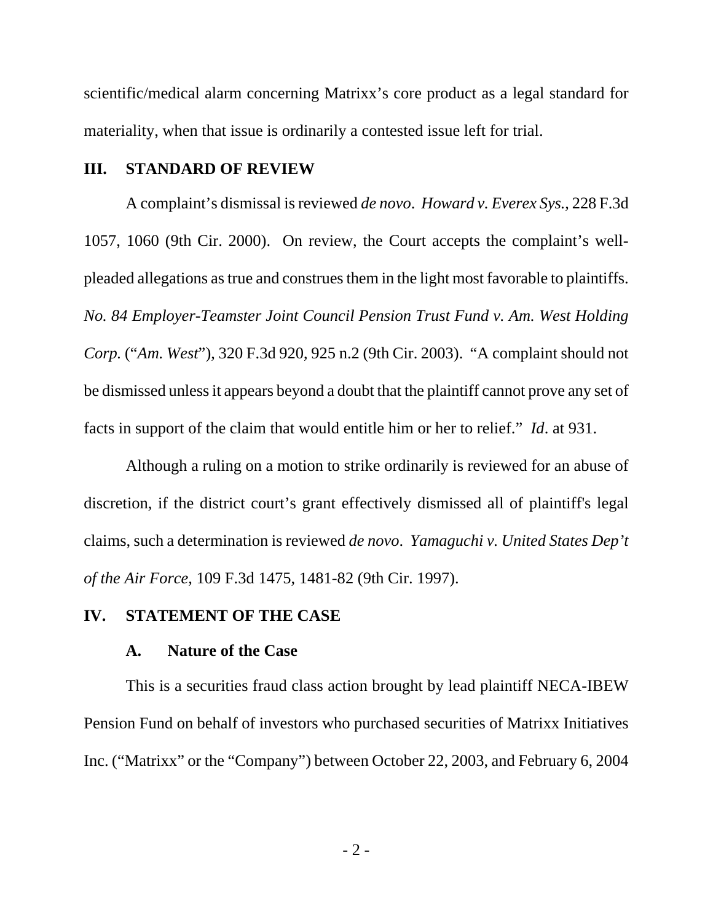scientific/medical alarm concerning Matrixx's core product as a legal standard for materiality, when that issue is ordinarily a contested issue left for trial.

## III. STANDARD OF REVIEW

A complaint's dismissal is reviewed *de novo*. *Howard v. Everex Sys.*, 228 F.3d 1057, 1060 (9th Cir. 2000). On review, the Court accepts the complaint's well-pleaded allegations as true and construes them in the light most favorable to plaintiffs. *No. 84 Employer-Teamster Joint Council Pension Trust Fund v. Am. West Holding Corp.* ("*Am. West*"), 320 F.3d 920, 925 n.2 (9th Cir. 2003). "A complaint should not be dismissed unless it appears beyond a doubt that the plaintiff cannot prove any set of facts in support of the claim that would entitle him or her to relief." *Id*. at 931.

Although a ruling on a motion to strike ordinarily is reviewed for an abuse of discretion, if the district court's grant effectively dismissed all of plaintiff's legal claims, such a determination is reviewed *de novo*. *Yamaguchi v. United States Dep't of the Air Force*, 109 F.3d 1475, 1481-82 (9th Cir. 1997).

## IV. STATEMENT OF THE CASE

### A. Nature of the Case

This is a securities fraud class action brought by lead plaintiff NECA-IBEW Pension Fund on behalf of investors who purchased securities of Matrixx Initiatives Inc. ("Matrixx" or the "Company") between October 22, 2003, and February 6, 2004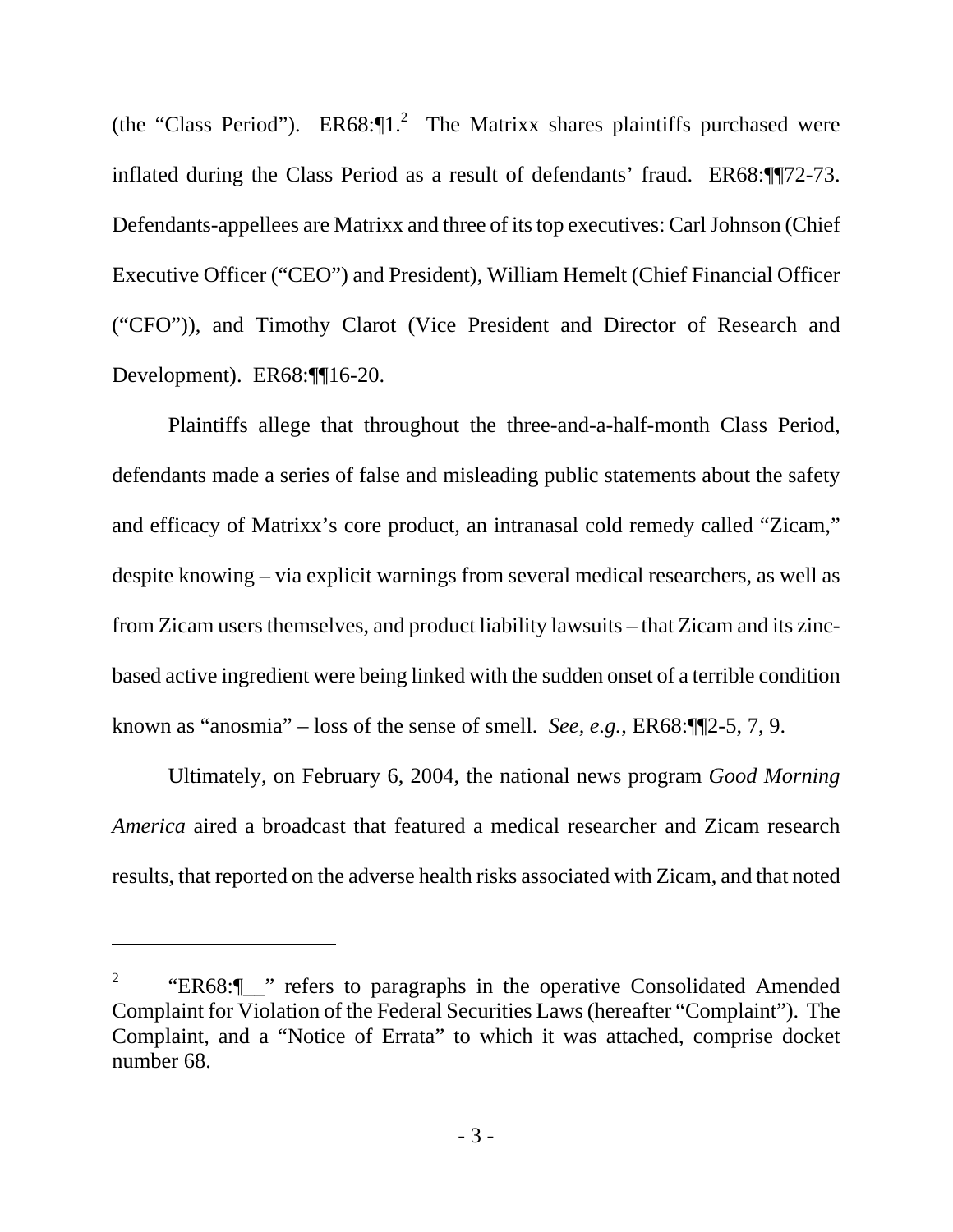(the "Class Period"). ER68:¶1.[2] The Matrixx shares plaintiffs purchased were inflated during the Class Period as a result of defendants' fraud. ER68:¶¶72-73. Defendants-appellees are Matrixx and three of its top executives: Carl Johnson (Chief Executive Officer ("CEO") and President), William Hemelt (Chief Financial Officer ("CFO")), and Timothy Clarot (Vice President and Director of Research and Development). ER68:¶¶16-20.

Plaintiffs allege that throughout the three-and-a-half-month Class Period, defendants made a series of false and misleading public statements about the safety and efficacy of Matrixx's core product, an intranasal cold remedy called "Zicam," despite knowing – via explicit warnings from several medical researchers, as well as from Zicam users themselves, and product liability lawsuits – that Zicam and its zinc-based active ingredient were being linked with the sudden onset of a terrible condition known as "anosmia" – loss of the sense of smell. *See, e.g.*, ER68:¶¶2-5, 7, 9.

Ultimately, on February 6, 2004, the national news program *Good Morning America* aired a broadcast that featured a medical researcher and Zicam research results, that reported on the adverse health risks associated with Zicam, and that noted

---

[2] "ER68:¶__" refers to paragraphs in the operative Consolidated Amended Complaint for Violation of the Federal Securities Laws (hereafter "Complaint"). The Complaint, and a "Notice of Errata" to which it was attached, comprise docket number 68.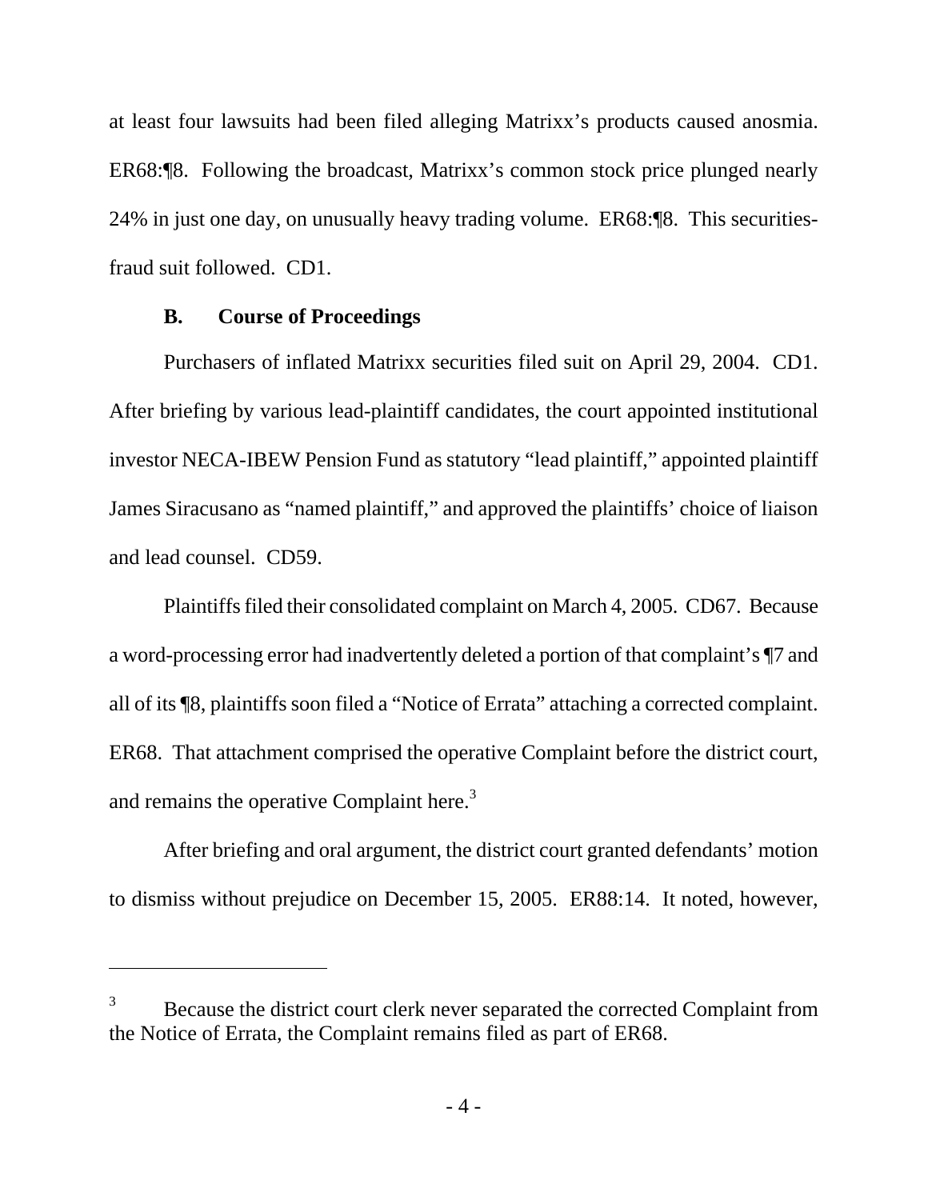at least four lawsuits had been filed alleging Matrixx's products caused anosmia. ER68:¶8. Following the broadcast, Matrixx's common stock price plunged nearly 24% in just one day, on unusually heavy trading volume. ER68:¶8. This securities-fraud suit followed. CD1.

### B. Course of Proceedings

Purchasers of inflated Matrixx securities filed suit on April 29, 2004. CD1. After briefing by various lead-plaintiff candidates, the court appointed institutional investor NECA-IBEW Pension Fund as statutory "lead plaintiff," appointed plaintiff James Siracusano as "named plaintiff," and approved the plaintiffs' choice of liaison and lead counsel. CD59.

Plaintiffs filed their consolidated complaint on March 4, 2005. CD67. Because a word-processing error had inadvertently deleted a portion of that complaint's ¶7 and all of its ¶8, plaintiffs soon filed a "Notice of Errata" attaching a corrected complaint. ER68. That attachment comprised the operative Complaint before the district court, and remains the operative Complaint here.[3]

After briefing and oral argument, the district court granted defendants' motion to dismiss without prejudice on December 15, 2005. ER88:14. It noted, however,

---

[3] Because the district court clerk never separated the corrected Complaint from the Notice of Errata, the Complaint remains filed as part of ER68.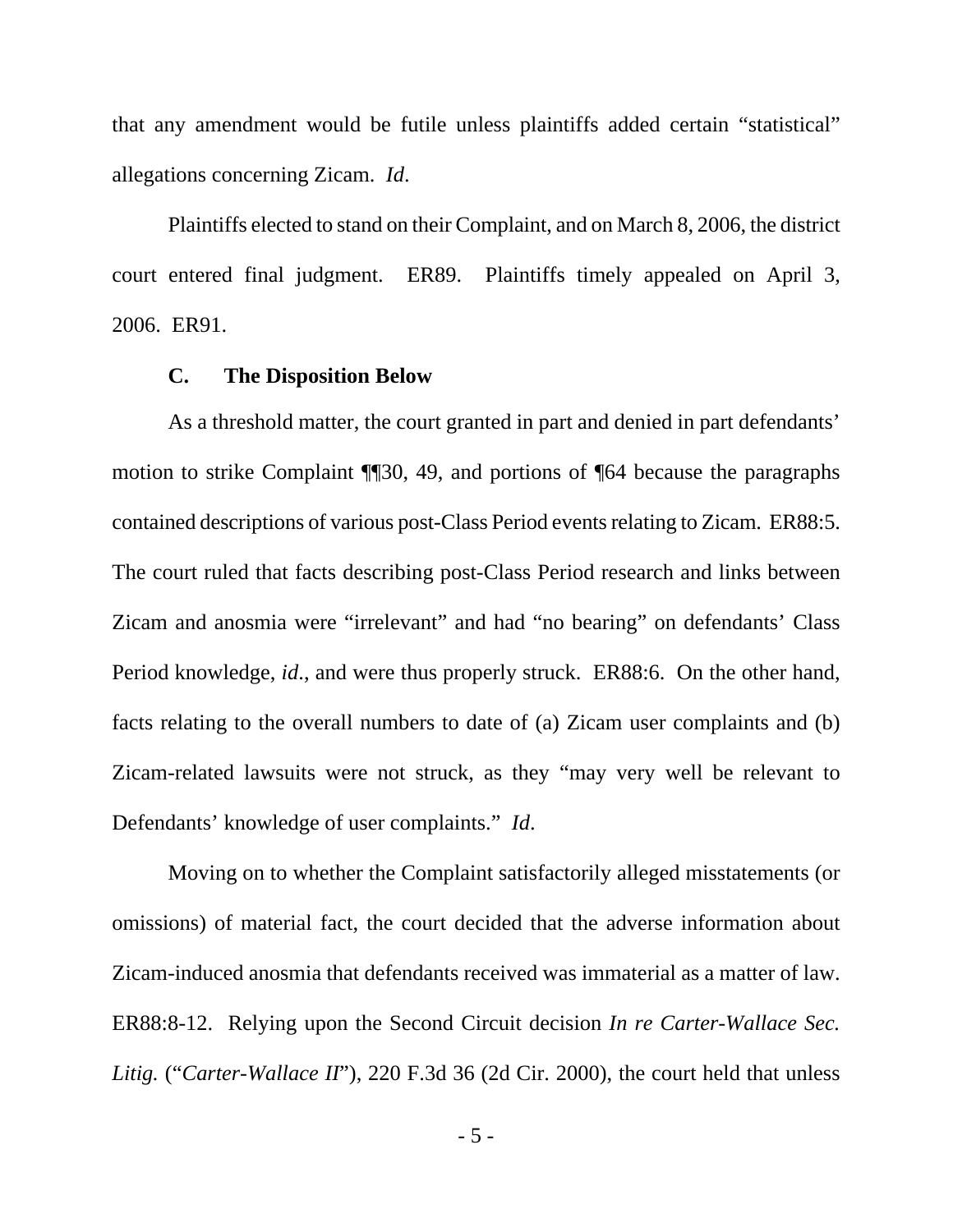that any amendment would be futile unless plaintiffs added certain "statistical" allegations concerning Zicam. *Id*.

Plaintiffs elected to stand on their Complaint, and on March 8, 2006, the district court entered final judgment. ER89. Plaintiffs timely appealed on April 3, 2006. ER91.

### C. The Disposition Below

As a threshold matter, the court granted in part and denied in part defendants' motion to strike Complaint ¶¶30, 49, and portions of ¶64 because the paragraphs contained descriptions of various post-Class Period events relating to Zicam. ER88:5. The court ruled that facts describing post-Class Period research and links between Zicam and anosmia were "irrelevant" and had "no bearing" on defendants' Class Period knowledge, *id*., and were thus properly struck. ER88:6. On the other hand, facts relating to the overall numbers to date of (a) Zicam user complaints and (b) Zicam-related lawsuits were not struck, as they "may very well be relevant to Defendants' knowledge of user complaints." *Id*.

Moving on to whether the Complaint satisfactorily alleged misstatements (or omissions) of material fact, the court decided that the adverse information about Zicam-induced anosmia that defendants received was immaterial as a matter of law. ER88:8-12. Relying upon the Second Circuit decision *In re Carter-Wallace Sec. Litig.* ("*Carter-Wallace II*"), 220 F.3d 36 (2d Cir. 2000), the court held that unless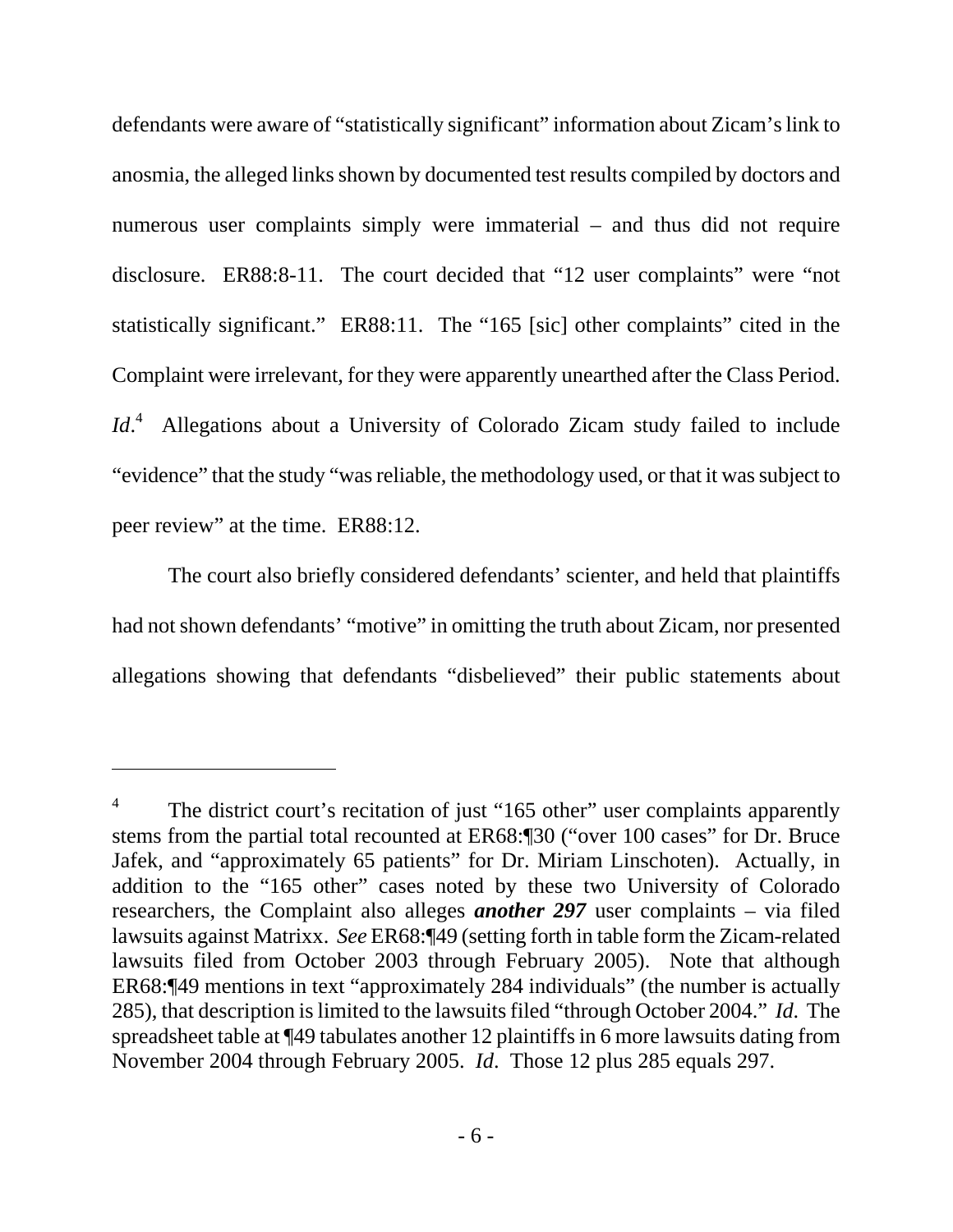defendants were aware of "statistically significant" information about Zicam's link to anosmia, the alleged links shown by documented test results compiled by doctors and numerous user complaints simply were immaterial – and thus did not require disclosure. ER88:8-11. The court decided that "12 user complaints" were "not statistically significant." ER88:11. The "165 [sic] other complaints" cited in the Complaint were irrelevant, for they were apparently unearthed after the Class Period. *Id*.[4] Allegations about a University of Colorado Zicam study failed to include "evidence" that the study "was reliable, the methodology used, or that it was subject to peer review" at the time. ER88:12.

The court also briefly considered defendants' scienter, and held that plaintiffs had not shown defendants' "motive" in omitting the truth about Zicam, nor presented allegations showing that defendants "disbelieved" their public statements about

---

[4] The district court's recitation of just "165 other" user complaints apparently stems from the partial total recounted at ER68:¶30 ("over 100 cases" for Dr. Bruce Jafek, and "approximately 65 patients" for Dr. Miriam Linschoten). Actually, in addition to the "165 other" cases noted by these two University of Colorado researchers, the Complaint also alleges ***another 297*** user complaints – via filed lawsuits against Matrixx. *See* ER68:¶49 (setting forth in table form the Zicam-related lawsuits filed from October 2003 through February 2005). Note that although ER68:¶49 mentions in text "approximately 284 individuals" (the number is actually 285), that description is limited to the lawsuits filed "through October 2004." *Id*. The spreadsheet table at ¶49 tabulates another 12 plaintiffs in 6 more lawsuits dating from November 2004 through February 2005. *Id*. Those 12 plus 285 equals 297.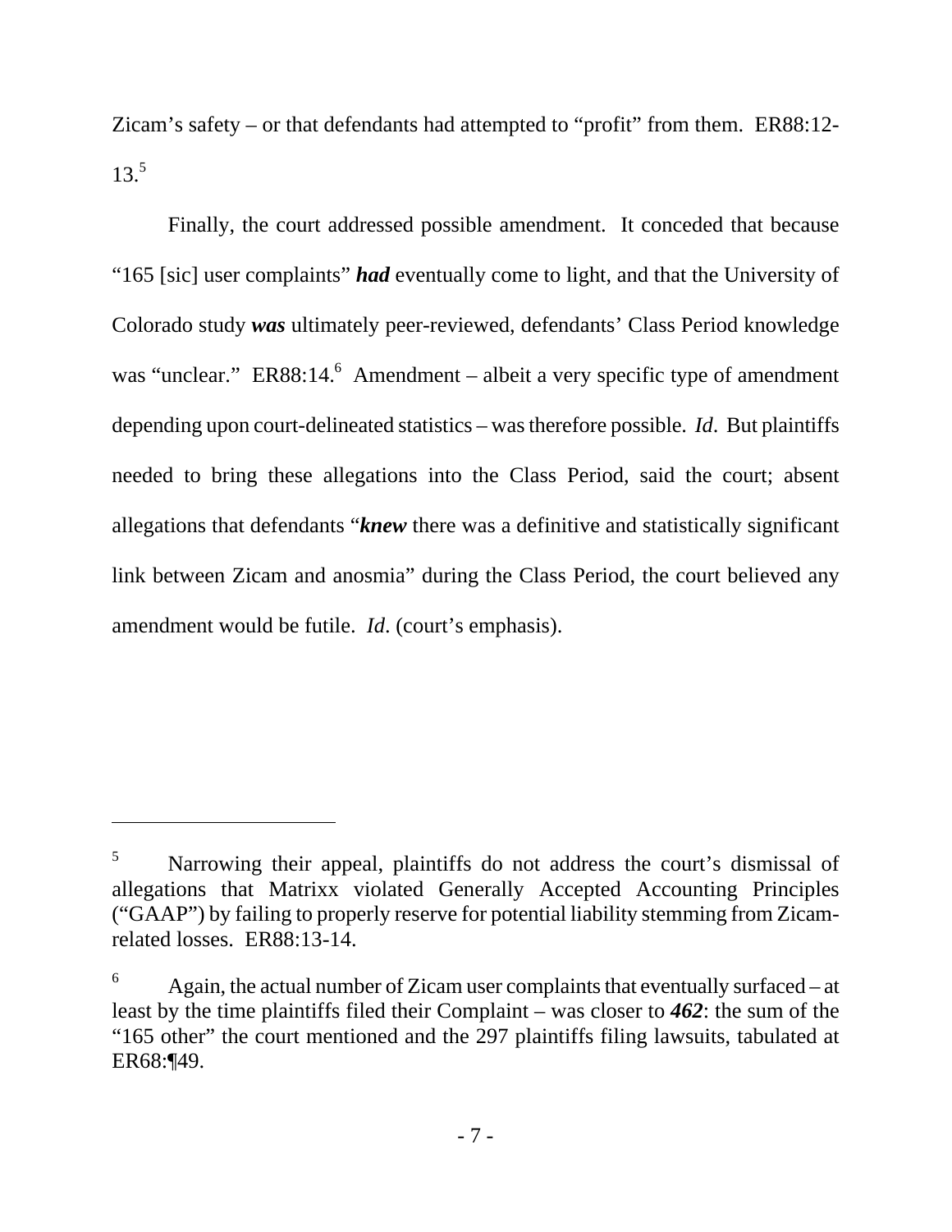Zicam's safety – or that defendants had attempted to "profit" from them. ER88:12-13.[5]

Finally, the court addressed possible amendment. It conceded that because "165 [sic] user complaints" ***had*** eventually come to light, and that the University of Colorado study ***was*** ultimately peer-reviewed, defendants' Class Period knowledge was "unclear." ER88:14.[6] Amendment – albeit a very specific type of amendment depending upon court-delineated statistics – was therefore possible. *Id*. But plaintiffs needed to bring these allegations into the Class Period, said the court; absent allegations that defendants "***knew*** there was a definitive and statistically significant link between Zicam and anosmia" during the Class Period, the court believed any amendment would be futile. *Id*. (court's emphasis).

---

[5] Narrowing their appeal, plaintiffs do not address the court's dismissal of allegations that Matrixx violated Generally Accepted Accounting Principles ("GAAP") by failing to properly reserve for potential liability stemming from Zicam-related losses. ER88:13-14.

[6] Again, the actual number of Zicam user complaints that eventually surfaced – at least by the time plaintiffs filed their Complaint – was closer to ***462***: the sum of the "165 other" the court mentioned and the 297 plaintiffs filing lawsuits, tabulated at ER68:¶49.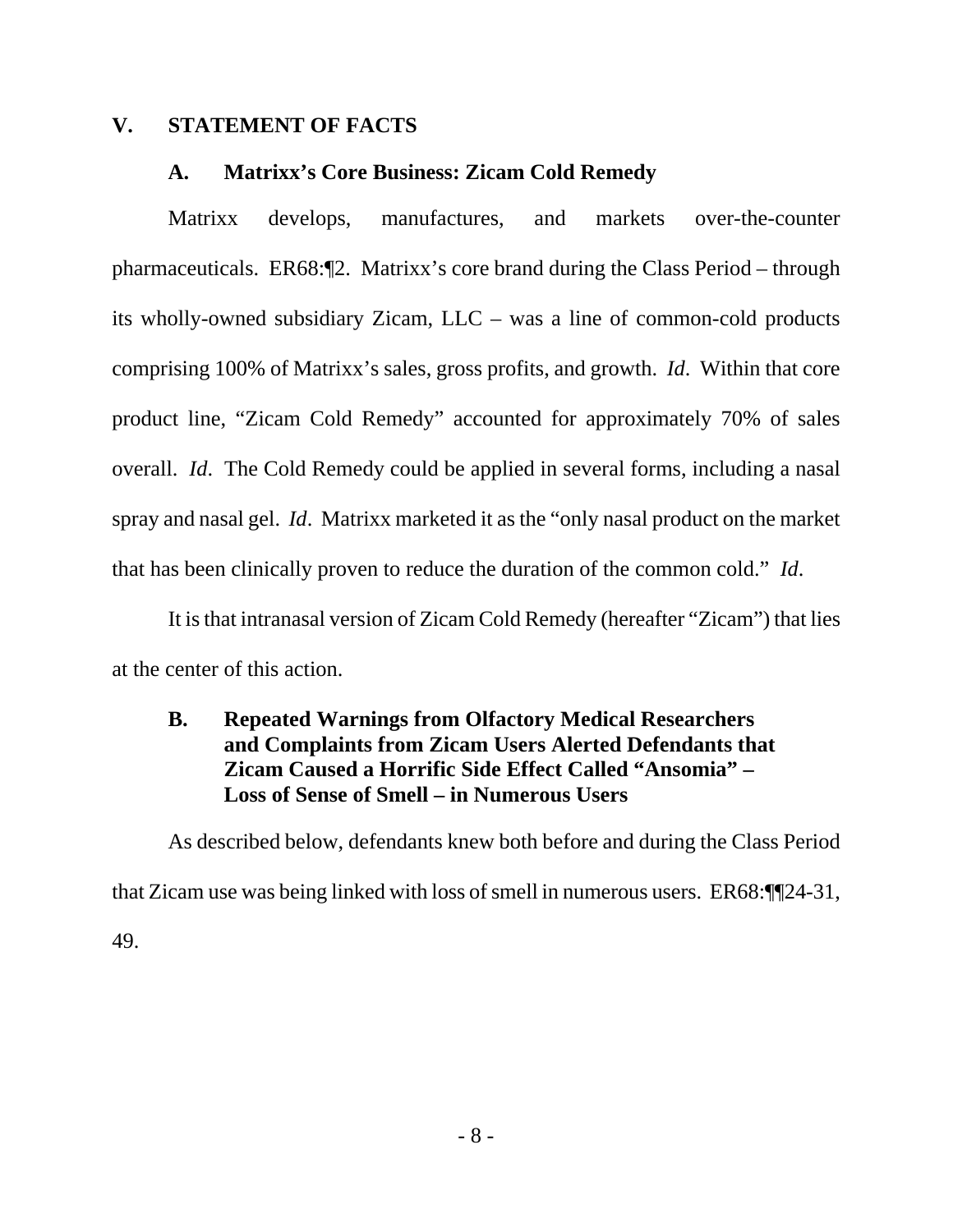## V. STATEMENT OF FACTS

### A. Matrixx's Core Business: Zicam Cold Remedy

Matrixx develops, manufactures, and markets over-the-counter pharmaceuticals. ER68:¶2. Matrixx's core brand during the Class Period – through its wholly-owned subsidiary Zicam, LLC – was a line of common-cold products comprising 100% of Matrixx's sales, gross profits, and growth. *Id*. Within that core product line, "Zicam Cold Remedy" accounted for approximately 70% of sales overall. *Id*. The Cold Remedy could be applied in several forms, including a nasal spray and nasal gel. *Id*. Matrixx marketed it as the "only nasal product on the market that has been clinically proven to reduce the duration of the common cold." *Id*.

It is that intranasal version of Zicam Cold Remedy (hereafter "Zicam") that lies at the center of this action.

### B. Repeated Warnings from Olfactory Medical Researchers and Complaints from Zicam Users Alerted Defendants that Zicam Caused a Horrific Side Effect Called "Ansomia" – Loss of Sense of Smell – in Numerous Users

As described below, defendants knew both before and during the Class Period that Zicam use was being linked with loss of smell in numerous users. ER68:¶¶24-31, 49.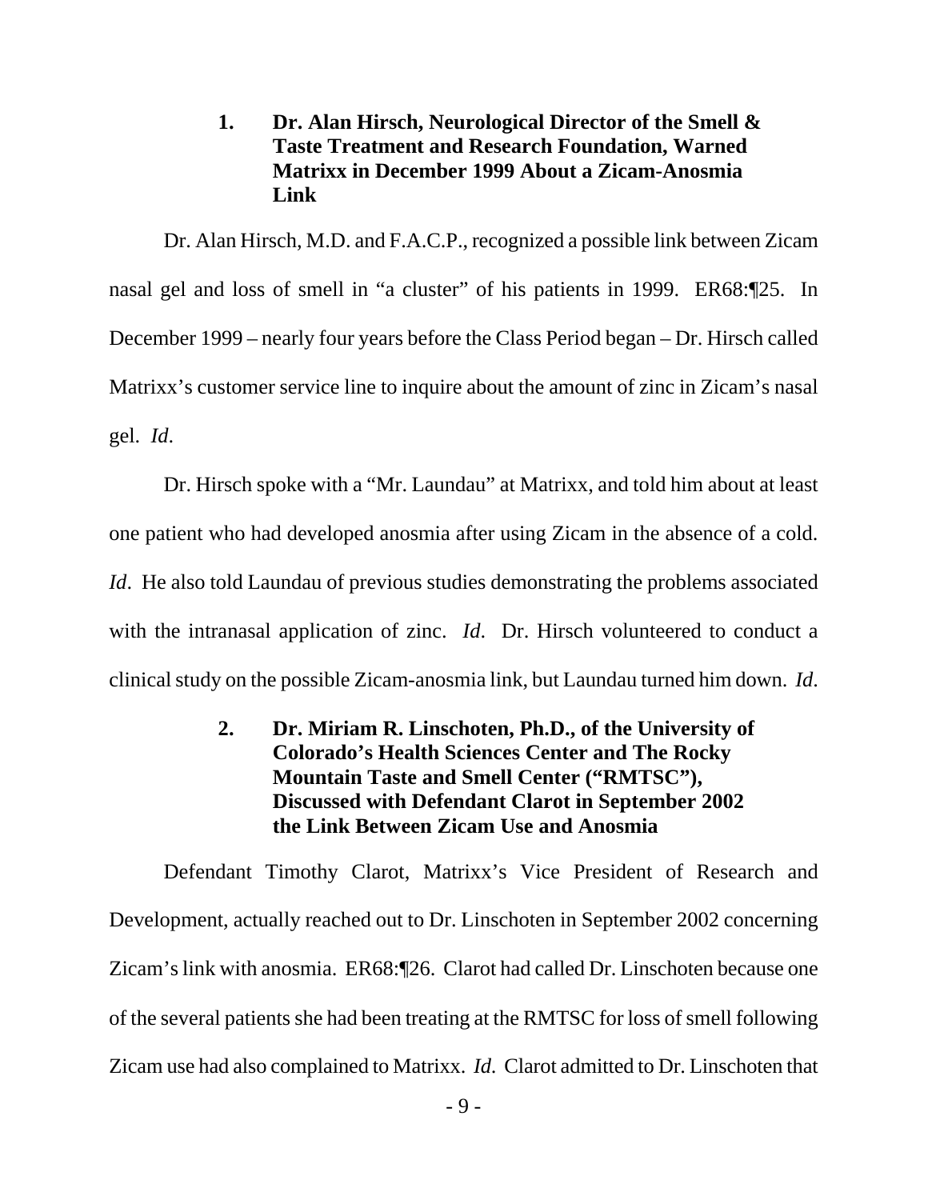### 1. Dr. Alan Hirsch, Neurological Director of the Smell & Taste Treatment and Research Foundation, Warned Matrixx in December 1999 About a Zicam-Anosmia Link

Dr. Alan Hirsch, M.D. and F.A.C.P., recognized a possible link between Zicam nasal gel and loss of smell in "a cluster" of his patients in 1999. ER68:¶25. In December 1999 – nearly four years before the Class Period began – Dr. Hirsch called Matrixx's customer service line to inquire about the amount of zinc in Zicam's nasal gel. *Id*.

Dr. Hirsch spoke with a "Mr. Laundau" at Matrixx, and told him about at least one patient who had developed anosmia after using Zicam in the absence of a cold. *Id*. He also told Laundau of previous studies demonstrating the problems associated with the intranasal application of zinc. *Id*. Dr. Hirsch volunteered to conduct a clinical study on the possible Zicam-anosmia link, but Laundau turned him down. *Id*.

### 2. Dr. Miriam R. Linschoten, Ph.D., of the University of Colorado's Health Sciences Center and The Rocky Mountain Taste and Smell Center ("RMTSC"), Discussed with Defendant Clarot in September 2002 the Link Between Zicam Use and Anosmia

Defendant Timothy Clarot, Matrixx's Vice President of Research and Development, actually reached out to Dr. Linschoten in September 2002 concerning Zicam's link with anosmia. ER68:¶26. Clarot had called Dr. Linschoten because one of the several patients she had been treating at the RMTSC for loss of smell following Zicam use had also complained to Matrixx. *Id.* Clarot admitted to Dr. Linschoten that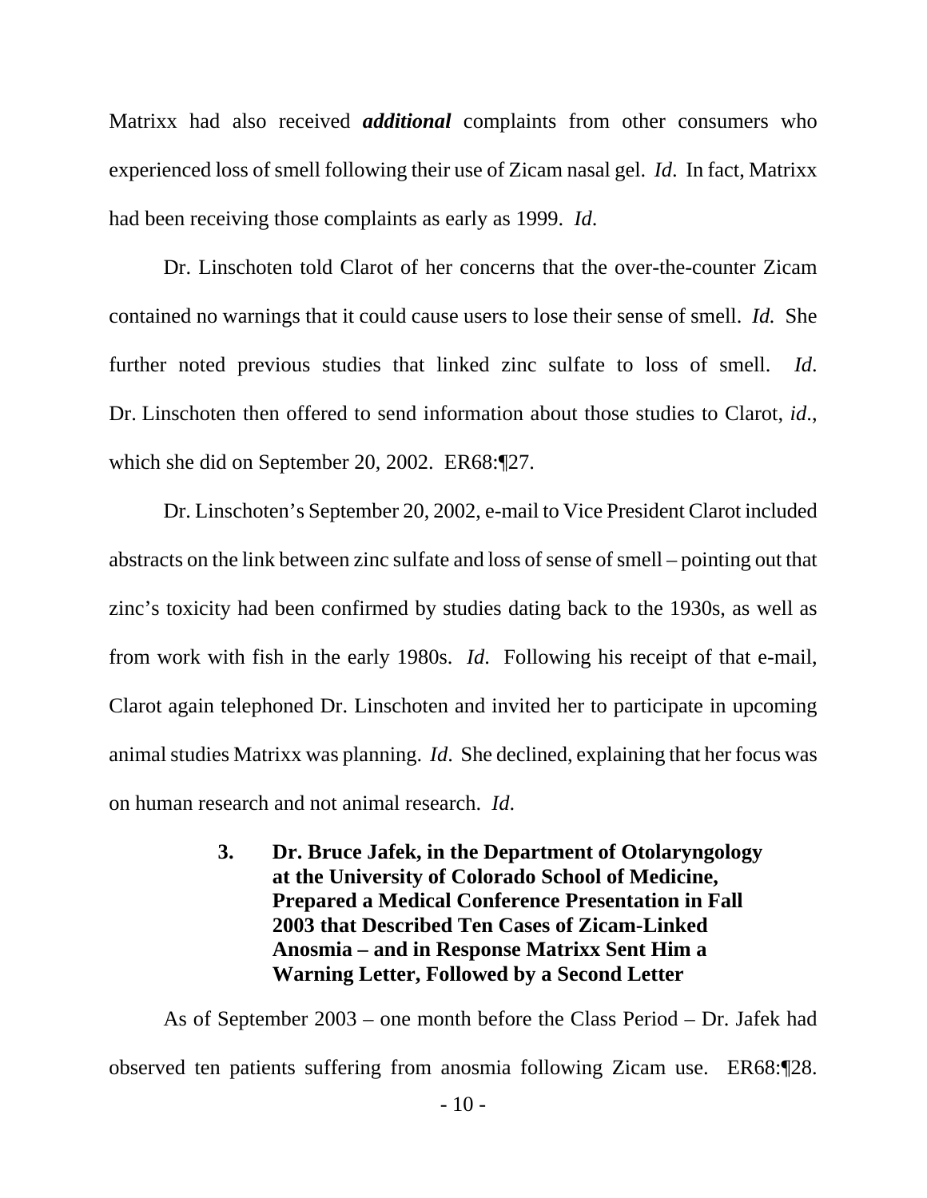Matrixx had also received ***additional*** complaints from other consumers who experienced loss of smell following their use of Zicam nasal gel. *Id*. In fact, Matrixx had been receiving those complaints as early as 1999. *Id*.

Dr. Linschoten told Clarot of her concerns that the over-the-counter Zicam contained no warnings that it could cause users to lose their sense of smell. *Id.* She further noted previous studies that linked zinc sulfate to loss of smell. *Id*. Dr. Linschoten then offered to send information about those studies to Clarot, *id*., which she did on September 20, 2002. ER68:¶27.

Dr. Linschoten's September 20, 2002, e-mail to Vice President Clarot included abstracts on the link between zinc sulfate and loss of sense of smell – pointing out that zinc's toxicity had been confirmed by studies dating back to the 1930s, as well as from work with fish in the early 1980s. *Id*. Following his receipt of that e-mail, Clarot again telephoned Dr. Linschoten and invited her to participate in upcoming animal studies Matrixx was planning. *Id*. She declined, explaining that her focus was on human research and not animal research. *Id*.

### 3. Dr. Bruce Jafek, in the Department of Otolaryngology at the University of Colorado School of Medicine, Prepared a Medical Conference Presentation in Fall 2003 that Described Ten Cases of Zicam-Linked Anosmia – and in Response Matrixx Sent Him a Warning Letter, Followed by a Second Letter

As of September 2003 – one month before the Class Period – Dr. Jafek had observed ten patients suffering from anosmia following Zicam use. ER68:¶28.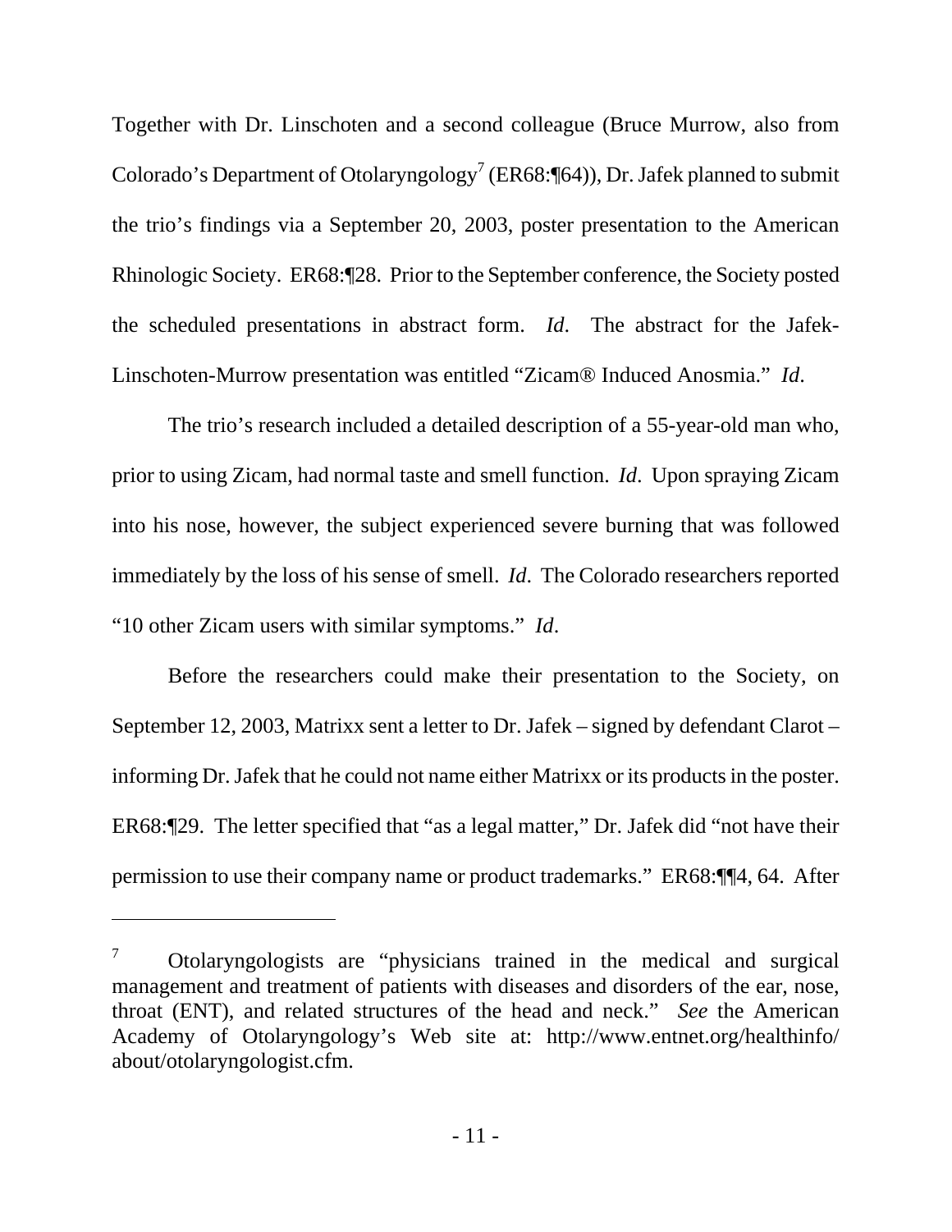Together with Dr. Linschoten and a second colleague (Bruce Murrow, also from Colorado's Department of Otolaryngology[7] (ER68:¶64)), Dr. Jafek planned to submit the trio's findings via a September 20, 2003, poster presentation to the American Rhinologic Society. ER68:¶28. Prior to the September conference, the Society posted the scheduled presentations in abstract form. *Id*. The abstract for the Jafek-Linschoten-Murrow presentation was entitled "Zicam® Induced Anosmia." *Id*.

The trio's research included a detailed description of a 55-year-old man who, prior to using Zicam, had normal taste and smell function. *Id*. Upon spraying Zicam into his nose, however, the subject experienced severe burning that was followed immediately by the loss of his sense of smell. *Id*. The Colorado researchers reported "10 other Zicam users with similar symptoms." *Id*.

Before the researchers could make their presentation to the Society, on September 12, 2003, Matrixx sent a letter to Dr. Jafek – signed by defendant Clarot – informing Dr. Jafek that he could not name either Matrixx or its products in the poster. ER68:¶29. The letter specified that "as a legal matter," Dr. Jafek did "not have their permission to use their company name or product trademarks." ER68:¶¶4, 64. After

---

[7] Otolaryngologists are "physicians trained in the medical and surgical management and treatment of patients with diseases and disorders of the ear, nose, throat (ENT), and related structures of the head and neck." *See* the American Academy of Otolaryngology's Web site at: http://www.entnet.org/healthinfo/about/otolaryngologist.cfm.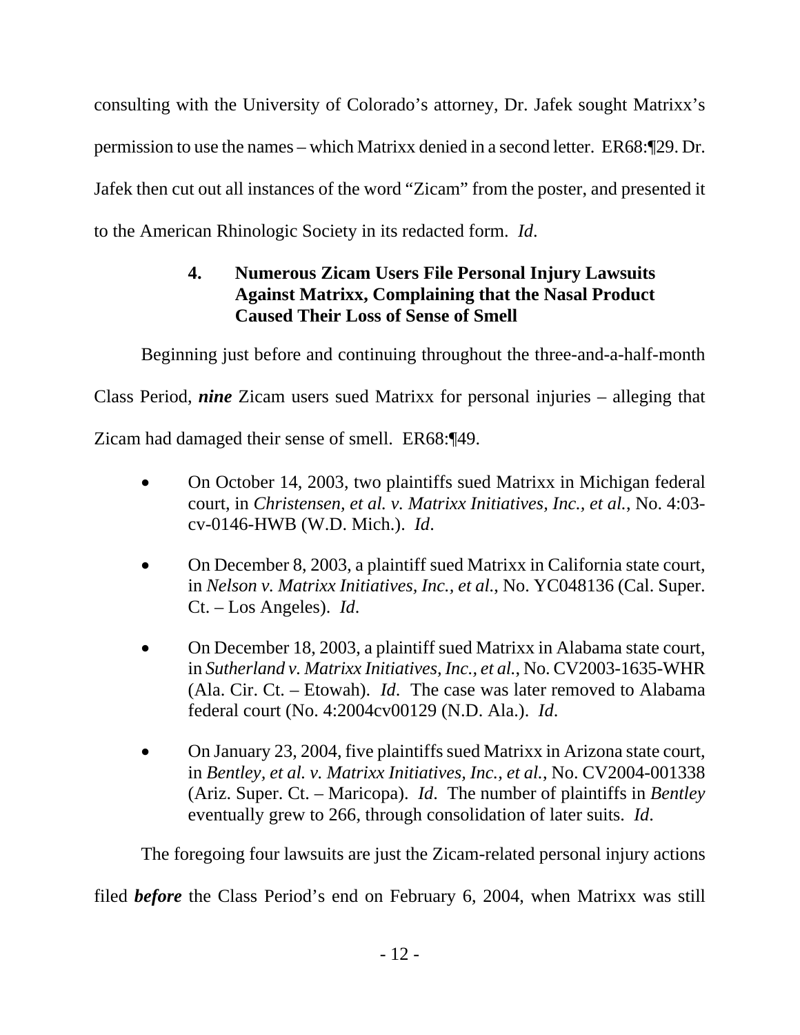consulting with the University of Colorado's attorney, Dr. Jafek sought Matrixx's permission to use the names – which Matrixx denied in a second letter. ER68:¶29. Dr. Jafek then cut out all instances of the word "Zicam" from the poster, and presented it to the American Rhinologic Society in its redacted form. *Id*.

#### 4. Numerous Zicam Users File Personal Injury Lawsuits Against Matrixx, Complaining that the Nasal Product Caused Their Loss of Sense of Smell

Beginning just before and continuing throughout the three-and-a-half-month Class Period, ***nine*** Zicam users sued Matrixx for personal injuries – alleging that Zicam had damaged their sense of smell. ER68:¶49.

- On October 14, 2003, two plaintiffs sued Matrixx in Michigan federal court, in *Christensen, et al. v. Matrixx Initiatives, Inc., et al.*, No. 4:03-cv-0146-HWB (W.D. Mich.). *Id*.
- On December 8, 2003, a plaintiff sued Matrixx in California state court, in *Nelson v. Matrixx Initiatives, Inc., et al.*, No. YC048136 (Cal. Super. Ct. – Los Angeles). *Id*.
- On December 18, 2003, a plaintiff sued Matrixx in Alabama state court, in *Sutherland v. Matrixx Initiatives, Inc., et al.*, No. CV2003-1635-WHR (Ala. Cir. Ct. – Etowah). *Id*. The case was later removed to Alabama federal court (No. 4:2004cv00129 (N.D. Ala.). *Id*.
- On January 23, 2004, five plaintiffs sued Matrixx in Arizona state court, in *Bentley, et al. v. Matrixx Initiatives, Inc., et al.*, No. CV2004-001338 (Ariz. Super. Ct. – Maricopa). *Id*. The number of plaintiffs in *Bentley* eventually grew to 266, through consolidation of later suits. *Id*.

The foregoing four lawsuits are just the Zicam-related personal injury actions filed ***before*** the Class Period's end on February 6, 2004, when Matrixx was still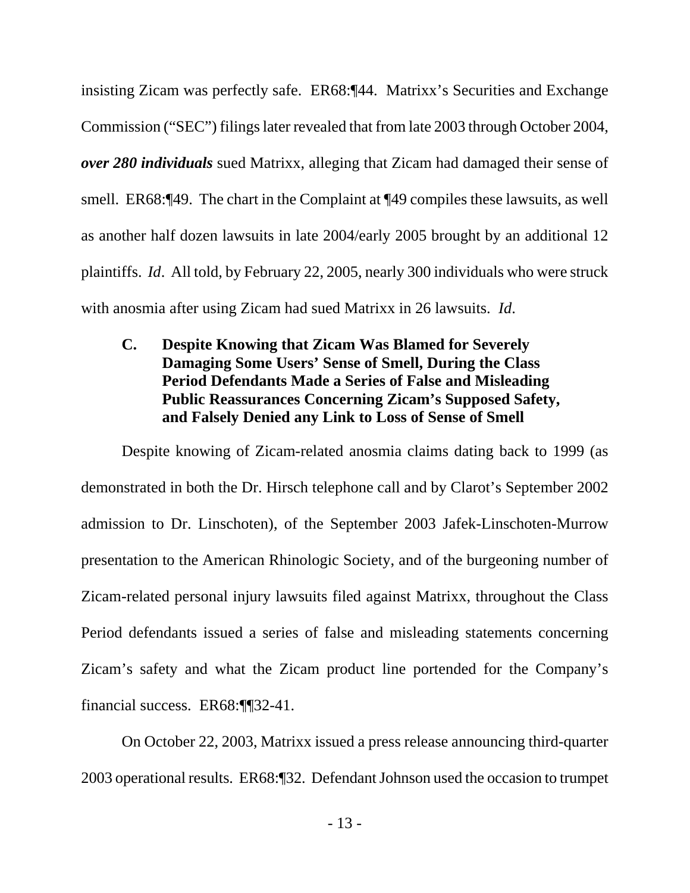insisting Zicam was perfectly safe. ER68:¶44. Matrixx's Securities and Exchange Commission ("SEC") filings later revealed that from late 2003 through October 2004, ***over 280 individuals*** sued Matrixx, alleging that Zicam had damaged their sense of smell. ER68:¶49. The chart in the Complaint at ¶49 compiles these lawsuits, as well as another half dozen lawsuits in late 2004/early 2005 brought by an additional 12 plaintiffs. *Id*. All told, by February 22, 2005, nearly 300 individuals who were struck with anosmia after using Zicam had sued Matrixx in 26 lawsuits. *Id*.

### C. Despite Knowing that Zicam Was Blamed for Severely Damaging Some Users' Sense of Smell, During the Class Period Defendants Made a Series of False and Misleading Public Reassurances Concerning Zicam's Supposed Safety, and Falsely Denied any Link to Loss of Sense of Smell

Despite knowing of Zicam-related anosmia claims dating back to 1999 (as demonstrated in both the Dr. Hirsch telephone call and by Clarot's September 2002 admission to Dr. Linschoten), of the September 2003 Jafek-Linschoten-Murrow presentation to the American Rhinologic Society, and of the burgeoning number of Zicam-related personal injury lawsuits filed against Matrixx, throughout the Class Period defendants issued a series of false and misleading statements concerning Zicam's safety and what the Zicam product line portended for the Company's financial success. ER68:¶¶32-41.

On October 22, 2003, Matrixx issued a press release announcing third-quarter 2003 operational results. ER68:¶32. Defendant Johnson used the occasion to trumpet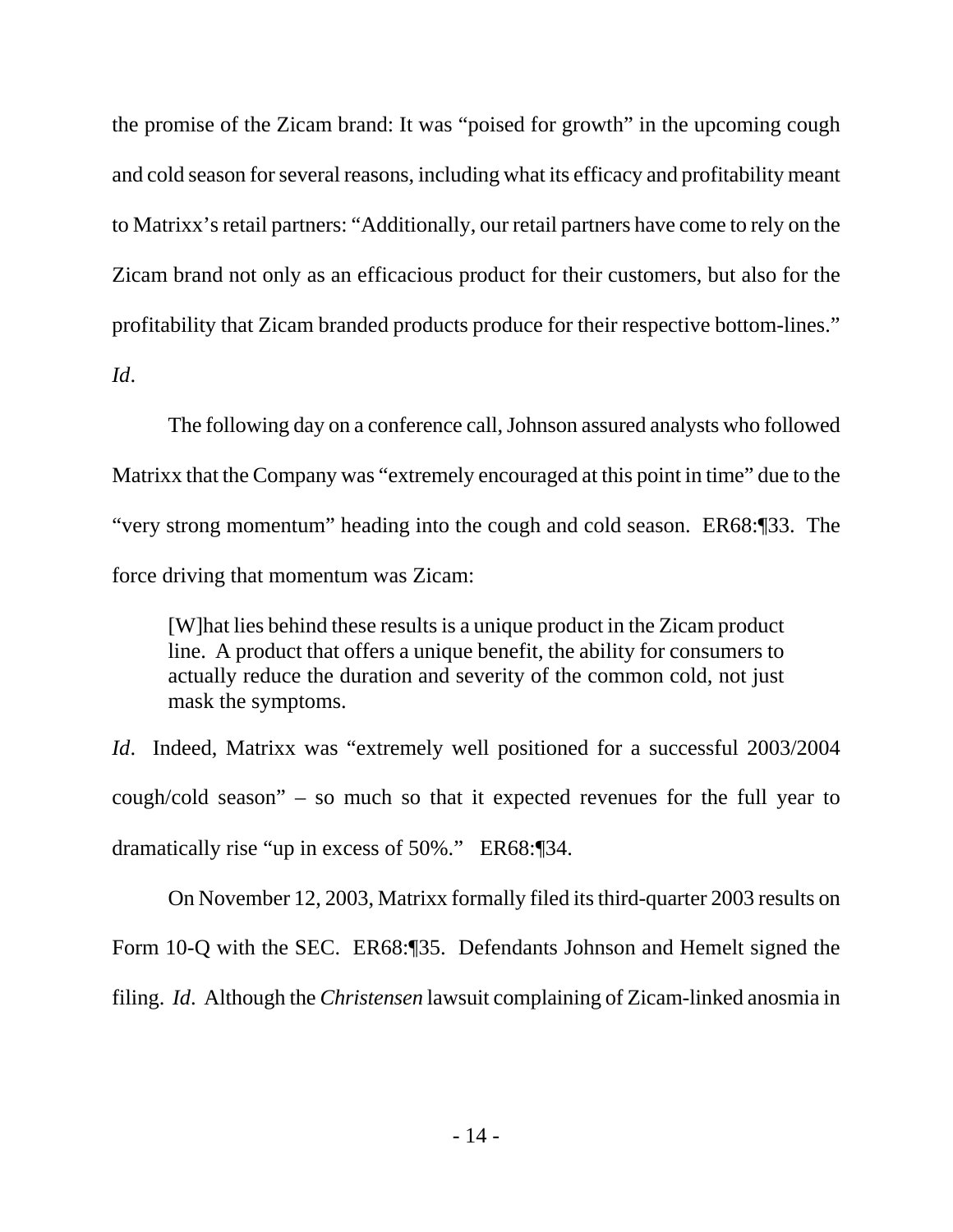the promise of the Zicam brand: It was "poised for growth" in the upcoming cough and cold season for several reasons, including what its efficacy and profitability meant to Matrixx's retail partners: "Additionally, our retail partners have come to rely on the Zicam brand not only as an efficacious product for their customers, but also for the profitability that Zicam branded products produce for their respective bottom-lines." *Id*.

The following day on a conference call, Johnson assured analysts who followed Matrixx that the Company was "extremely encouraged at this point in time" due to the "very strong momentum" heading into the cough and cold season. ER68:¶33. The force driving that momentum was Zicam:

> [W]hat lies behind these results is a unique product in the Zicam product line. A product that offers a unique benefit, the ability for consumers to actually reduce the duration and severity of the common cold, not just mask the symptoms.

*Id*. Indeed, Matrixx was "extremely well positioned for a successful 2003/2004 cough/cold season" – so much so that it expected revenues for the full year to dramatically rise "up in excess of 50%." ER68:¶34.

On November 12, 2003, Matrixx formally filed its third-quarter 2003 results on Form 10-Q with the SEC. ER68:¶35. Defendants Johnson and Hemelt signed the filing. *Id*. Although the *Christensen* lawsuit complaining of Zicam-linked anosmia in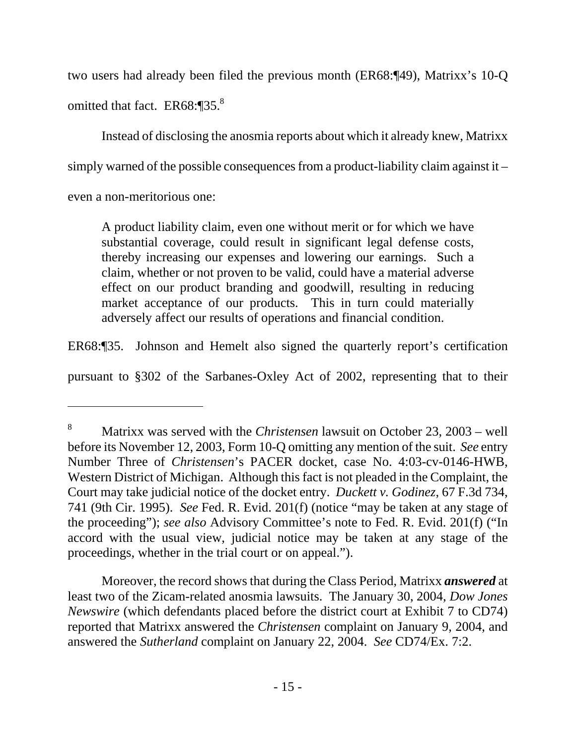two users had already been filed the previous month (ER68:¶49), Matrixx's 10-Q omitted that fact. ER68:¶35.[8]

Instead of disclosing the anosmia reports about which it already knew, Matrixx simply warned of the possible consequences from a product-liability claim against it – even a non-meritorious one:

> A product liability claim, even one without merit or for which we have substantial coverage, could result in significant legal defense costs, thereby increasing our expenses and lowering our earnings. Such a claim, whether or not proven to be valid, could have a material adverse effect on our product branding and goodwill, resulting in reducing market acceptance of our products. This in turn could materially adversely affect our results of operations and financial condition.

ER68:¶35. Johnson and Hemelt also signed the quarterly report's certification pursuant to §302 of the Sarbanes-Oxley Act of 2002, representing that to their

---

[8] Matrixx was served with the *Christensen* lawsuit on October 23, 2003 – well before its November 12, 2003, Form 10-Q omitting any mention of the suit. *See* entry Number Three of *Christensen*'s PACER docket, case No. 4:03-cv-0146-HWB, Western District of Michigan. Although this fact is not pleaded in the Complaint, the Court may take judicial notice of the docket entry. *Duckett v. Godinez*, 67 F.3d 734, 741 (9th Cir. 1995). *See* Fed. R. Evid. 201(f) (notice "may be taken at any stage of the proceeding"); *see also* Advisory Committee's note to Fed. R. Evid. 201(f) ("In accord with the usual view, judicial notice may be taken at any stage of the proceedings, whether in the trial court or on appeal.").

Moreover, the record shows that during the Class Period, Matrixx ***answered*** at least two of the Zicam-related anosmia lawsuits. The January 30, 2004, *Dow Jones Newswire* (which defendants placed before the district court at Exhibit 7 to CD74) reported that Matrixx answered the *Christensen* complaint on January 9, 2004, and answered the *Sutherland* complaint on January 22, 2004. *See* CD74/Ex. 7:2.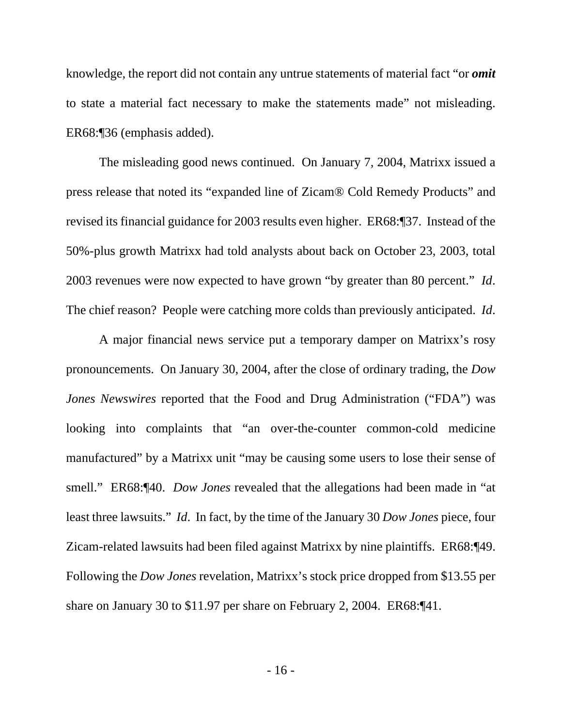knowledge, the report did not contain any untrue statements of material fact "or ***omit*** to state a material fact necessary to make the statements made" not misleading. ER68:¶36 (emphasis added).

The misleading good news continued. On January 7, 2004, Matrixx issued a press release that noted its "expanded line of Zicam® Cold Remedy Products" and revised its financial guidance for 2003 results even higher. ER68:¶37. Instead of the 50%-plus growth Matrixx had told analysts about back on October 23, 2003, total 2003 revenues were now expected to have grown "by greater than 80 percent." *Id*. The chief reason? People were catching more colds than previously anticipated. *Id*.

A major financial news service put a temporary damper on Matrixx's rosy pronouncements. On January 30, 2004, after the close of ordinary trading, the *Dow Jones Newswires* reported that the Food and Drug Administration ("FDA") was looking into complaints that "an over-the-counter common-cold medicine manufactured" by a Matrixx unit "may be causing some users to lose their sense of smell." ER68:¶40. *Dow Jones* revealed that the allegations had been made in "at least three lawsuits." *Id*. In fact, by the time of the January 30 *Dow Jones* piece, four Zicam-related lawsuits had been filed against Matrixx by nine plaintiffs. ER68:¶49. Following the *Dow Jones* revelation, Matrixx's stock price dropped from $13.55 per share on January 30 to $11.97 per share on February 2, 2004. ER68:¶41.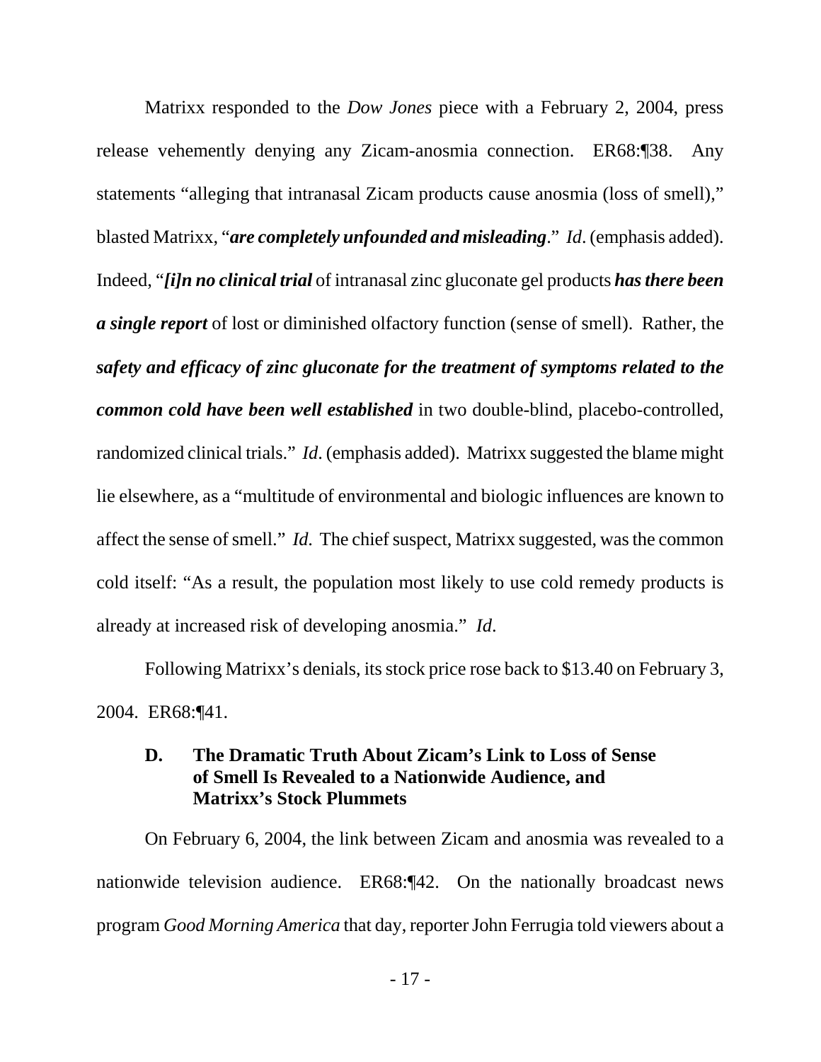Matrixx responded to the *Dow Jones* piece with a February 2, 2004, press release vehemently denying any Zicam-anosmia connection. ER68:¶38. Any statements "alleging that intranasal Zicam products cause anosmia (loss of smell)," blasted Matrixx, "***are completely unfounded and misleading***." *Id*. (emphasis added). Indeed, "***[i]n no clinical trial*** of intranasal zinc gluconate gel products ***has there been a single report*** of lost or diminished olfactory function (sense of smell). Rather, the ***safety and efficacy of zinc gluconate for the treatment of symptoms related to the common cold have been well established*** in two double-blind, placebo-controlled, randomized clinical trials." *Id*. (emphasis added). Matrixx suggested the blame might lie elsewhere, as a "multitude of environmental and biologic influences are known to affect the sense of smell." *Id.* The chief suspect, Matrixx suggested, was the common cold itself: "As a result, the population most likely to use cold remedy products is already at increased risk of developing anosmia." *Id*.

Following Matrixx's denials, its stock price rose back to $13.40 on February 3, 2004. ER68:¶41.

### D. The Dramatic Truth About Zicam's Link to Loss of Sense of Smell Is Revealed to a Nationwide Audience, and Matrixx's Stock Plummets

On February 6, 2004, the link between Zicam and anosmia was revealed to a nationwide television audience. ER68:¶42. On the nationally broadcast news program *Good Morning America* that day, reporter John Ferrugia told viewers about a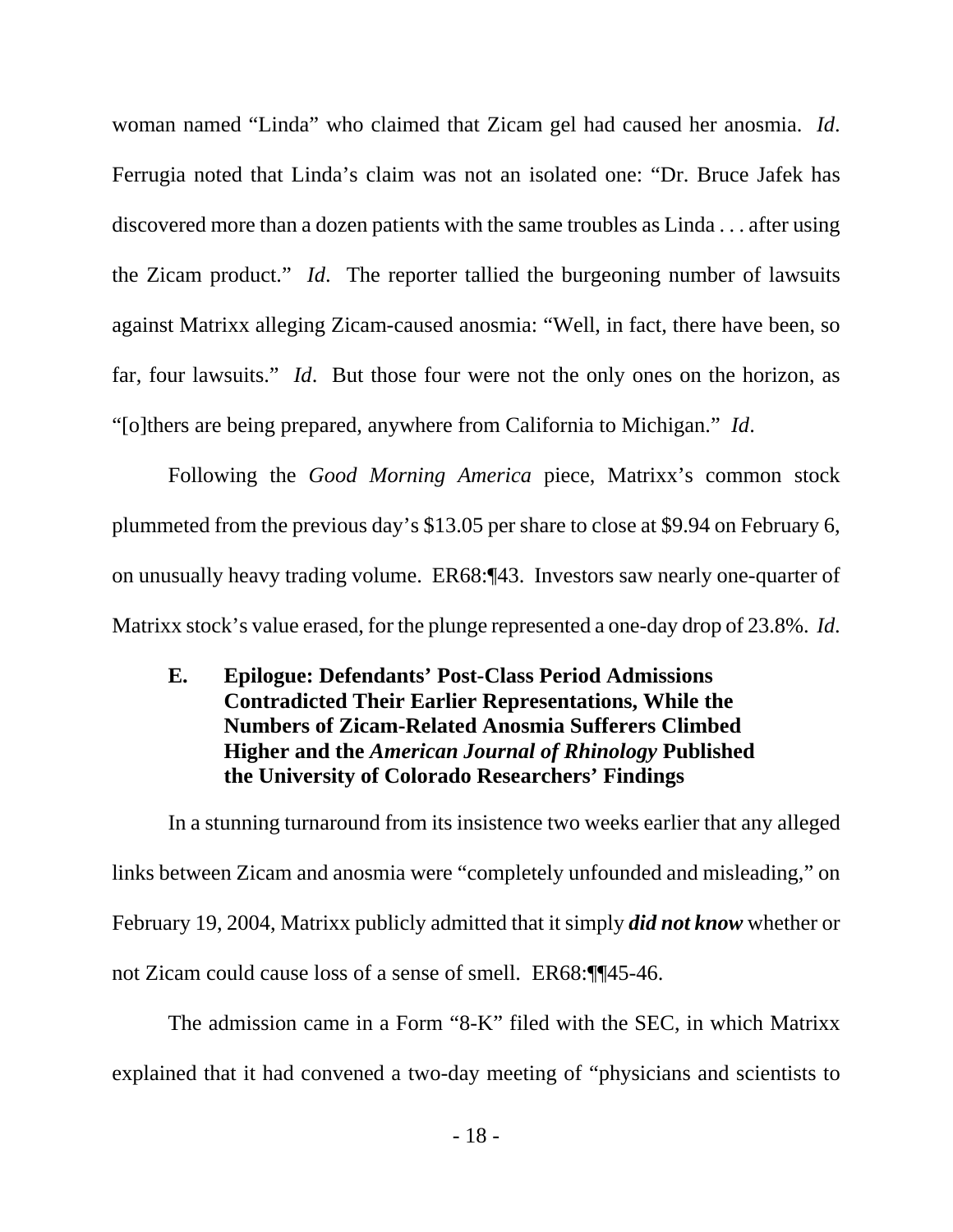woman named "Linda" who claimed that Zicam gel had caused her anosmia. *Id*. Ferrugia noted that Linda's claim was not an isolated one: "Dr. Bruce Jafek has discovered more than a dozen patients with the same troubles as Linda . . . after using the Zicam product." *Id*. The reporter tallied the burgeoning number of lawsuits against Matrixx alleging Zicam-caused anosmia: "Well, in fact, there have been, so far, four lawsuits." *Id*. But those four were not the only ones on the horizon, as "[o]thers are being prepared, anywhere from California to Michigan." *Id*.

Following the *Good Morning America* piece, Matrixx's common stock plummeted from the previous day's $13.05 per share to close at $9.94 on February 6, on unusually heavy trading volume. ER68:¶43. Investors saw nearly one-quarter of Matrixx stock's value erased, for the plunge represented a one-day drop of 23.8%. *Id*.

### E. Epilogue: Defendants' Post-Class Period Admissions Contradicted Their Earlier Representations, While the Numbers of Zicam-Related Anosmia Sufferers Climbed Higher and the *American Journal of Rhinology* Published the University of Colorado Researchers' Findings

In a stunning turnaround from its insistence two weeks earlier that any alleged links between Zicam and anosmia were "completely unfounded and misleading," on February 19, 2004, Matrixx publicly admitted that it simply ***did not know*** whether or not Zicam could cause loss of a sense of smell. ER68:¶¶45-46.

The admission came in a Form "8-K" filed with the SEC, in which Matrixx explained that it had convened a two-day meeting of "physicians and scientists to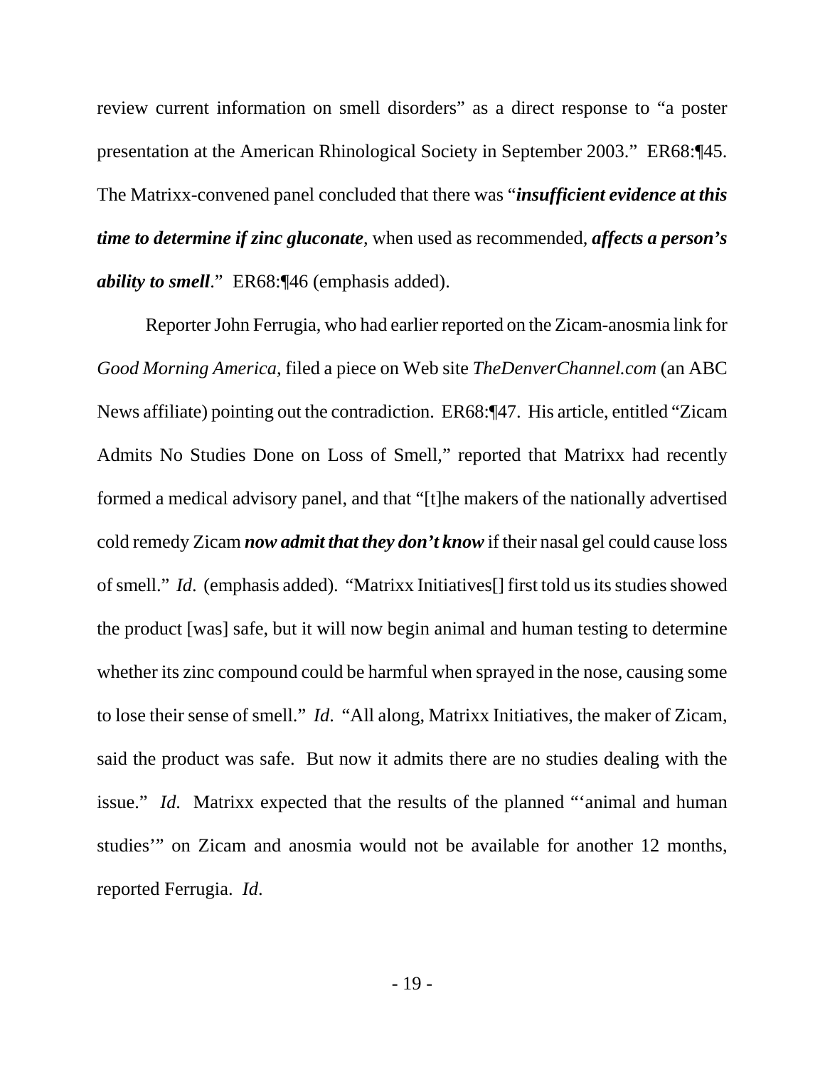review current information on smell disorders" as a direct response to "a poster presentation at the American Rhinological Society in September 2003." ER68:¶45. The Matrixx-convened panel concluded that there was "***insufficient evidence at this time to determine if zinc gluconate***, when used as recommended, ***affects a person's ability to smell***." ER68:¶46 (emphasis added).

Reporter John Ferrugia, who had earlier reported on the Zicam-anosmia link for *Good Morning America*, filed a piece on Web site *TheDenverChannel.com* (an ABC News affiliate) pointing out the contradiction. ER68:¶47. His article, entitled "Zicam Admits No Studies Done on Loss of Smell," reported that Matrixx had recently formed a medical advisory panel, and that "[t]he makers of the nationally advertised cold remedy Zicam ***now admit that they don't know*** if their nasal gel could cause loss of smell." *Id*. (emphasis added). "Matrixx Initiatives[] first told us its studies showed the product [was] safe, but it will now begin animal and human testing to determine whether its zinc compound could be harmful when sprayed in the nose, causing some to lose their sense of smell." *Id*. "All along, Matrixx Initiatives, the maker of Zicam, said the product was safe. But now it admits there are no studies dealing with the issue." *Id*. Matrixx expected that the results of the planned "'animal and human studies'" on Zicam and anosmia would not be available for another 12 months, reported Ferrugia. *Id*.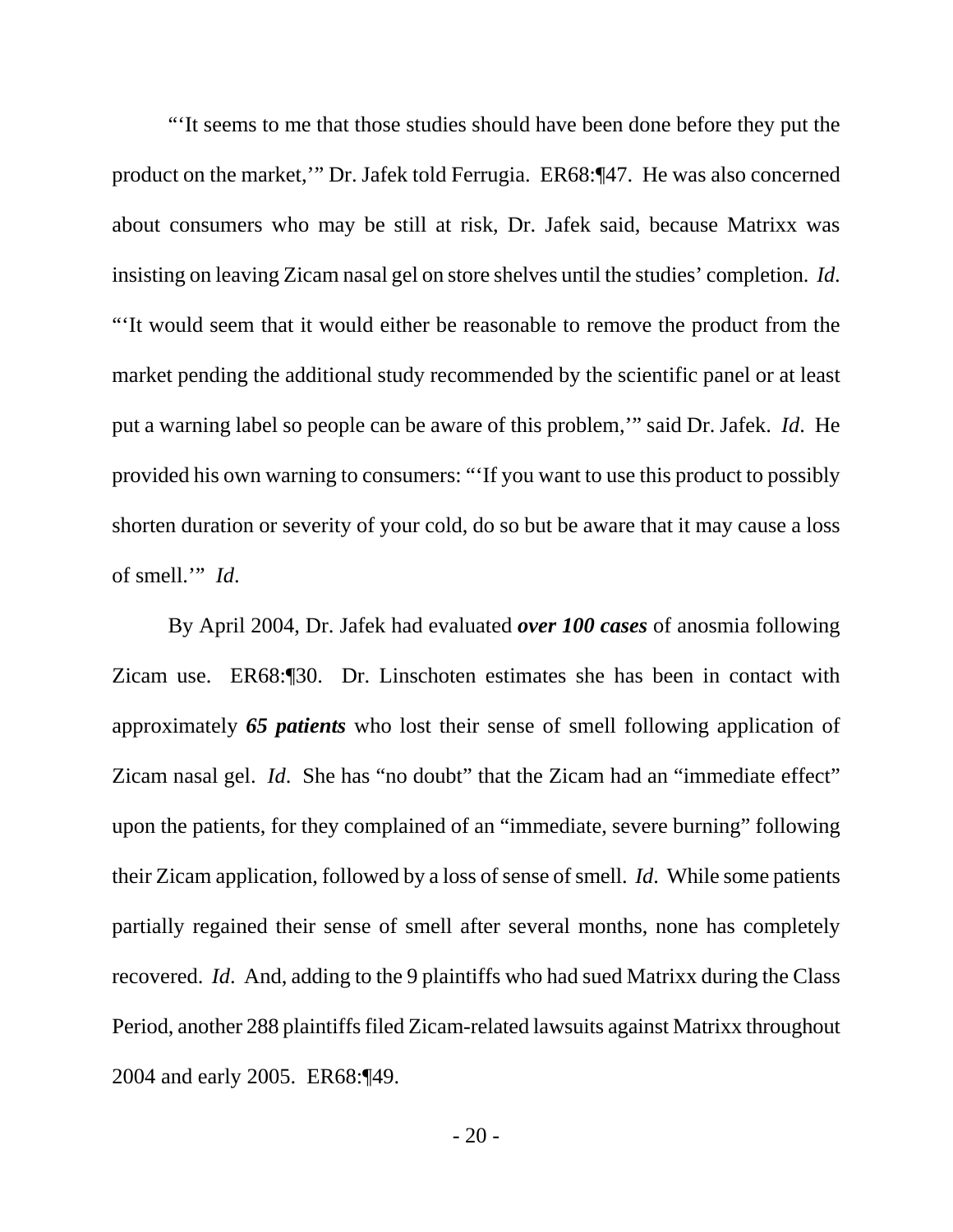"'It seems to me that those studies should have been done before they put the product on the market,'" Dr. Jafek told Ferrugia. ER68:¶47. He was also concerned about consumers who may be still at risk, Dr. Jafek said, because Matrixx was insisting on leaving Zicam nasal gel on store shelves until the studies' completion. *Id*. "'It would seem that it would either be reasonable to remove the product from the market pending the additional study recommended by the scientific panel or at least put a warning label so people can be aware of this problem,'" said Dr. Jafek. *Id*. He provided his own warning to consumers: "'If you want to use this product to possibly shorten duration or severity of your cold, do so but be aware that it may cause a loss of smell.'" *Id*.

By April 2004, Dr. Jafek had evaluated ***over 100 cases*** of anosmia following Zicam use. ER68:¶30. Dr. Linschoten estimates she has been in contact with approximately ***65 patients*** who lost their sense of smell following application of Zicam nasal gel. *Id*. She has "no doubt" that the Zicam had an "immediate effect" upon the patients, for they complained of an "immediate, severe burning" following their Zicam application, followed by a loss of sense of smell. *Id*. While some patients partially regained their sense of smell after several months, none has completely recovered. *Id*. And, adding to the 9 plaintiffs who had sued Matrixx during the Class Period, another 288 plaintiffs filed Zicam-related lawsuits against Matrixx throughout 2004 and early 2005. ER68:¶49.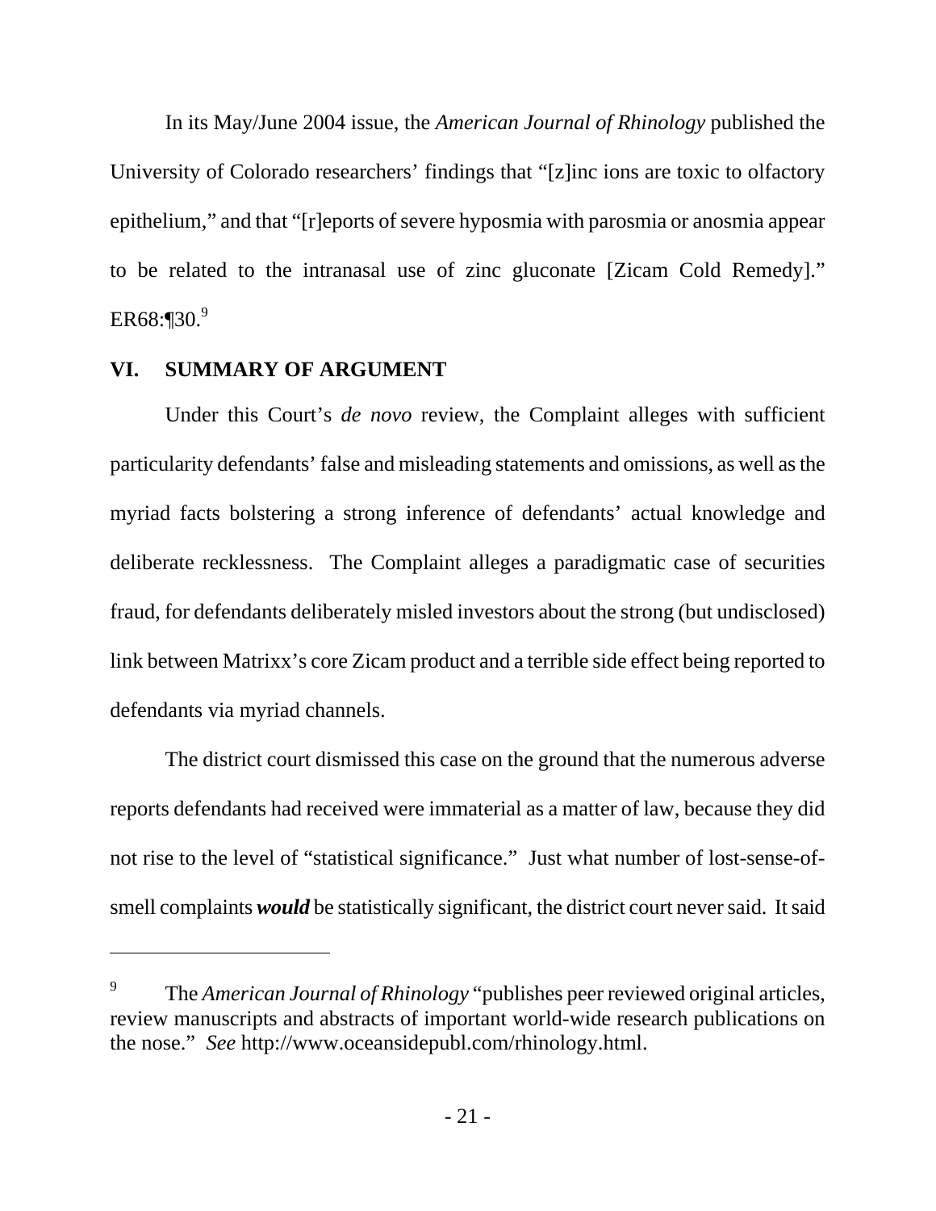In its May/June 2004 issue, the *American Journal of Rhinology* published the University of Colorado researchers' findings that "[z]inc ions are toxic to olfactory epithelium," and that "[r]eports of severe hyposmia with parosmia or anosmia appear to be related to the intranasal use of zinc gluconate [Zicam Cold Remedy]." ER68:¶30.[9]

## VI. SUMMARY OF ARGUMENT

Under this Court's *de novo* review, the Complaint alleges with sufficient particularity defendants' false and misleading statements and omissions, as well as the myriad facts bolstering a strong inference of defendants' actual knowledge and deliberate recklessness. The Complaint alleges a paradigmatic case of securities fraud, for defendants deliberately misled investors about the strong (but undisclosed) link between Matrixx's core Zicam product and a terrible side effect being reported to defendants via myriad channels.

The district court dismissed this case on the ground that the numerous adverse reports defendants had received were immaterial as a matter of law, because they did not rise to the level of "statistical significance." Just what number of lost-sense-of-smell complaints ***would*** be statistically significant, the district court never said. It said

---

[9] The *American Journal of Rhinology* "publishes peer reviewed original articles, review manuscripts and abstracts of important world-wide research publications on the nose." *See* http://www.oceansidepubl.com/rhinology.html.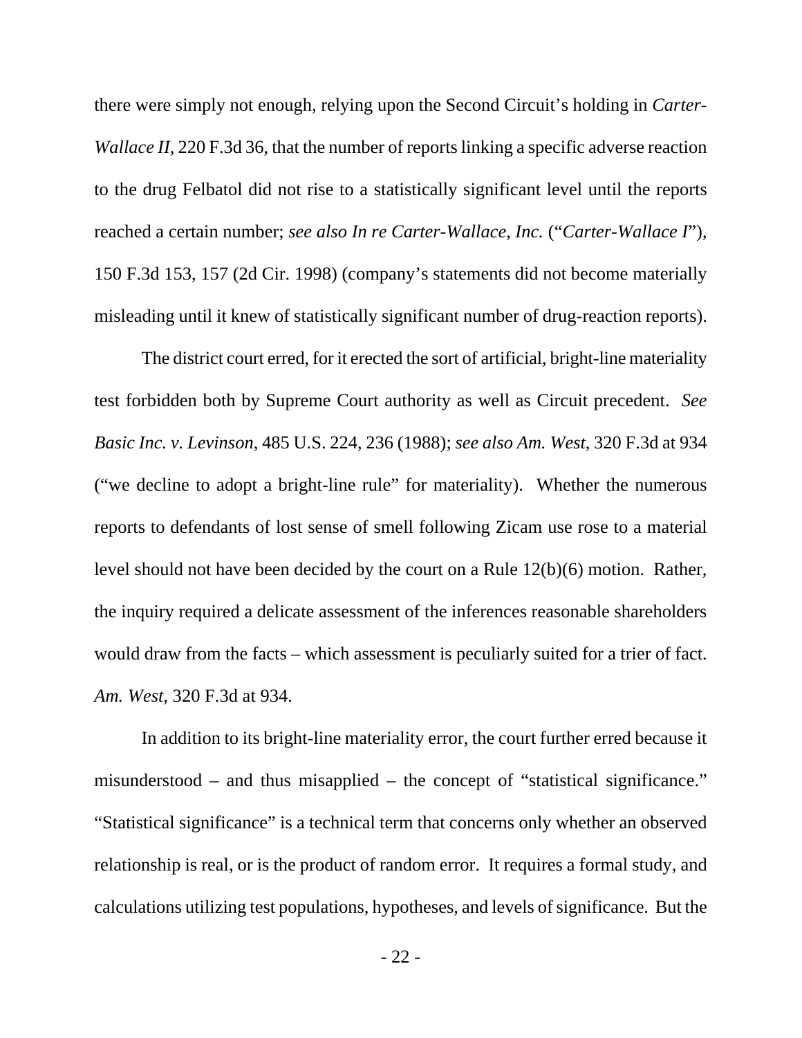there were simply not enough, relying upon the Second Circuit's holding in *Carter-Wallace II*, 220 F.3d 36, that the number of reports linking a specific adverse reaction to the drug Felbatol did not rise to a statistically significant level until the reports reached a certain number; *see also In re Carter-Wallace, Inc.* ("*Carter-Wallace I*"), 150 F.3d 153, 157 (2d Cir. 1998) (company's statements did not become materially misleading until it knew of statistically significant number of drug-reaction reports).

The district court erred, for it erected the sort of artificial, bright-line materiality test forbidden both by Supreme Court authority as well as Circuit precedent. *See Basic Inc. v. Levinson*, 485 U.S. 224, 236 (1988); *see also Am. West*, 320 F.3d at 934 ("we decline to adopt a bright-line rule" for materiality). Whether the numerous reports to defendants of lost sense of smell following Zicam use rose to a material level should not have been decided by the court on a Rule 12(b)(6) motion. Rather, the inquiry required a delicate assessment of the inferences reasonable shareholders would draw from the facts – which assessment is peculiarly suited for a trier of fact. *Am. West*, 320 F.3d at 934.

In addition to its bright-line materiality error, the court further erred because it misunderstood – and thus misapplied – the concept of "statistical significance." "Statistical significance" is a technical term that concerns only whether an observed relationship is real, or is the product of random error. It requires a formal study, and calculations utilizing test populations, hypotheses, and levels of significance. But the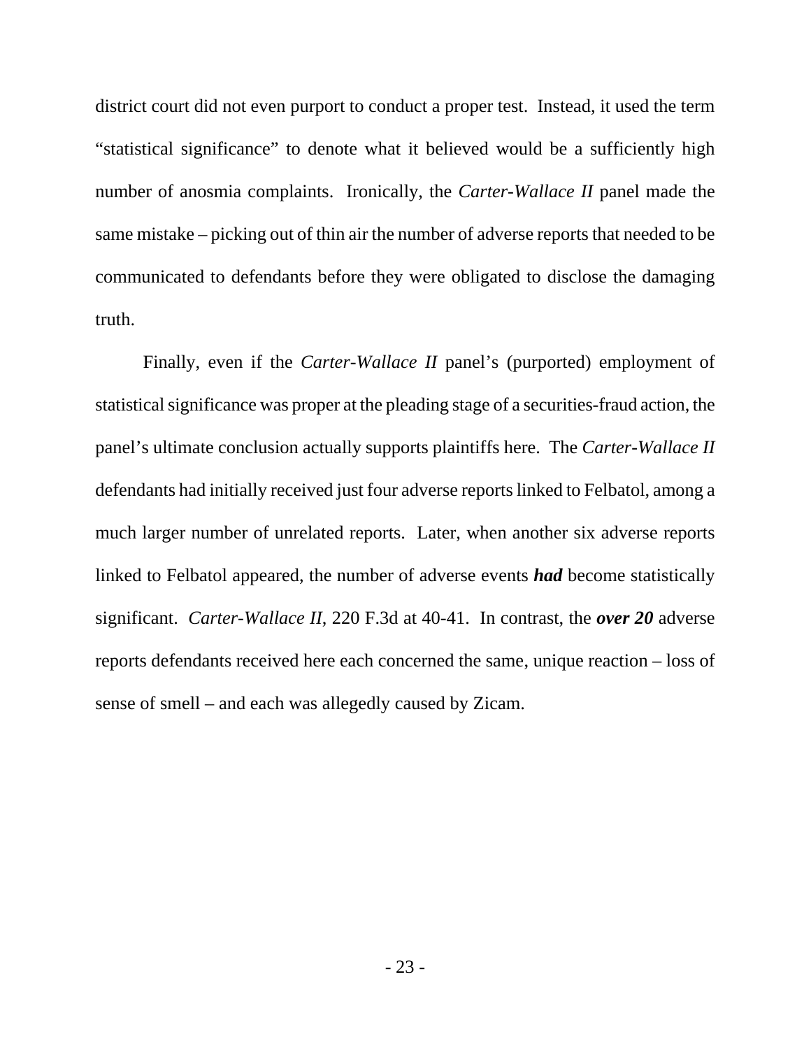district court did not even purport to conduct a proper test. Instead, it used the term "statistical significance" to denote what it believed would be a sufficiently high number of anosmia complaints. Ironically, the *Carter-Wallace II* panel made the same mistake – picking out of thin air the number of adverse reports that needed to be communicated to defendants before they were obligated to disclose the damaging truth.

Finally, even if the *Carter-Wallace II* panel's (purported) employment of statistical significance was proper at the pleading stage of a securities-fraud action, the panel's ultimate conclusion actually supports plaintiffs here. The *Carter-Wallace II* defendants had initially received just four adverse reports linked to Felbatol, among a much larger number of unrelated reports. Later, when another six adverse reports linked to Felbatol appeared, the number of adverse events ***had*** become statistically significant. *Carter-Wallace II*, 220 F.3d at 40-41. In contrast, the ***over 20*** adverse reports defendants received here each concerned the same, unique reaction – loss of sense of smell – and each was allegedly caused by Zicam.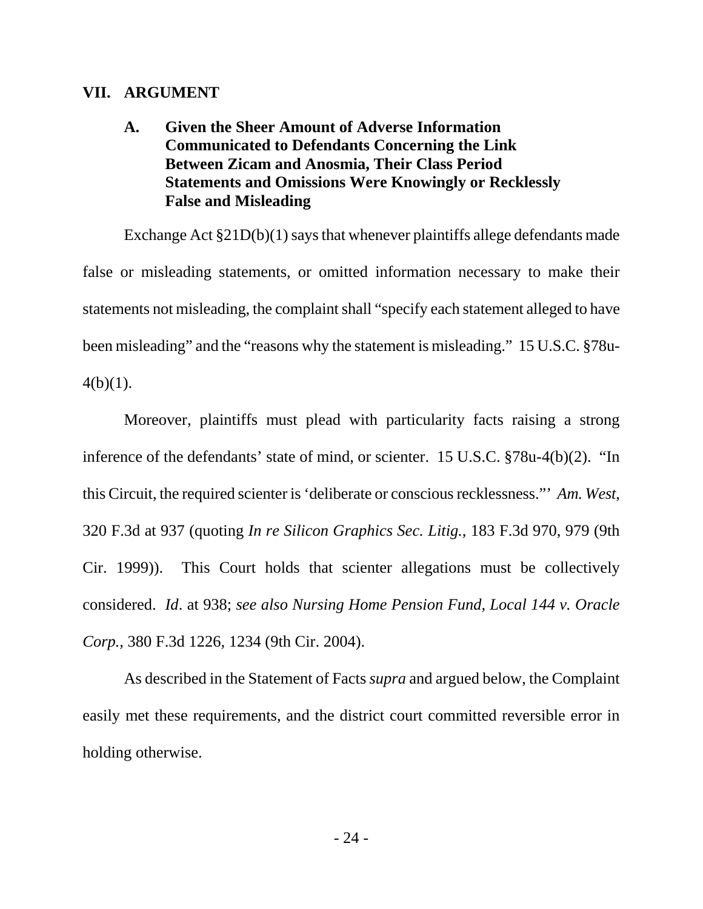## VII. ARGUMENT

### A. Given the Sheer Amount of Adverse Information Communicated to Defendants Concerning the Link Between Zicam and Anosmia, Their Class Period Statements and Omissions Were Knowingly or Recklessly False and Misleading

Exchange Act §21D(b)(1) says that whenever plaintiffs allege defendants made false or misleading statements, or omitted information necessary to make their statements not misleading, the complaint shall "specify each statement alleged to have been misleading" and the "reasons why the statement is misleading." 15 U.S.C. §78u-4(b)(1).

Moreover, plaintiffs must plead with particularity facts raising a strong inference of the defendants' state of mind, or scienter. 15 U.S.C. §78u-4(b)(2). "In this Circuit, the required scienter is 'deliberate or conscious recklessness."' *Am. West*, 320 F.3d at 937 (quoting *In re Silicon Graphics Sec. Litig.*, 183 F.3d 970, 979 (9th Cir. 1999)). This Court holds that scienter allegations must be collectively considered. *Id*. at 938; *see also Nursing Home Pension Fund, Local 144 v. Oracle Corp.*, 380 F.3d 1226, 1234 (9th Cir. 2004).

As described in the Statement of Facts *supra* and argued below, the Complaint easily met these requirements, and the district court committed reversible error in holding otherwise.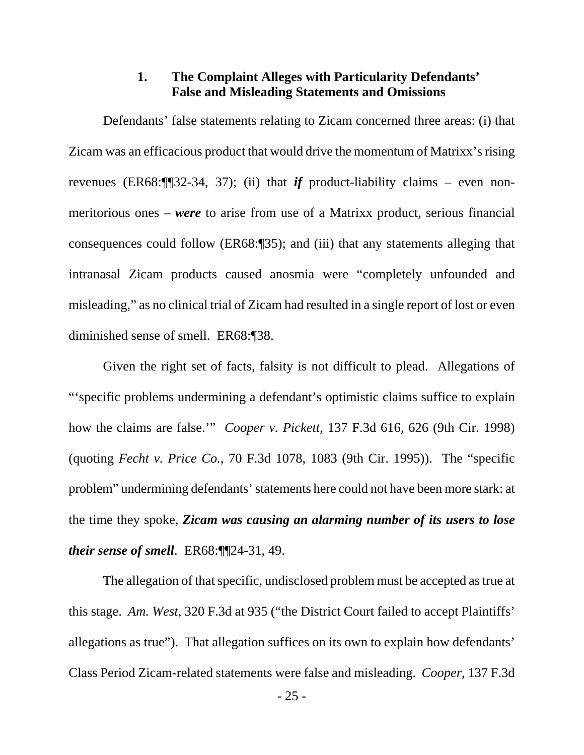### 1. The Complaint Alleges with Particularity Defendants' False and Misleading Statements and Omissions

Defendants' false statements relating to Zicam concerned three areas: (i) that Zicam was an efficacious product that would drive the momentum of Matrixx's rising revenues (ER68:¶¶32-34, 37); (ii) that ***if*** product-liability claims – even non-meritorious ones – ***were*** to arise from use of a Matrixx product, serious financial consequences could follow (ER68:¶35); and (iii) that any statements alleging that intranasal Zicam products caused anosmia were "completely unfounded and misleading," as no clinical trial of Zicam had resulted in a single report of lost or even diminished sense of smell. ER68:¶38.

Given the right set of facts, falsity is not difficult to plead. Allegations of "'specific problems undermining a defendant's optimistic claims suffice to explain how the claims are false.'" *Cooper v. Pickett*, 137 F.3d 616, 626 (9th Cir. 1998) (quoting *Fecht v. Price Co.*, 70 F.3d 1078, 1083 (9th Cir. 1995)). The "specific problem" undermining defendants' statements here could not have been more stark: at the time they spoke, ***Zicam was causing an alarming number of its users to lose their sense of smell***. ER68:¶¶24-31, 49.

The allegation of that specific, undisclosed problem must be accepted as true at this stage. *Am. West*, 320 F.3d at 935 ("the District Court failed to accept Plaintiffs' allegations as true"). That allegation suffices on its own to explain how defendants' Class Period Zicam-related statements were false and misleading. *Cooper*, 137 F.3d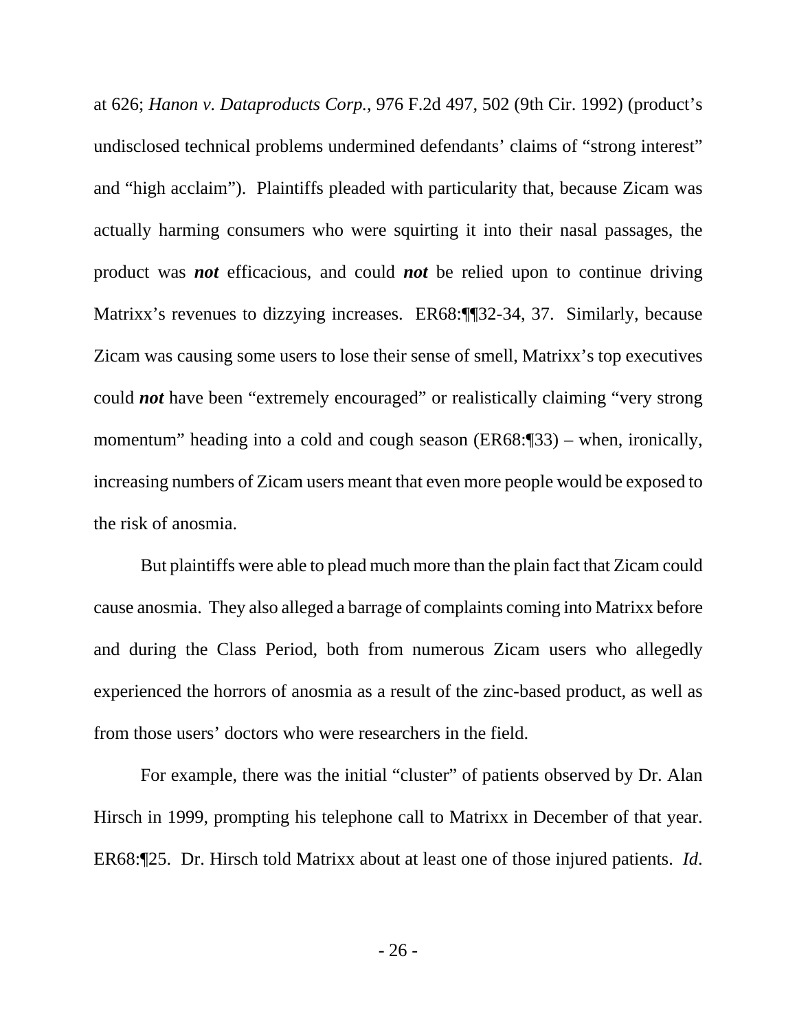at 626; *Hanon v. Dataproducts Corp.*, 976 F.2d 497, 502 (9th Cir. 1992) (product's undisclosed technical problems undermined defendants' claims of "strong interest" and "high acclaim"). Plaintiffs pleaded with particularity that, because Zicam was actually harming consumers who were squirting it into their nasal passages, the product was ***not*** efficacious, and could ***not*** be relied upon to continue driving Matrixx's revenues to dizzying increases. ER68:¶¶32-34, 37. Similarly, because Zicam was causing some users to lose their sense of smell, Matrixx's top executives could ***not*** have been "extremely encouraged" or realistically claiming "very strong momentum" heading into a cold and cough season (ER68:¶33) – when, ironically, increasing numbers of Zicam users meant that even more people would be exposed to the risk of anosmia.

But plaintiffs were able to plead much more than the plain fact that Zicam could cause anosmia. They also alleged a barrage of complaints coming into Matrixx before and during the Class Period, both from numerous Zicam users who allegedly experienced the horrors of anosmia as a result of the zinc-based product, as well as from those users' doctors who were researchers in the field.

For example, there was the initial "cluster" of patients observed by Dr. Alan Hirsch in 1999, prompting his telephone call to Matrixx in December of that year. ER68:¶25. Dr. Hirsch told Matrixx about at least one of those injured patients. *Id*.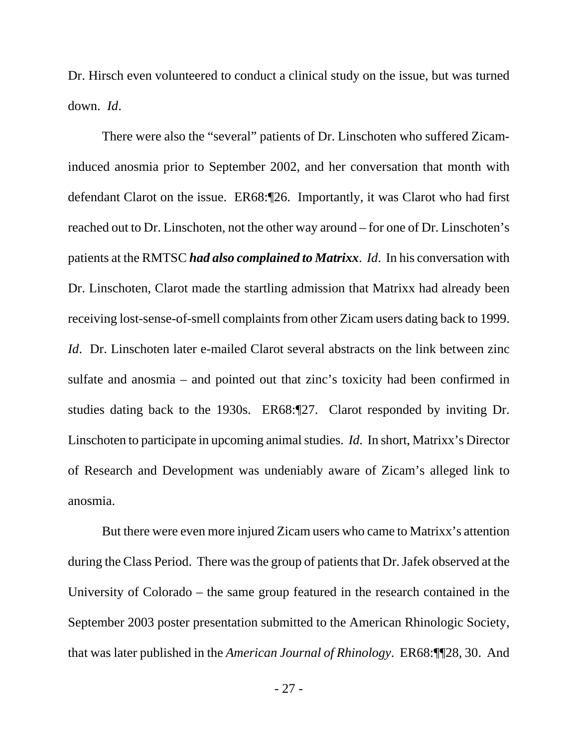Dr. Hirsch even volunteered to conduct a clinical study on the issue, but was turned down. *Id*.

There were also the "several" patients of Dr. Linschoten who suffered Zicam-induced anosmia prior to September 2002, and her conversation that month with defendant Clarot on the issue. ER68:¶26. Importantly, it was Clarot who had first reached out to Dr. Linschoten, not the other way around – for one of Dr. Linschoten's patients at the RMTSC ***had also complained to Matrixx***. *Id*. In his conversation with Dr. Linschoten, Clarot made the startling admission that Matrixx had already been receiving lost-sense-of-smell complaints from other Zicam users dating back to 1999. *Id*. Dr. Linschoten later e-mailed Clarot several abstracts on the link between zinc sulfate and anosmia – and pointed out that zinc's toxicity had been confirmed in studies dating back to the 1930s. ER68:¶27. Clarot responded by inviting Dr. Linschoten to participate in upcoming animal studies. *Id*. In short, Matrixx's Director of Research and Development was undeniably aware of Zicam's alleged link to anosmia.

But there were even more injured Zicam users who came to Matrixx's attention during the Class Period. There was the group of patients that Dr. Jafek observed at the University of Colorado – the same group featured in the research contained in the September 2003 poster presentation submitted to the American Rhinologic Society, that was later published in the *American Journal of Rhinology*. ER68:¶¶28, 30. And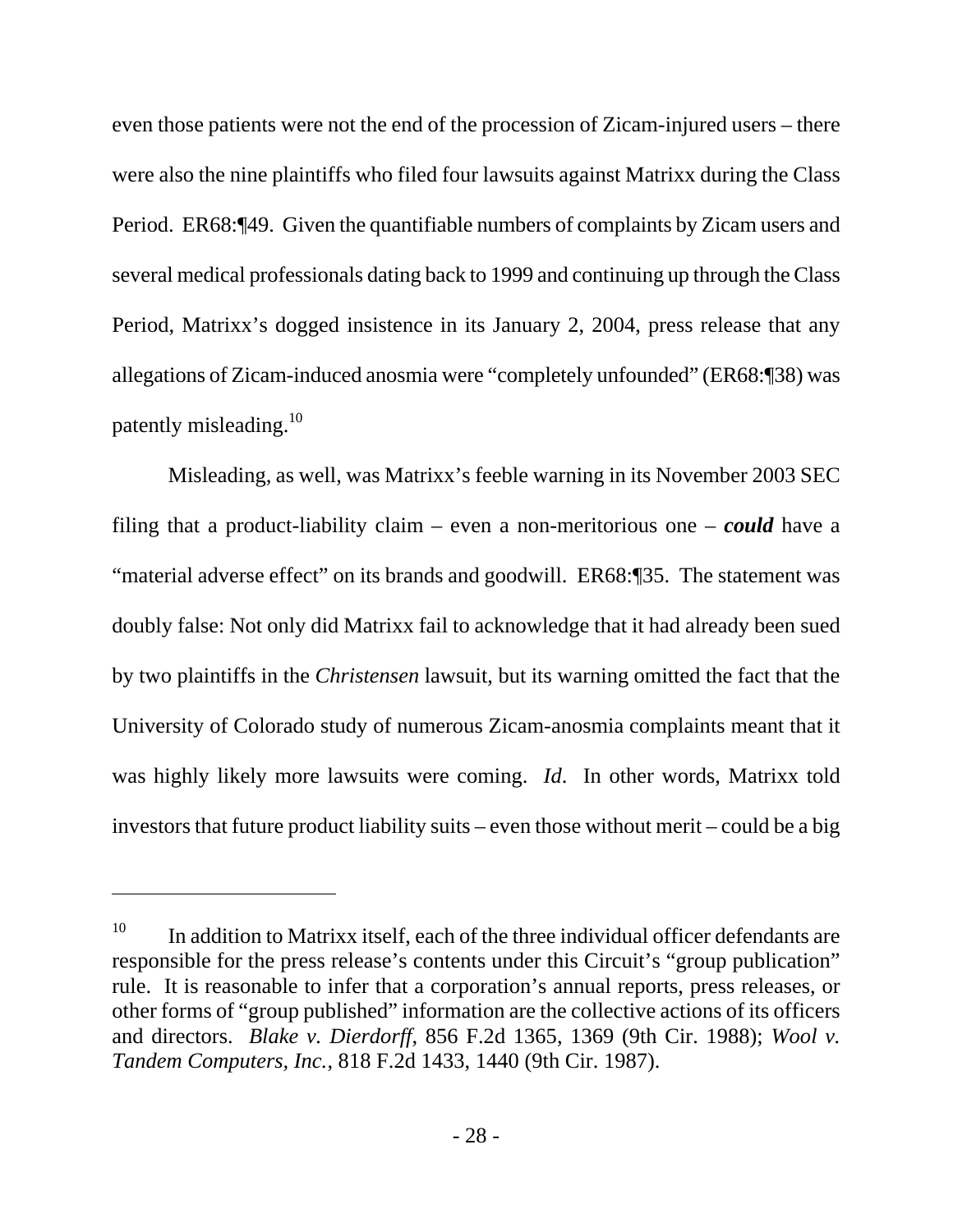even those patients were not the end of the procession of Zicam-injured users – there were also the nine plaintiffs who filed four lawsuits against Matrixx during the Class Period. ER68:¶49. Given the quantifiable numbers of complaints by Zicam users and several medical professionals dating back to 1999 and continuing up through the Class Period, Matrixx's dogged insistence in its January 2, 2004, press release that any allegations of Zicam-induced anosmia were "completely unfounded" (ER68:¶38) was patently misleading.[10]

Misleading, as well, was Matrixx's feeble warning in its November 2003 SEC filing that a product-liability claim – even a non-meritorious one – ***could*** have a "material adverse effect" on its brands and goodwill. ER68:¶35. The statement was doubly false: Not only did Matrixx fail to acknowledge that it had already been sued by two plaintiffs in the *Christensen* lawsuit, but its warning omitted the fact that the University of Colorado study of numerous Zicam-anosmia complaints meant that it was highly likely more lawsuits were coming. *Id*. In other words, Matrixx told investors that future product liability suits – even those without merit – could be a big

---

[10] In addition to Matrixx itself, each of the three individual officer defendants are responsible for the press release's contents under this Circuit's "group publication" rule. It is reasonable to infer that a corporation's annual reports, press releases, or other forms of "group published" information are the collective actions of its officers and directors. *Blake v. Dierdorff*, 856 F.2d 1365, 1369 (9th Cir. 1988); *Wool v. Tandem Computers, Inc.*, 818 F.2d 1433, 1440 (9th Cir. 1987).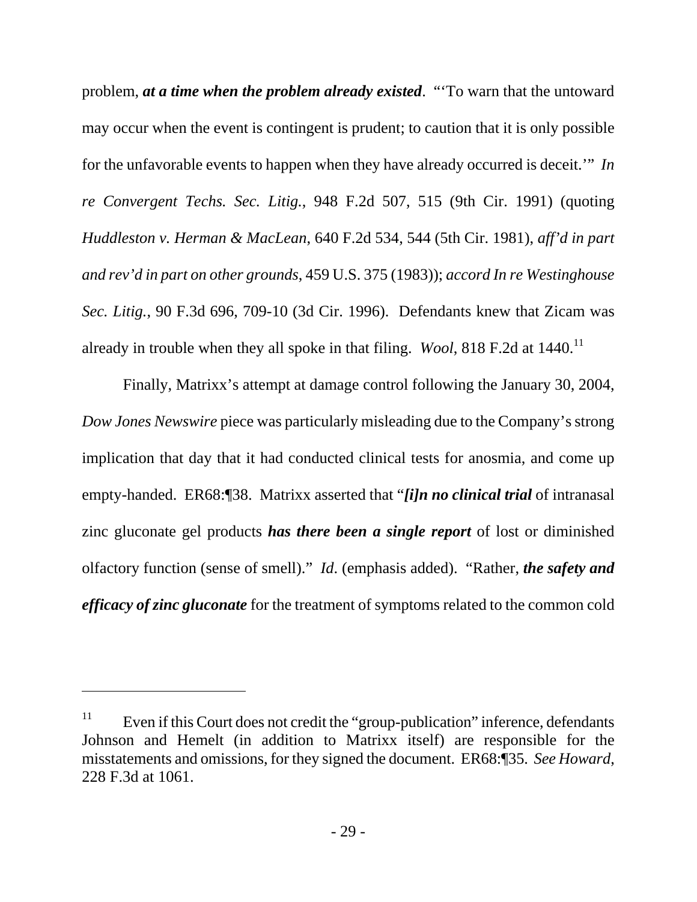problem, ***at a time when the problem already existed***. "'To warn that the untoward may occur when the event is contingent is prudent; to caution that it is only possible for the unfavorable events to happen when they have already occurred is deceit.'" *In re Convergent Techs. Sec. Litig.*, 948 F.2d 507, 515 (9th Cir. 1991) (quoting *Huddleston v. Herman & MacLean*, 640 F.2d 534, 544 (5th Cir. 1981), *aff'd in part and rev'd in part on other grounds*, 459 U.S. 375 (1983)); *accord In re Westinghouse Sec. Litig.*, 90 F.3d 696, 709-10 (3d Cir. 1996). Defendants knew that Zicam was already in trouble when they all spoke in that filing. *Wool*, 818 F.2d at 1440.[11]

Finally, Matrixx's attempt at damage control following the January 30, 2004, *Dow Jones Newswire* piece was particularly misleading due to the Company's strong implication that day that it had conducted clinical tests for anosmia, and come up empty-handed. ER68:¶38. Matrixx asserted that "***[i]n no clinical trial*** of intranasal zinc gluconate gel products ***has there been a single report*** of lost or diminished olfactory function (sense of smell)." *Id*. (emphasis added). "Rather, ***the safety and efficacy of zinc gluconate*** for the treatment of symptoms related to the common cold

---

[11] Even if this Court does not credit the "group-publication" inference, defendants Johnson and Hemelt (in addition to Matrixx itself) are responsible for the misstatements and omissions, for they signed the document. ER68:¶35. *See Howard*, 228 F.3d at 1061.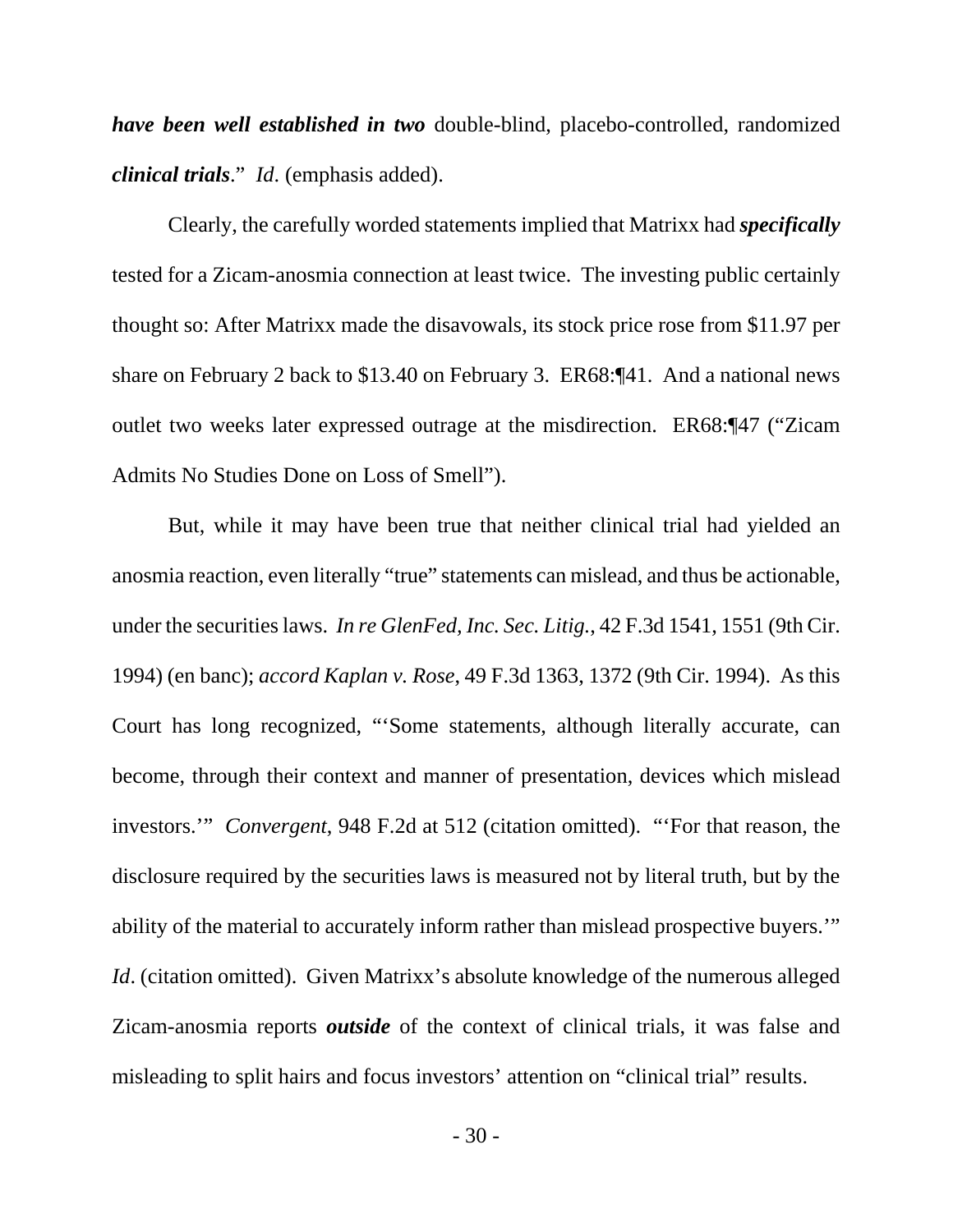***have been well established in two*** double-blind, placebo-controlled, randomized ***clinical trials***." *Id*. (emphasis added).

Clearly, the carefully worded statements implied that Matrixx had ***specifically*** tested for a Zicam-anosmia connection at least twice. The investing public certainly thought so: After Matrixx made the disavowals, its stock price rose from $11.97 per share on February 2 back to $13.40 on February 3. ER68:¶41. And a national news outlet two weeks later expressed outrage at the misdirection. ER68:¶47 ("Zicam Admits No Studies Done on Loss of Smell").

But, while it may have been true that neither clinical trial had yielded an anosmia reaction, even literally "true" statements can mislead, and thus be actionable, under the securities laws. *In re GlenFed, Inc. Sec. Litig.*, 42 F.3d 1541, 1551 (9th Cir. 1994) (en banc); *accord Kaplan v. Rose*, 49 F.3d 1363, 1372 (9th Cir. 1994). As this Court has long recognized, "'Some statements, although literally accurate, can become, through their context and manner of presentation, devices which mislead investors.'" *Convergent*, 948 F.2d at 512 (citation omitted). "'For that reason, the disclosure required by the securities laws is measured not by literal truth, but by the ability of the material to accurately inform rather than mislead prospective buyers.'" *Id*. (citation omitted). Given Matrixx's absolute knowledge of the numerous alleged Zicam-anosmia reports ***outside*** of the context of clinical trials, it was false and misleading to split hairs and focus investors' attention on "clinical trial" results.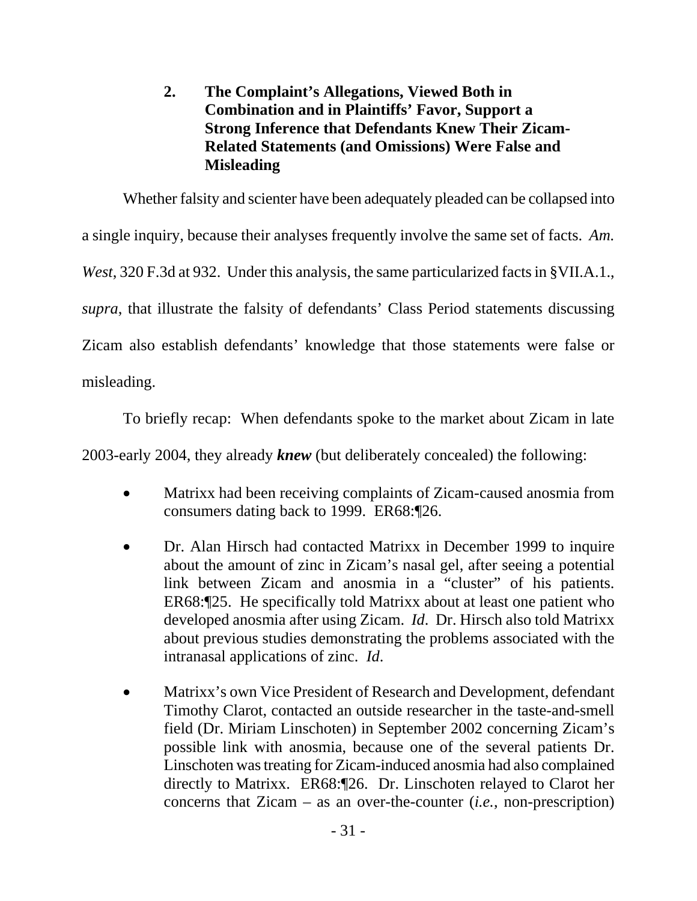### 2. The Complaint's Allegations, Viewed Both in Combination and in Plaintiffs' Favor, Support a Strong Inference that Defendants Knew Their Zicam-Related Statements (and Omissions) Were False and Misleading

Whether falsity and scienter have been adequately pleaded can be collapsed into a single inquiry, because their analyses frequently involve the same set of facts. *Am. West*, 320 F.3d at 932. Under this analysis, the same particularized facts in §VII.A.1., *supra*, that illustrate the falsity of defendants' Class Period statements discussing Zicam also establish defendants' knowledge that those statements were false or misleading.

To briefly recap: When defendants spoke to the market about Zicam in late 2003-early 2004, they already ***knew*** (but deliberately concealed) the following:

- Matrixx had been receiving complaints of Zicam-caused anosmia from consumers dating back to 1999. ER68:¶26.

- Dr. Alan Hirsch had contacted Matrixx in December 1999 to inquire about the amount of zinc in Zicam's nasal gel, after seeing a potential link between Zicam and anosmia in a "cluster" of his patients. ER68:¶25. He specifically told Matrixx about at least one patient who developed anosmia after using Zicam. *Id*. Dr. Hirsch also told Matrixx about previous studies demonstrating the problems associated with the intranasal applications of zinc. *Id*.

- Matrixx's own Vice President of Research and Development, defendant Timothy Clarot, contacted an outside researcher in the taste-and-smell field (Dr. Miriam Linschoten) in September 2002 concerning Zicam's possible link with anosmia, because one of the several patients Dr. Linschoten was treating for Zicam-induced anosmia had also complained directly to Matrixx. ER68:¶26. Dr. Linschoten relayed to Clarot her concerns that Zicam – as an over-the-counter (*i.e.*, non-prescription)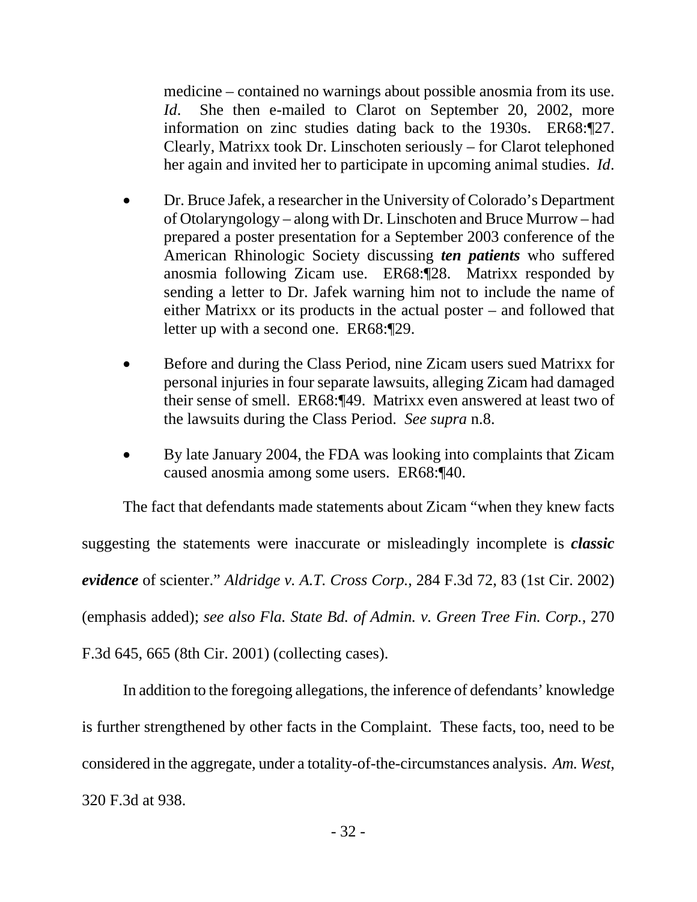medicine – contained no warnings about possible anosmia from its use. *Id*. She then e-mailed to Clarot on September 20, 2002, more information on zinc studies dating back to the 1930s. ER68:¶27. Clearly, Matrixx took Dr. Linschoten seriously – for Clarot telephoned her again and invited her to participate in upcoming animal studies. *Id*.

- Dr. Bruce Jafek, a researcher in the University of Colorado's Department of Otolaryngology – along with Dr. Linschoten and Bruce Murrow – had prepared a poster presentation for a September 2003 conference of the American Rhinologic Society discussing ***ten patients*** who suffered anosmia following Zicam use. ER68:¶28. Matrixx responded by sending a letter to Dr. Jafek warning him not to include the name of either Matrixx or its products in the actual poster – and followed that letter up with a second one. ER68:¶29.

- Before and during the Class Period, nine Zicam users sued Matrixx for personal injuries in four separate lawsuits, alleging Zicam had damaged their sense of smell. ER68:¶49. Matrixx even answered at least two of the lawsuits during the Class Period. *See supra* n.8.

- By late January 2004, the FDA was looking into complaints that Zicam caused anosmia among some users. ER68:¶40.

The fact that defendants made statements about Zicam "when they knew facts suggesting the statements were inaccurate or misleadingly incomplete is ***classic evidence*** of scienter." *Aldridge v. A.T. Cross Corp.*, 284 F.3d 72, 83 (1st Cir. 2002) (emphasis added); *see also Fla. State Bd. of Admin. v. Green Tree Fin. Corp.*, 270 F.3d 645, 665 (8th Cir. 2001) (collecting cases).

In addition to the foregoing allegations, the inference of defendants' knowledge is further strengthened by other facts in the Complaint. These facts, too, need to be considered in the aggregate, under a totality-of-the-circumstances analysis. *Am. West*, 320 F.3d at 938.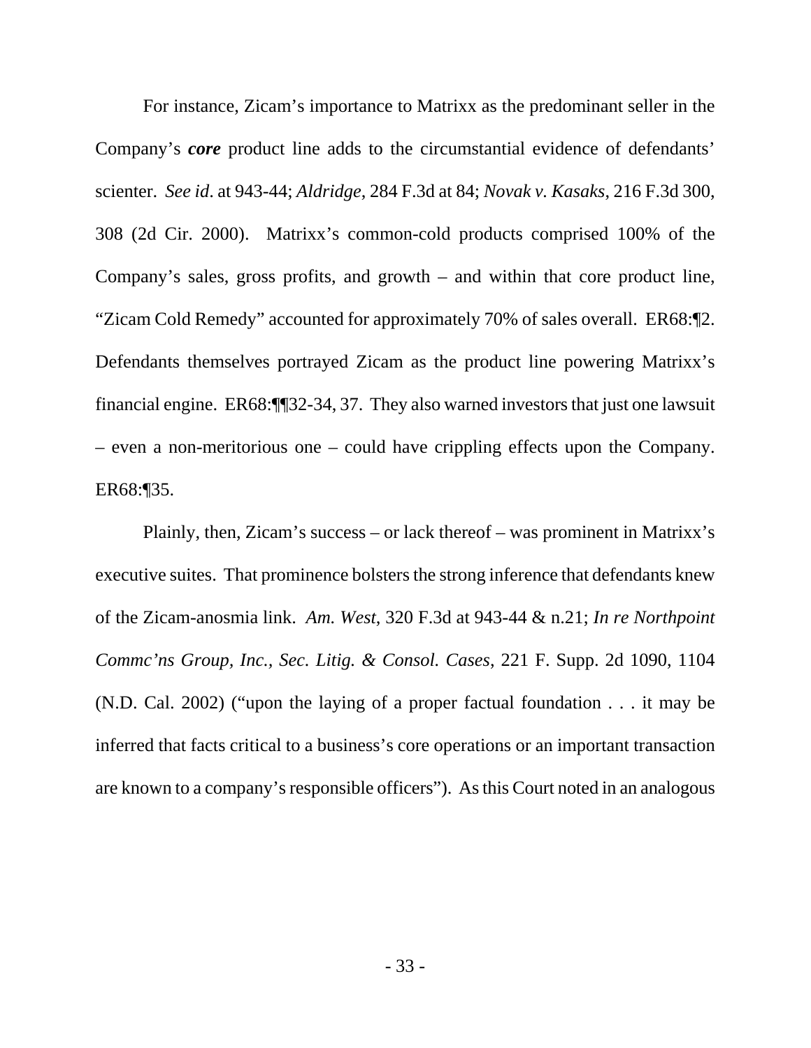For instance, Zicam's importance to Matrixx as the predominant seller in the Company's ***core*** product line adds to the circumstantial evidence of defendants' scienter. *See id*. at 943-44; *Aldridge*, 284 F.3d at 84; *Novak v. Kasaks*, 216 F.3d 300, 308 (2d Cir. 2000). Matrixx's common-cold products comprised 100% of the Company's sales, gross profits, and growth – and within that core product line, "Zicam Cold Remedy" accounted for approximately 70% of sales overall. ER68:¶2. Defendants themselves portrayed Zicam as the product line powering Matrixx's financial engine. ER68:¶¶32-34, 37. They also warned investors that just one lawsuit – even a non-meritorious one – could have crippling effects upon the Company. ER68:¶35.

Plainly, then, Zicam's success – or lack thereof – was prominent in Matrixx's executive suites. That prominence bolsters the strong inference that defendants knew of the Zicam-anosmia link. *Am. West*, 320 F.3d at 943-44 & n.21; *In re Northpoint Commc'ns Group, Inc., Sec. Litig. & Consol. Cases*, 221 F. Supp. 2d 1090, 1104 (N.D. Cal. 2002) ("upon the laying of a proper factual foundation . . . it may be inferred that facts critical to a business's core operations or an important transaction are known to a company's responsible officers"). As this Court noted in an analogous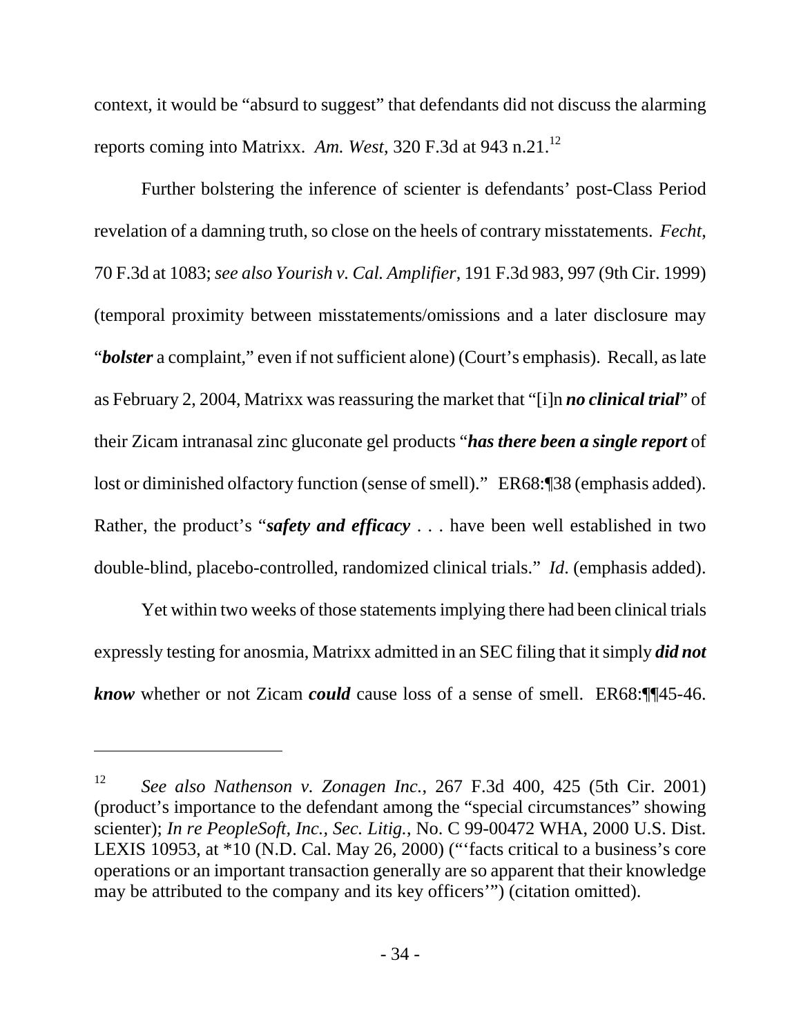context, it would be "absurd to suggest" that defendants did not discuss the alarming reports coming into Matrixx. *Am. West*, 320 F.3d at 943 n.21.[12]

Further bolstering the inference of scienter is defendants' post-Class Period revelation of a damning truth, so close on the heels of contrary misstatements. *Fecht*, 70 F.3d at 1083; *see also Yourish v. Cal. Amplifier*, 191 F.3d 983, 997 (9th Cir. 1999) (temporal proximity between misstatements/omissions and a later disclosure may "***bolster*** a complaint," even if not sufficient alone) (Court's emphasis). Recall, as late as February 2, 2004, Matrixx was reassuring the market that "[i]n ***no clinical trial***" of their Zicam intranasal zinc gluconate gel products "***has there been a single report*** of lost or diminished olfactory function (sense of smell)." ER68:¶38 (emphasis added). Rather, the product's "***safety and efficacy*** . . . have been well established in two double-blind, placebo-controlled, randomized clinical trials." *Id*. (emphasis added).

Yet within two weeks of those statements implying there had been clinical trials expressly testing for anosmia, Matrixx admitted in an SEC filing that it simply ***did not know*** whether or not Zicam ***could*** cause loss of a sense of smell. ER68:¶¶45-46.

---

[12] *See also Nathenson v. Zonagen Inc.*, 267 F.3d 400, 425 (5th Cir. 2001) (product's importance to the defendant among the "special circumstances" showing scienter); *In re PeopleSoft, Inc., Sec. Litig.*, No. C 99-00472 WHA, 2000 U.S. Dist. LEXIS 10953, at *10 (N.D. Cal. May 26, 2000) ("'facts critical to a business's core operations or an important transaction generally are so apparent that their knowledge may be attributed to the company and its key officers'") (citation omitted).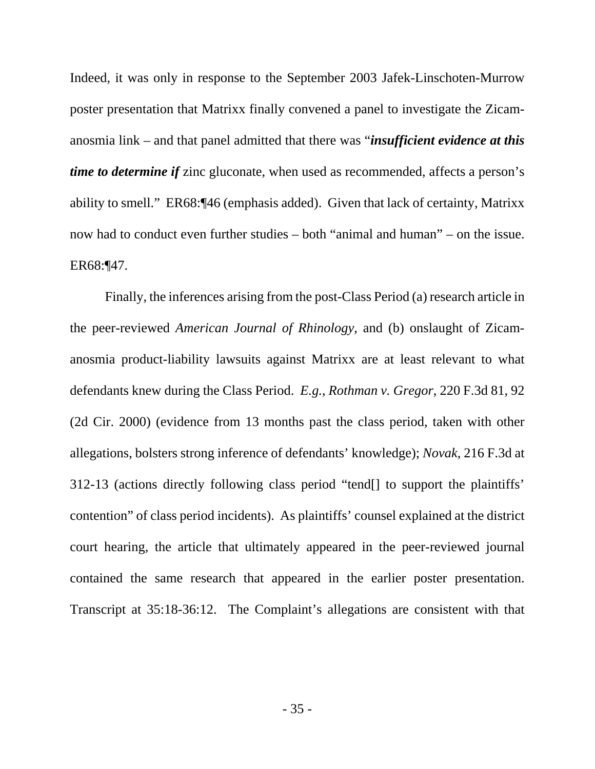Indeed, it was only in response to the September 2003 Jafek-Linschoten-Murrow poster presentation that Matrixx finally convened a panel to investigate the Zicam-anosmia link – and that panel admitted that there was "***insufficient evidence at this time to determine if*** zinc gluconate, when used as recommended, affects a person's ability to smell." ER68:¶46 (emphasis added). Given that lack of certainty, Matrixx now had to conduct even further studies – both "animal and human" – on the issue. ER68:¶47.

Finally, the inferences arising from the post-Class Period (a) research article in the peer-reviewed *American Journal of Rhinology*, and (b) onslaught of Zicam-anosmia product-liability lawsuits against Matrixx are at least relevant to what defendants knew during the Class Period. *E.g.*, *Rothman v. Gregor*, 220 F.3d 81, 92 (2d Cir. 2000) (evidence from 13 months past the class period, taken with other allegations, bolsters strong inference of defendants' knowledge); *Novak*, 216 F.3d at 312-13 (actions directly following class period "tend[] to support the plaintiffs' contention" of class period incidents). As plaintiffs' counsel explained at the district court hearing, the article that ultimately appeared in the peer-reviewed journal contained the same research that appeared in the earlier poster presentation. Transcript at 35:18-36:12. The Complaint's allegations are consistent with that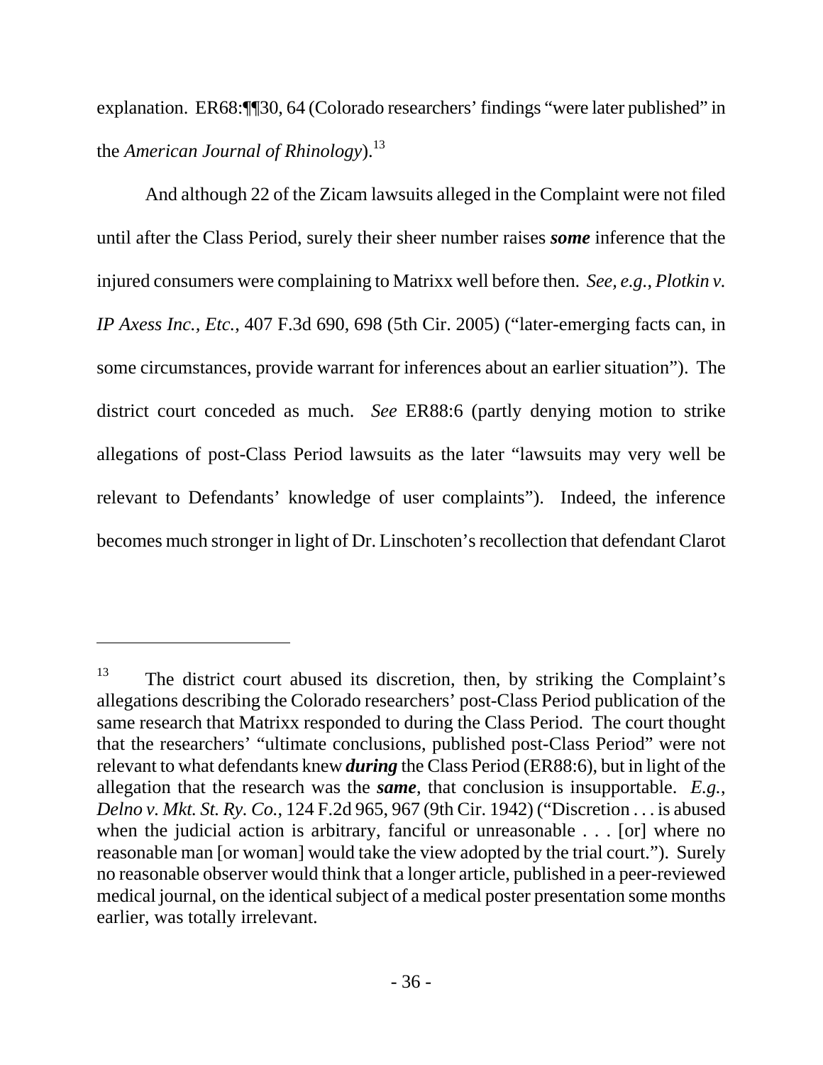explanation. ER68:¶¶30, 64 (Colorado researchers' findings "were later published" in the *American Journal of Rhinology*).[13]

And although 22 of the Zicam lawsuits alleged in the Complaint were not filed until after the Class Period, surely their sheer number raises ***some*** inference that the injured consumers were complaining to Matrixx well before then. *See, e.g.*, *Plotkin v. IP Axess Inc., Etc.*, 407 F.3d 690, 698 (5th Cir. 2005) ("later-emerging facts can, in some circumstances, provide warrant for inferences about an earlier situation"). The district court conceded as much. *See* ER88:6 (partly denying motion to strike allegations of post-Class Period lawsuits as the later "lawsuits may very well be relevant to Defendants' knowledge of user complaints"). Indeed, the inference becomes much stronger in light of Dr. Linschoten's recollection that defendant Clarot

---

[13] The district court abused its discretion, then, by striking the Complaint's allegations describing the Colorado researchers' post-Class Period publication of the same research that Matrixx responded to during the Class Period. The court thought that the researchers' "ultimate conclusions, published post-Class Period" were not relevant to what defendants knew ***during*** the Class Period (ER88:6), but in light of the allegation that the research was the ***same***, that conclusion is insupportable. *E.g.*, *Delno v. Mkt. St. Ry. Co.*, 124 F.2d 965, 967 (9th Cir. 1942) ("Discretion . . . is abused when the judicial action is arbitrary, fanciful or unreasonable . . . [or] where no reasonable man [or woman] would take the view adopted by the trial court."). Surely no reasonable observer would think that a longer article, published in a peer-reviewed medical journal, on the identical subject of a medical poster presentation some months earlier, was totally irrelevant.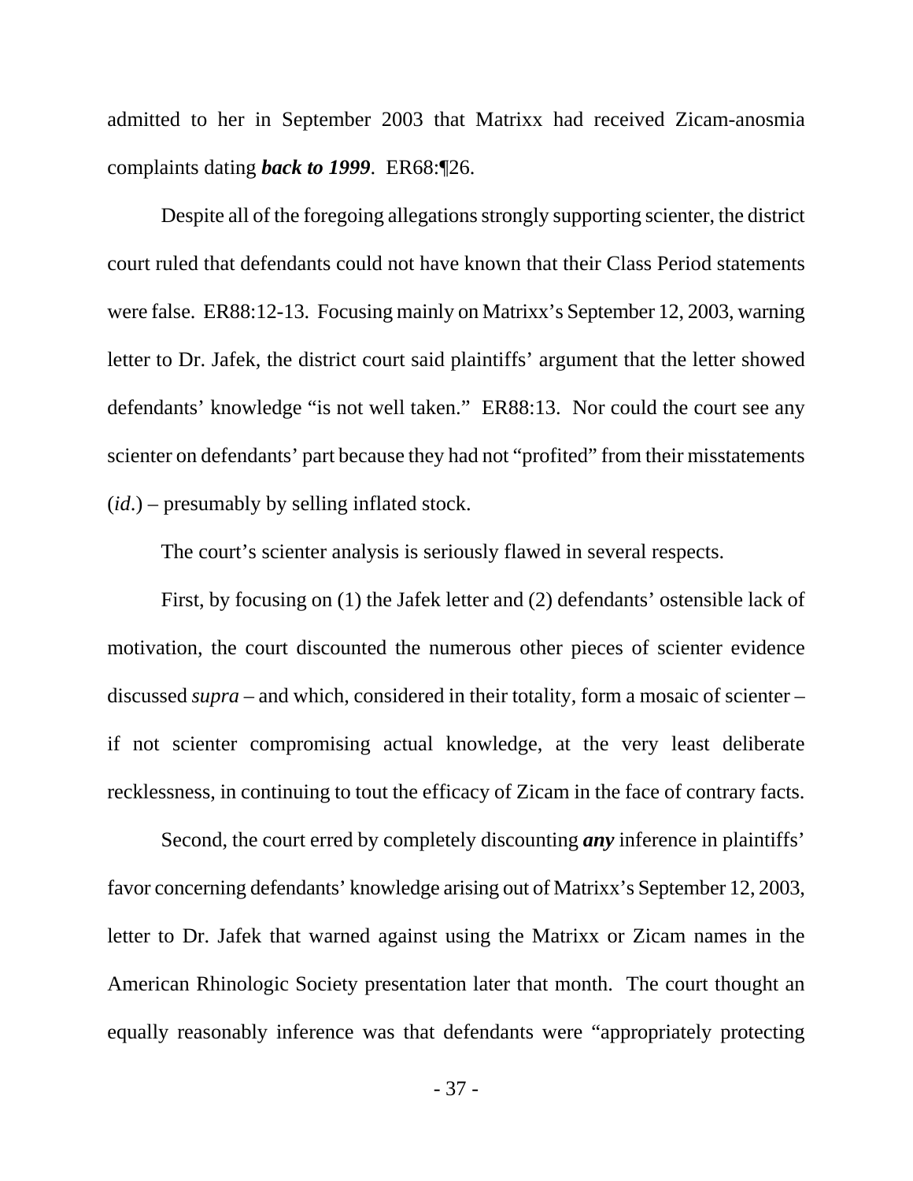admitted to her in September 2003 that Matrixx had received Zicam-anosmia complaints dating ***back to 1999***. ER68:¶26.

Despite all of the foregoing allegations strongly supporting scienter, the district court ruled that defendants could not have known that their Class Period statements were false. ER88:12-13. Focusing mainly on Matrixx's September 12, 2003, warning letter to Dr. Jafek, the district court said plaintiffs' argument that the letter showed defendants' knowledge "is not well taken." ER88:13. Nor could the court see any scienter on defendants' part because they had not "profited" from their misstatements (*id.*) – presumably by selling inflated stock.

The court's scienter analysis is seriously flawed in several respects.

First, by focusing on (1) the Jafek letter and (2) defendants' ostensible lack of motivation, the court discounted the numerous other pieces of scienter evidence discussed *supra* – and which, considered in their totality, form a mosaic of scienter – if not scienter compromising actual knowledge, at the very least deliberate recklessness, in continuing to tout the efficacy of Zicam in the face of contrary facts.

Second, the court erred by completely discounting ***any*** inference in plaintiffs' favor concerning defendants' knowledge arising out of Matrixx's September 12, 2003, letter to Dr. Jafek that warned against using the Matrixx or Zicam names in the American Rhinologic Society presentation later that month. The court thought an equally reasonably inference was that defendants were "appropriately protecting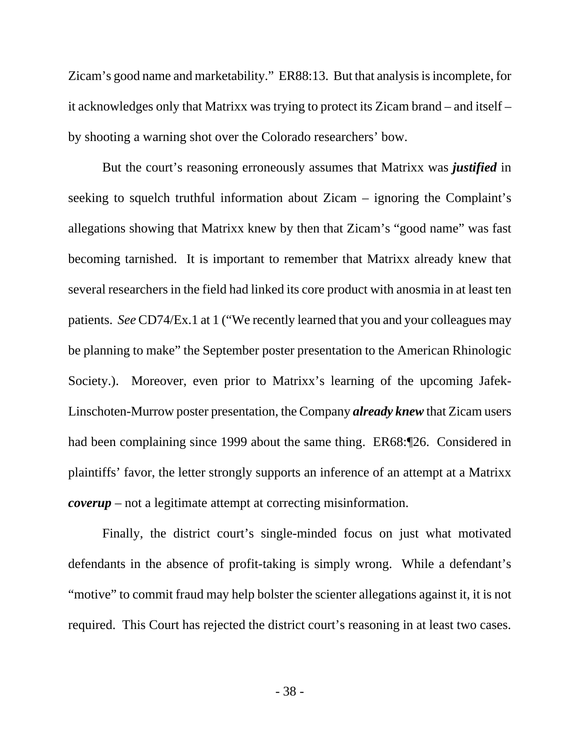Zicam's good name and marketability." ER88:13. But that analysis is incomplete, for it acknowledges only that Matrixx was trying to protect its Zicam brand – and itself – by shooting a warning shot over the Colorado researchers' bow.

But the court's reasoning erroneously assumes that Matrixx was ***justified*** in seeking to squelch truthful information about Zicam – ignoring the Complaint's allegations showing that Matrixx knew by then that Zicam's "good name" was fast becoming tarnished. It is important to remember that Matrixx already knew that several researchers in the field had linked its core product with anosmia in at least ten patients. *See* CD74/Ex.1 at 1 ("We recently learned that you and your colleagues may be planning to make" the September poster presentation to the American Rhinologic Society.). Moreover, even prior to Matrixx's learning of the upcoming Jafek-Linschoten-Murrow poster presentation, the Company ***already knew*** that Zicam users had been complaining since 1999 about the same thing. ER68:¶26. Considered in plaintiffs' favor, the letter strongly supports an inference of an attempt at a Matrixx ***coverup*** – not a legitimate attempt at correcting misinformation.

Finally, the district court's single-minded focus on just what motivated defendants in the absence of profit-taking is simply wrong. While a defendant's "motive" to commit fraud may help bolster the scienter allegations against it, it is not required. This Court has rejected the district court's reasoning in at least two cases.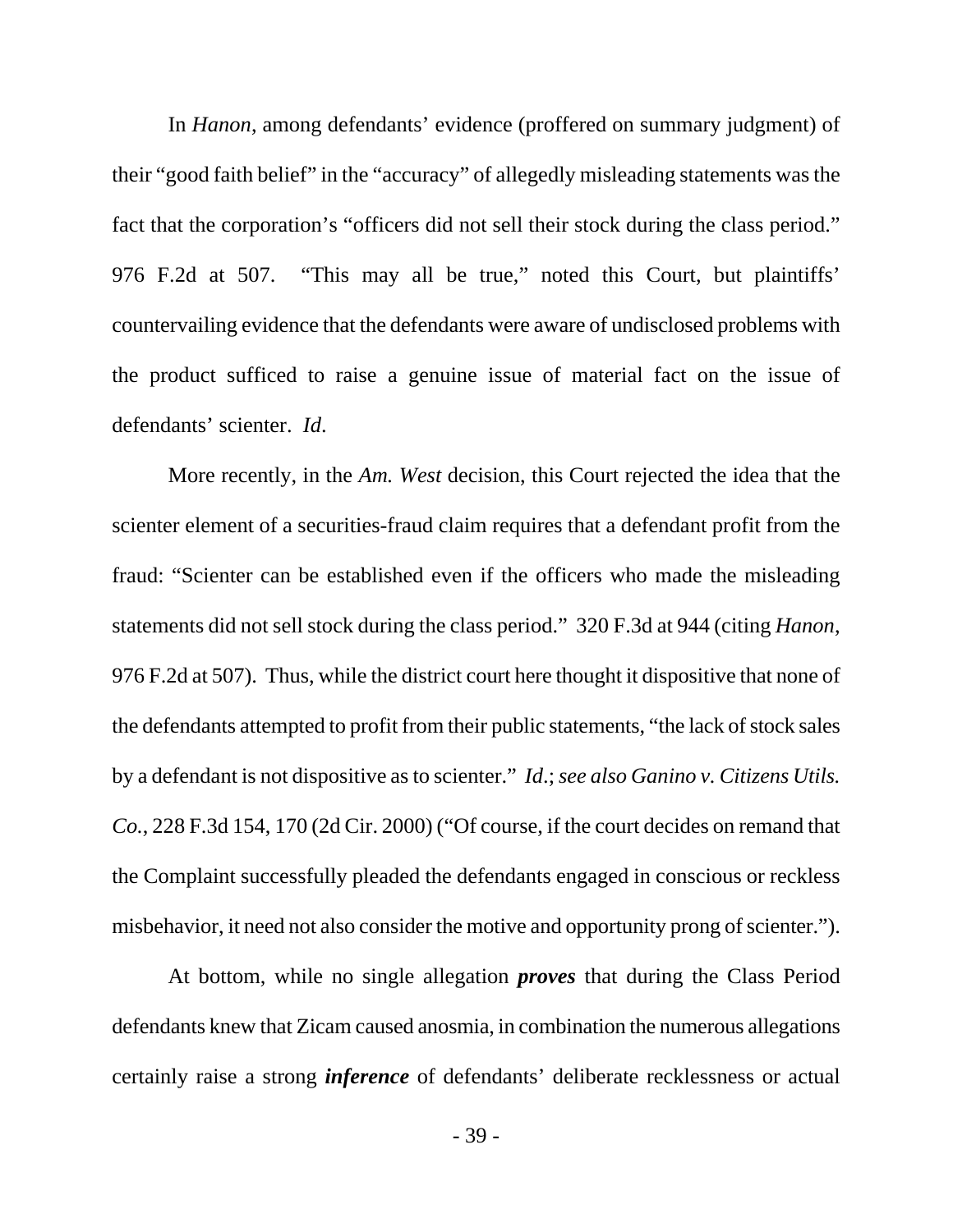In *Hanon*, among defendants' evidence (proffered on summary judgment) of their "good faith belief" in the "accuracy" of allegedly misleading statements was the fact that the corporation's "officers did not sell their stock during the class period." 976 F.2d at 507. "This may all be true," noted this Court, but plaintiffs' countervailing evidence that the defendants were aware of undisclosed problems with the product sufficed to raise a genuine issue of material fact on the issue of defendants' scienter. *Id*.

More recently, in the *Am. West* decision, this Court rejected the idea that the scienter element of a securities-fraud claim requires that a defendant profit from the fraud: "Scienter can be established even if the officers who made the misleading statements did not sell stock during the class period." 320 F.3d at 944 (citing *Hanon*, 976 F.2d at 507). Thus, while the district court here thought it dispositive that none of the defendants attempted to profit from their public statements, "the lack of stock sales by a defendant is not dispositive as to scienter." *Id*.; *see also Ganino v. Citizens Utils. Co.*, 228 F.3d 154, 170 (2d Cir. 2000) ("Of course, if the court decides on remand that the Complaint successfully pleaded the defendants engaged in conscious or reckless misbehavior, it need not also consider the motive and opportunity prong of scienter.").

At bottom, while no single allegation ***proves*** that during the Class Period defendants knew that Zicam caused anosmia, in combination the numerous allegations certainly raise a strong ***inference*** of defendants' deliberate recklessness or actual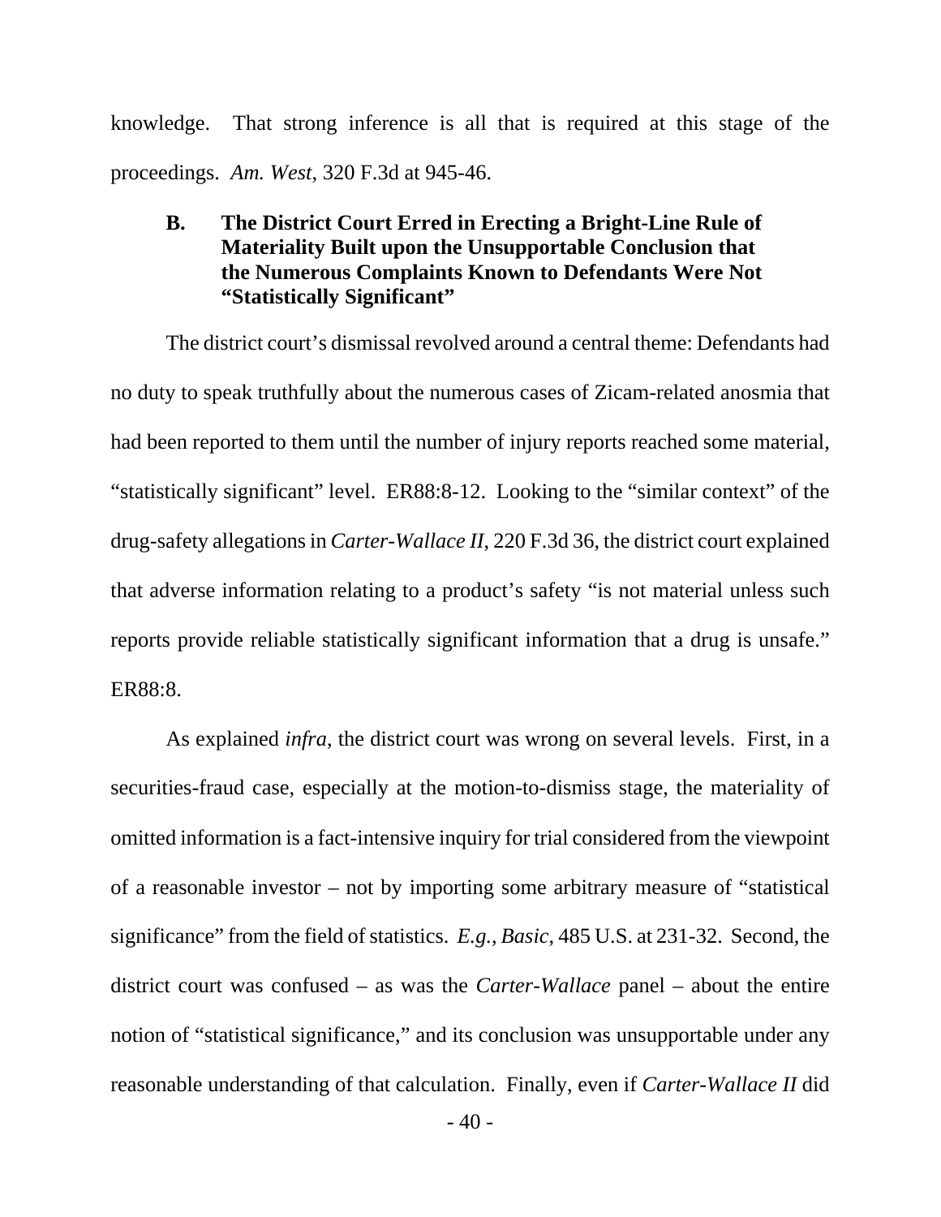knowledge. That strong inference is all that is required at this stage of the proceedings. *Am. West*, 320 F.3d at 945-46.

### B. The District Court Erred in Erecting a Bright-Line Rule of Materiality Built upon the Unsupportable Conclusion that the Numerous Complaints Known to Defendants Were Not "Statistically Significant"

The district court's dismissal revolved around a central theme: Defendants had no duty to speak truthfully about the numerous cases of Zicam-related anosmia that had been reported to them until the number of injury reports reached some material, "statistically significant" level. ER88:8-12. Looking to the "similar context" of the drug-safety allegations in *Carter-Wallace II*, 220 F.3d 36, the district court explained that adverse information relating to a product's safety "is not material unless such reports provide reliable statistically significant information that a drug is unsafe." ER88:8.

As explained *infra*, the district court was wrong on several levels. First, in a securities-fraud case, especially at the motion-to-dismiss stage, the materiality of omitted information is a fact-intensive inquiry for trial considered from the viewpoint of a reasonable investor – not by importing some arbitrary measure of "statistical significance" from the field of statistics. *E.g.*, *Basic*, 485 U.S. at 231-32. Second, the district court was confused – as was the *Carter-Wallace* panel – about the entire notion of "statistical significance," and its conclusion was unsupportable under any reasonable understanding of that calculation. Finally, even if *Carter-Wallace II* did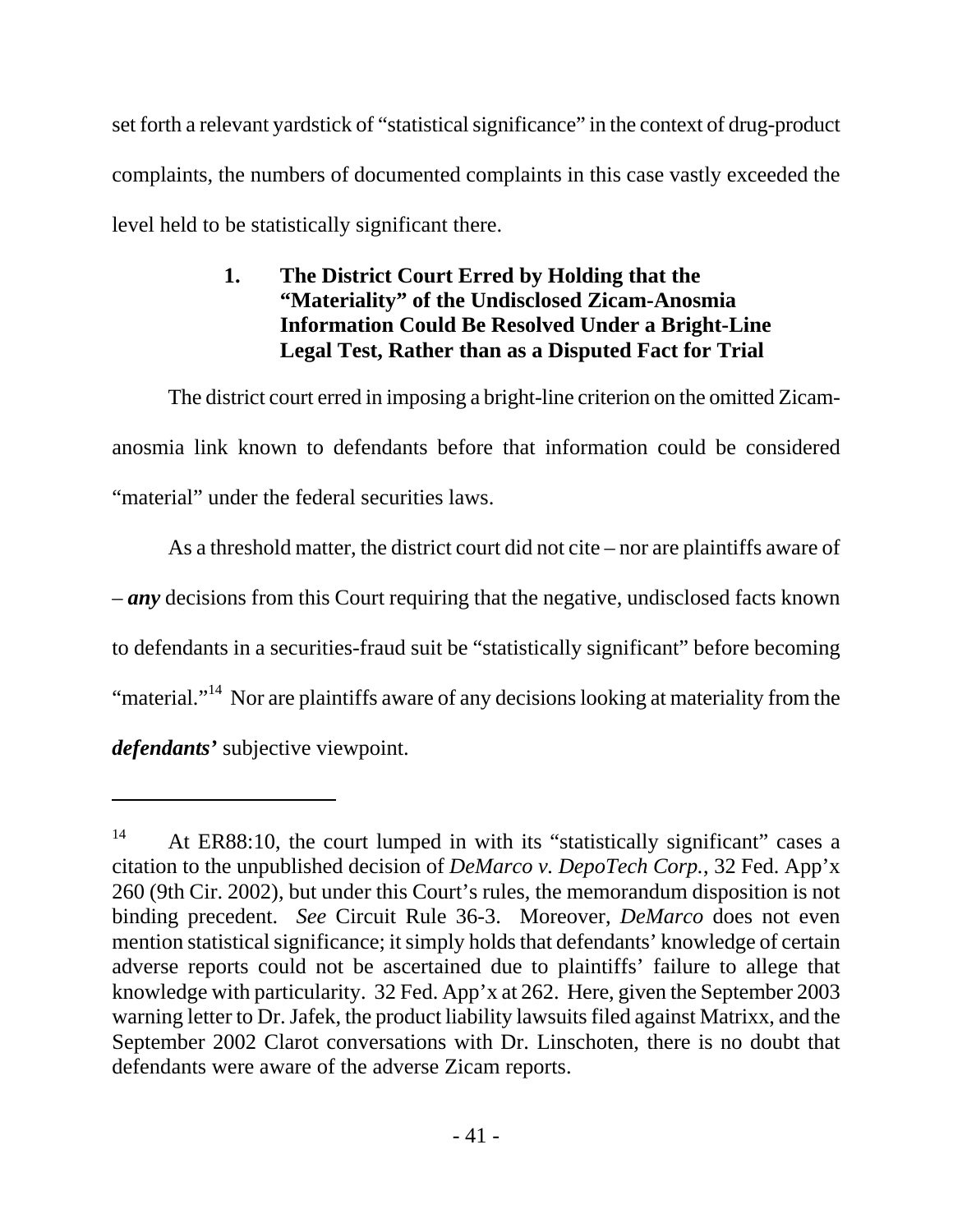set forth a relevant yardstick of "statistical significance" in the context of drug-product complaints, the numbers of documented complaints in this case vastly exceeded the level held to be statistically significant there.

### 1. The District Court Erred by Holding that the "Materiality" of the Undisclosed Zicam-Anosmia Information Could Be Resolved Under a Bright-Line Legal Test, Rather than as a Disputed Fact for Trial

The district court erred in imposing a bright-line criterion on the omitted Zicam-anosmia link known to defendants before that information could be considered "material" under the federal securities laws.

As a threshold matter, the district court did not cite – nor are plaintiffs aware of – ***any*** decisions from this Court requiring that the negative, undisclosed facts known to defendants in a securities-fraud suit be "statistically significant" before becoming "material."[14] Nor are plaintiffs aware of any decisions looking at materiality from the ***defendants'*** subjective viewpoint.

---

[14] At ER88:10, the court lumped in with its "statistically significant" cases a citation to the unpublished decision of *DeMarco v. DepoTech Corp.*, 32 Fed. App'x 260 (9th Cir. 2002), but under this Court's rules, the memorandum disposition is not binding precedent. *See* Circuit Rule 36-3. Moreover, *DeMarco* does not even mention statistical significance; it simply holds that defendants' knowledge of certain adverse reports could not be ascertained due to plaintiffs' failure to allege that knowledge with particularity. 32 Fed. App'x at 262. Here, given the September 2003 warning letter to Dr. Jafek, the product liability lawsuits filed against Matrixx, and the September 2002 Clarot conversations with Dr. Linschoten, there is no doubt that defendants were aware of the adverse Zicam reports.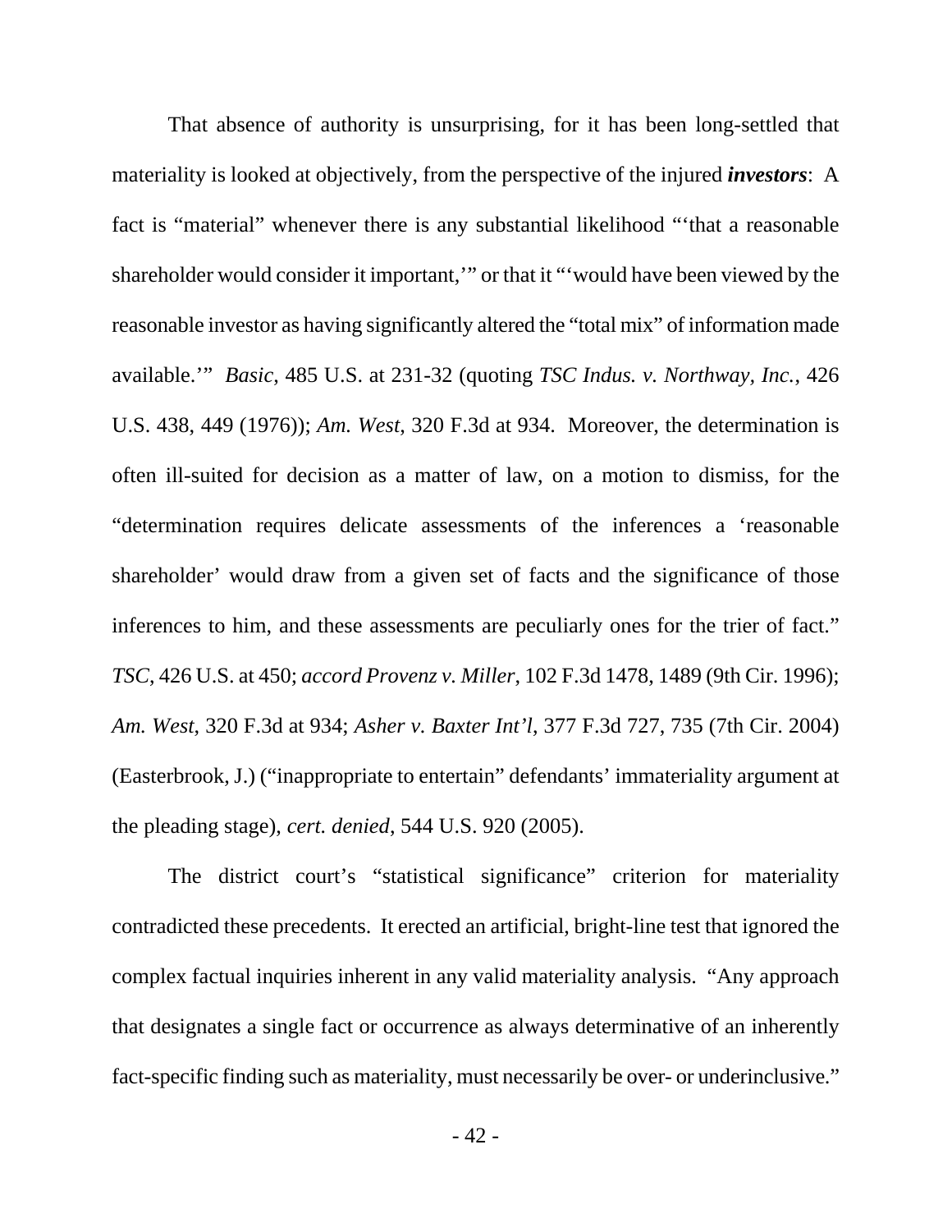That absence of authority is unsurprising, for it has been long-settled that materiality is looked at objectively, from the perspective of the injured ***investors***: A fact is "material" whenever there is any substantial likelihood "'that a reasonable shareholder would consider it important,'" or that it "'would have been viewed by the reasonable investor as having significantly altered the "total mix" of information made available.'" *Basic*, 485 U.S. at 231-32 (quoting *TSC Indus. v. Northway, Inc.*, 426 U.S. 438, 449 (1976)); *Am. West*, 320 F.3d at 934. Moreover, the determination is often ill-suited for decision as a matter of law, on a motion to dismiss, for the "determination requires delicate assessments of the inferences a 'reasonable shareholder' would draw from a given set of facts and the significance of those inferences to him, and these assessments are peculiarly ones for the trier of fact." *TSC*, 426 U.S. at 450; *accord Provenz v. Miller*, 102 F.3d 1478, 1489 (9th Cir. 1996); *Am. West*, 320 F.3d at 934; *Asher v. Baxter Int'l*, 377 F.3d 727, 735 (7th Cir. 2004) (Easterbrook, J.) ("inappropriate to entertain" defendants' immateriality argument at the pleading stage), *cert. denied*, 544 U.S. 920 (2005).

The district court's "statistical significance" criterion for materiality contradicted these precedents. It erected an artificial, bright-line test that ignored the complex factual inquiries inherent in any valid materiality analysis. "Any approach that designates a single fact or occurrence as always determinative of an inherently fact-specific finding such as materiality, must necessarily be over- or underinclusive."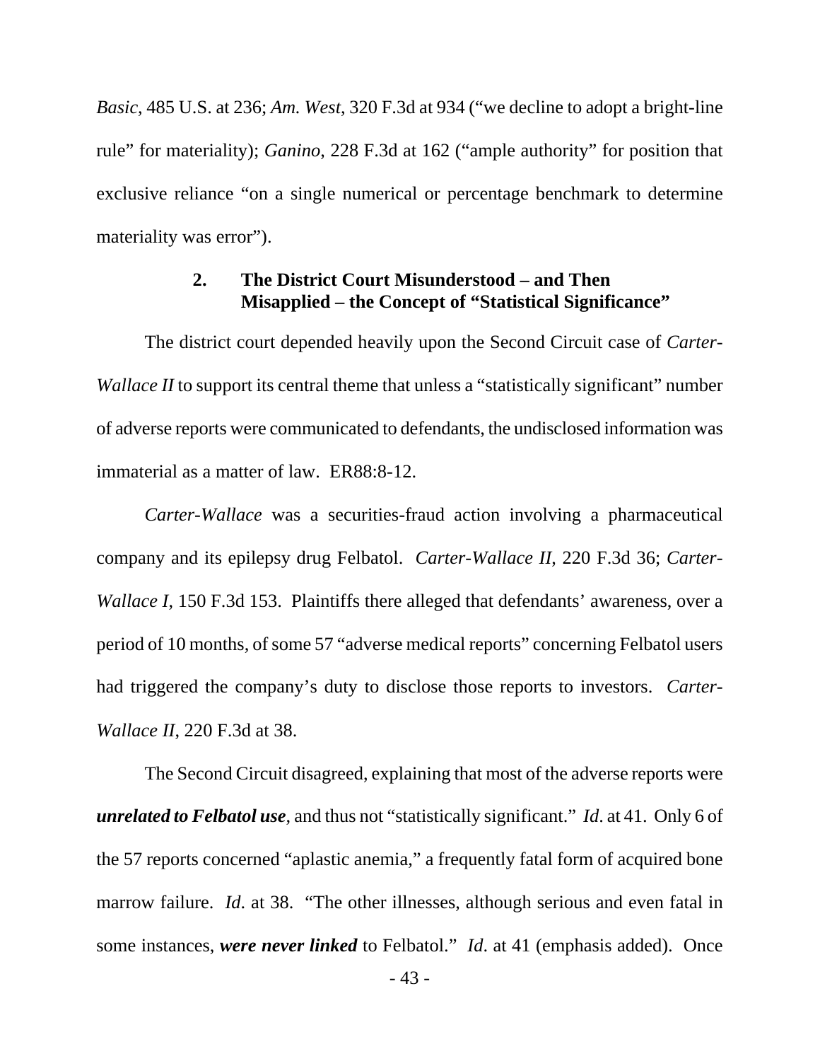*Basic*, 485 U.S. at 236; *Am. West*, 320 F.3d at 934 ("we decline to adopt a bright-line rule" for materiality); *Ganino*, 228 F.3d at 162 ("ample authority" for position that exclusive reliance "on a single numerical or percentage benchmark to determine materiality was error").

### 2. The District Court Misunderstood – and Then Misapplied – the Concept of "Statistical Significance"

The district court depended heavily upon the Second Circuit case of *Carter-Wallace II* to support its central theme that unless a "statistically significant" number of adverse reports were communicated to defendants, the undisclosed information was immaterial as a matter of law. ER88:8-12.

*Carter-Wallace* was a securities-fraud action involving a pharmaceutical company and its epilepsy drug Felbatol. *Carter-Wallace II*, 220 F.3d 36; *Carter-Wallace I*, 150 F.3d 153. Plaintiffs there alleged that defendants' awareness, over a period of 10 months, of some 57 "adverse medical reports" concerning Felbatol users had triggered the company's duty to disclose those reports to investors. *Carter-Wallace II*, 220 F.3d at 38.

The Second Circuit disagreed, explaining that most of the adverse reports were ***unrelated to Felbatol use***, and thus not "statistically significant." *Id*. at 41. Only 6 of the 57 reports concerned "aplastic anemia," a frequently fatal form of acquired bone marrow failure. *Id*. at 38. "The other illnesses, although serious and even fatal in some instances, ***were never linked*** to Felbatol." *Id*. at 41 (emphasis added). Once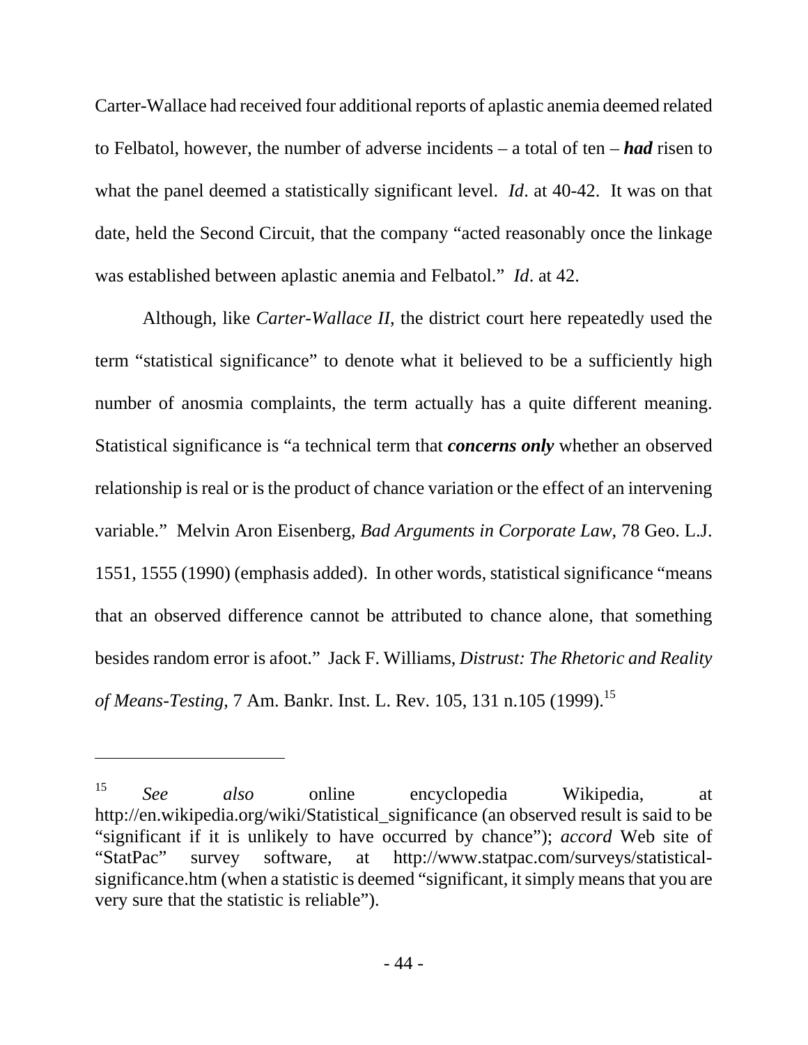Carter-Wallace had received four additional reports of aplastic anemia deemed related to Felbatol, however, the number of adverse incidents – a total of ten – ***had*** risen to what the panel deemed a statistically significant level. *Id*. at 40-42. It was on that date, held the Second Circuit, that the company "acted reasonably once the linkage was established between aplastic anemia and Felbatol." *Id*. at 42.

Although, like *Carter-Wallace II*, the district court here repeatedly used the term "statistical significance" to denote what it believed to be a sufficiently high number of anosmia complaints, the term actually has a quite different meaning. Statistical significance is "a technical term that ***concerns only*** whether an observed relationship is real or is the product of chance variation or the effect of an intervening variable." Melvin Aron Eisenberg, *Bad Arguments in Corporate Law*, 78 Geo. L.J. 1551, 1555 (1990) (emphasis added). In other words, statistical significance "means that an observed difference cannot be attributed to chance alone, that something besides random error is afoot." Jack F. Williams, *Distrust: The Rhetoric and Reality of Means-Testing*, 7 Am. Bankr. Inst. L. Rev. 105, 131 n.105 (1999).[15]

---

[15] *See also* online encyclopedia Wikipedia, at http://en.wikipedia.org/wiki/Statistical_significance (an observed result is said to be "significant if it is unlikely to have occurred by chance"); *accord* Web site of "StatPac" survey software, at http://www.statpac.com/surveys/statistical-significance.htm (when a statistic is deemed "significant, it simply means that you are very sure that the statistic is reliable").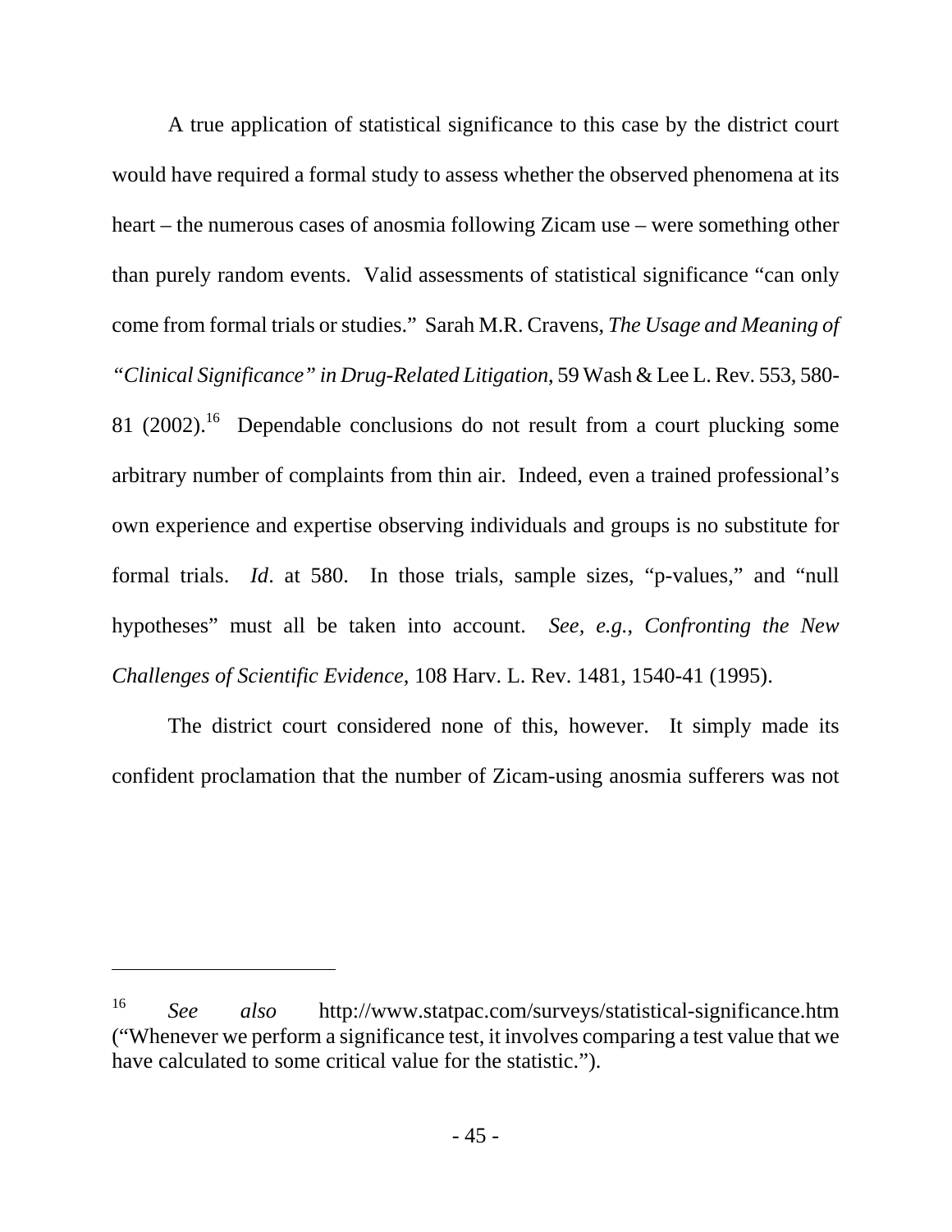A true application of statistical significance to this case by the district court would have required a formal study to assess whether the observed phenomena at its heart – the numerous cases of anosmia following Zicam use – were something other than purely random events. Valid assessments of statistical significance "can only come from formal trials or studies." Sarah M.R. Cravens, *The Usage and Meaning of "Clinical Significance" in Drug-Related Litigation*, 59 Wash & Lee L. Rev. 553, 580-81 (2002).[16] Dependable conclusions do not result from a court plucking some arbitrary number of complaints from thin air. Indeed, even a trained professional's own experience and expertise observing individuals and groups is no substitute for formal trials. *Id*. at 580. In those trials, sample sizes, "p-values," and "null hypotheses" must all be taken into account. *See, e.g.*, *Confronting the New Challenges of Scientific Evidence*, 108 Harv. L. Rev. 1481, 1540-41 (1995).

The district court considered none of this, however. It simply made its confident proclamation that the number of Zicam-using anosmia sufferers was not

---

[16] *See also* http://www.statpac.com/surveys/statistical-significance.htm ("Whenever we perform a significance test, it involves comparing a test value that we have calculated to some critical value for the statistic.").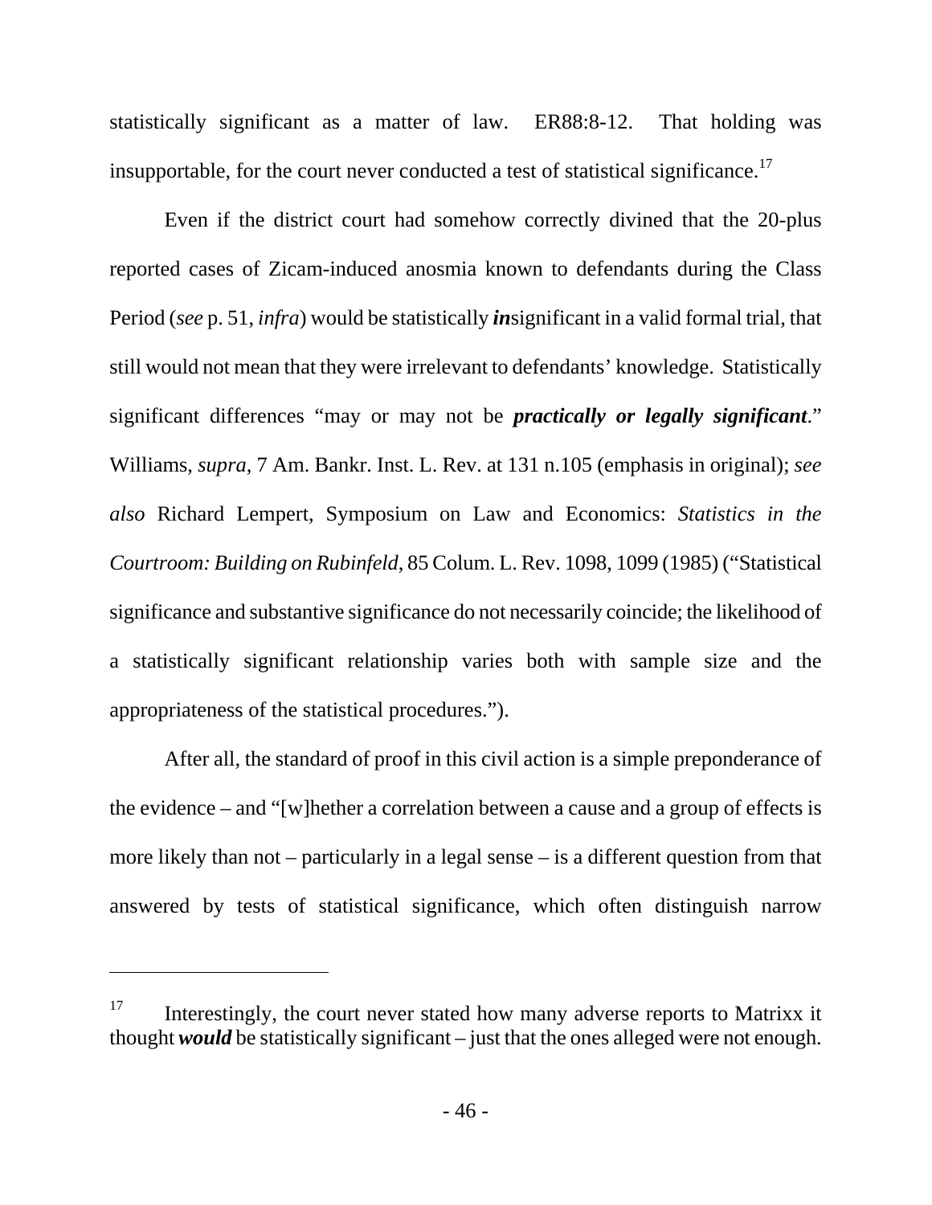statistically significant as a matter of law. ER88:8-12. That holding was insupportable, for the court never conducted a test of statistical significance.[17]

Even if the district court had somehow correctly divined that the 20-plus reported cases of Zicam-induced anosmia known to defendants during the Class Period (*see* p. 51, *infra*) would be statistically ***in***significant in a valid formal trial, that still would not mean that they were irrelevant to defendants' knowledge. Statistically significant differences "may or may not be ***practically or legally significant***." Williams, *supra*, 7 Am. Bankr. Inst. L. Rev. at 131 n.105 (emphasis in original); *see also* Richard Lempert, Symposium on Law and Economics: *Statistics in the Courtroom: Building on Rubinfeld*, 85 Colum. L. Rev. 1098, 1099 (1985) ("Statistical significance and substantive significance do not necessarily coincide; the likelihood of a statistically significant relationship varies both with sample size and the appropriateness of the statistical procedures.").

After all, the standard of proof in this civil action is a simple preponderance of the evidence – and "[w]hether a correlation between a cause and a group of effects is more likely than not – particularly in a legal sense – is a different question from that answered by tests of statistical significance, which often distinguish narrow

---

[17] Interestingly, the court never stated how many adverse reports to Matrixx it thought ***would*** be statistically significant – just that the ones alleged were not enough.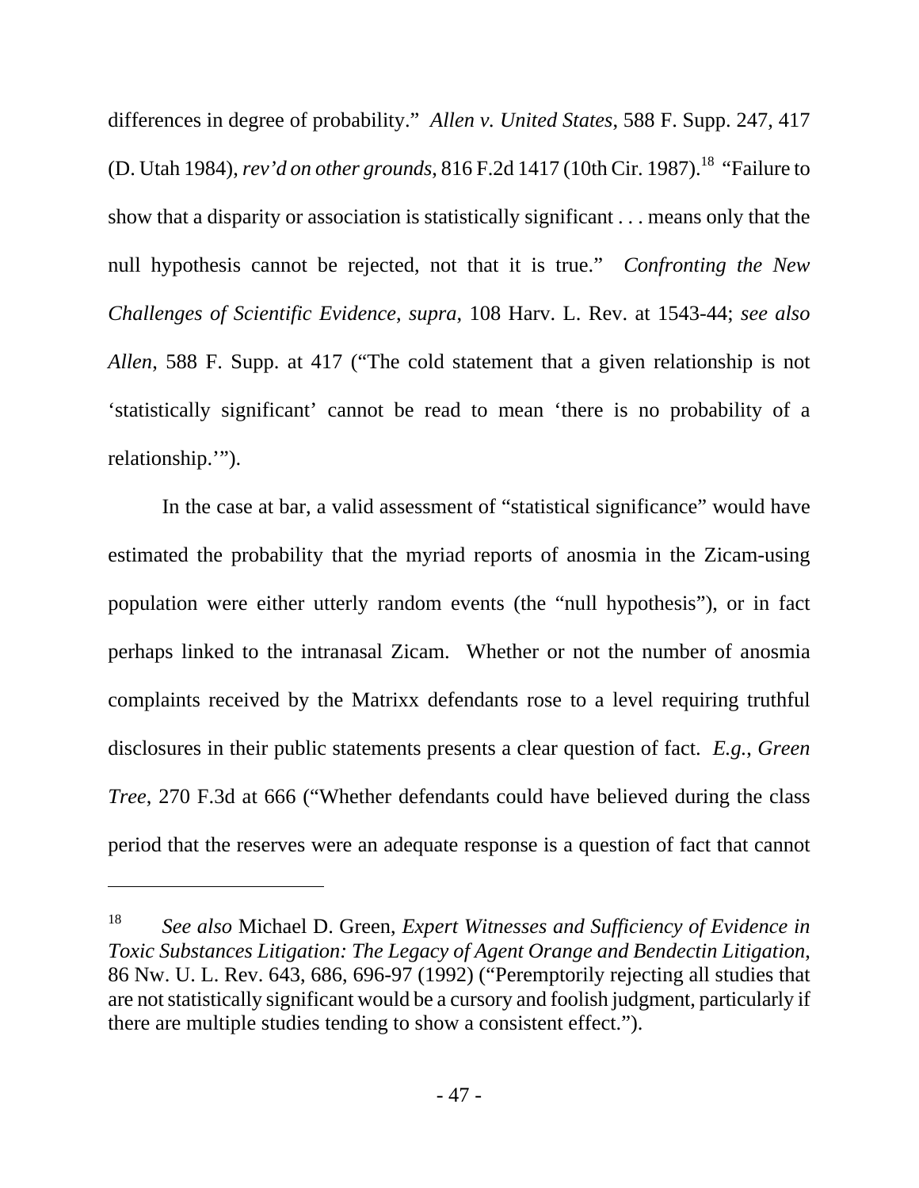differences in degree of probability." *Allen v. United States*, 588 F. Supp. 247, 417 (D. Utah 1984), *rev'd on other grounds*, 816 F.2d 1417 (10th Cir. 1987).[18] "Failure to show that a disparity or association is statistically significant . . . means only that the null hypothesis cannot be rejected, not that it is true." *Confronting the New Challenges of Scientific Evidence*, *supra*, 108 Harv. L. Rev. at 1543-44; *see also Allen*, 588 F. Supp. at 417 ("The cold statement that a given relationship is not 'statistically significant' cannot be read to mean 'there is no probability of a relationship.'").

In the case at bar, a valid assessment of "statistical significance" would have estimated the probability that the myriad reports of anosmia in the Zicam-using population were either utterly random events (the "null hypothesis"), or in fact perhaps linked to the intranasal Zicam. Whether or not the number of anosmia complaints received by the Matrixx defendants rose to a level requiring truthful disclosures in their public statements presents a clear question of fact. *E.g.*, *Green Tree*, 270 F.3d at 666 ("Whether defendants could have believed during the class period that the reserves were an adequate response is a question of fact that cannot

---

[18] *See also* Michael D. Green, *Expert Witnesses and Sufficiency of Evidence in Toxic Substances Litigation: The Legacy of Agent Orange and Bendectin Litigation*, 86 Nw. U. L. Rev. 643, 686, 696-97 (1992) ("Peremptorily rejecting all studies that are not statistically significant would be a cursory and foolish judgment, particularly if there are multiple studies tending to show a consistent effect.").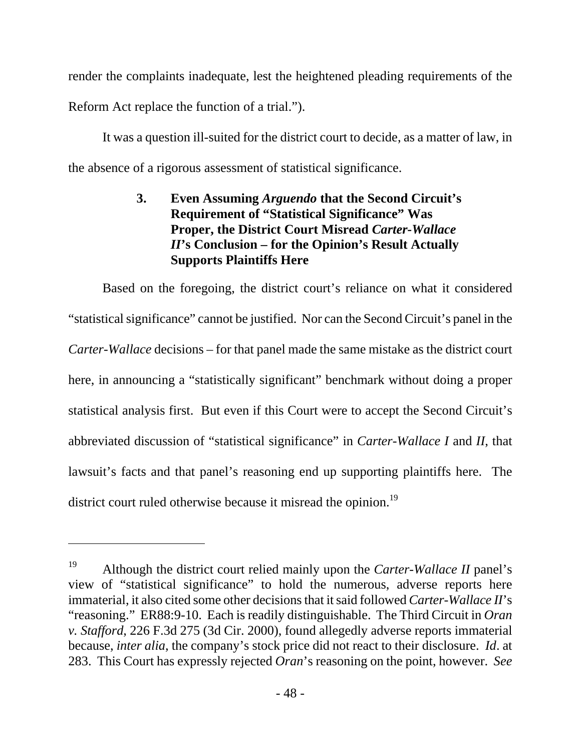render the complaints inadequate, lest the heightened pleading requirements of the Reform Act replace the function of a trial.").

It was a question ill-suited for the district court to decide, as a matter of law, in the absence of a rigorous assessment of statistical significance.

### 3. Even Assuming *Arguendo* that the Second Circuit's Requirement of "Statistical Significance" Was Proper, the District Court Misread *Carter-Wallace II*'s Conclusion – for the Opinion's Result Actually Supports Plaintiffs Here

Based on the foregoing, the district court's reliance on what it considered "statistical significance" cannot be justified. Nor can the Second Circuit's panel in the *Carter-Wallace* decisions – for that panel made the same mistake as the district court here, in announcing a "statistically significant" benchmark without doing a proper statistical analysis first. But even if this Court were to accept the Second Circuit's abbreviated discussion of "statistical significance" in *Carter-Wallace I* and *II*, that lawsuit's facts and that panel's reasoning end up supporting plaintiffs here. The district court ruled otherwise because it misread the opinion.[19]

---

[19] Although the district court relied mainly upon the *Carter-Wallace II* panel's view of "statistical significance" to hold the numerous, adverse reports here immaterial, it also cited some other decisions that it said followed *Carter-Wallace II*'s "reasoning." ER88:9-10. Each is readily distinguishable. The Third Circuit in *Oran v. Stafford*, 226 F.3d 275 (3d Cir. 2000), found allegedly adverse reports immaterial because, *inter alia*, the company's stock price did not react to their disclosure. *Id*. at 283. This Court has expressly rejected *Oran*'s reasoning on the point, however. *See*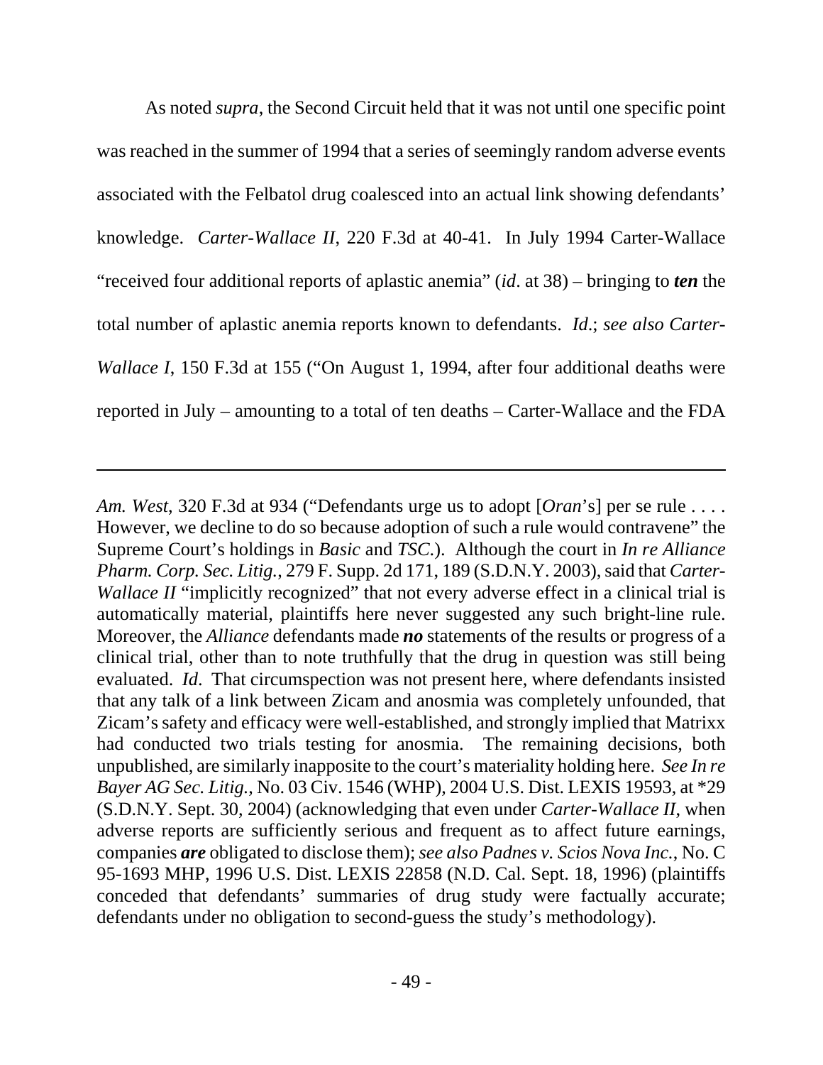As noted *supra*, the Second Circuit held that it was not until one specific point was reached in the summer of 1994 that a series of seemingly random adverse events associated with the Felbatol drug coalesced into an actual link showing defendants' knowledge. *Carter-Wallace II*, 220 F.3d at 40-41. In July 1994 Carter-Wallace "received four additional reports of aplastic anemia" (*id*. at 38) – bringing to ***ten*** the total number of aplastic anemia reports known to defendants. *Id*.; *see also Carter-Wallace I*, 150 F.3d at 155 ("On August 1, 1994, after four additional deaths were reported in July – amounting to a total of ten deaths – Carter-Wallace and the FDA

---

*Am. West*, 320 F.3d at 934 ("Defendants urge us to adopt [*Oran*'s] per se rule . . . . However, we decline to do so because adoption of such a rule would contravene" the Supreme Court's holdings in *Basic* and *TSC*.). Although the court in *In re Alliance Pharm. Corp. Sec. Litig.*, 279 F. Supp. 2d 171, 189 (S.D.N.Y. 2003), said that *Carter-Wallace II* "implicitly recognized" that not every adverse effect in a clinical trial is automatically material, plaintiffs here never suggested any such bright-line rule. Moreover, the *Alliance* defendants made ***no*** statements of the results or progress of a clinical trial, other than to note truthfully that the drug in question was still being evaluated. *Id*. That circumspection was not present here, where defendants insisted that any talk of a link between Zicam and anosmia was completely unfounded, that Zicam's safety and efficacy were well-established, and strongly implied that Matrixx had conducted two trials testing for anosmia. The remaining decisions, both unpublished, are similarly inapposite to the court's materiality holding here. *See In re Bayer AG Sec. Litig.*, No. 03 Civ. 1546 (WHP), 2004 U.S. Dist. LEXIS 19593, at *29 (S.D.N.Y. Sept. 30, 2004) (acknowledging that even under *Carter-Wallace II*, when adverse reports are sufficiently serious and frequent as to affect future earnings, companies ***are*** obligated to disclose them); *see also Padnes v. Scios Nova Inc.*, No. C 95-1693 MHP, 1996 U.S. Dist. LEXIS 22858 (N.D. Cal. Sept. 18, 1996) (plaintiffs conceded that defendants' summaries of drug study were factually accurate; defendants under no obligation to second-guess the study's methodology).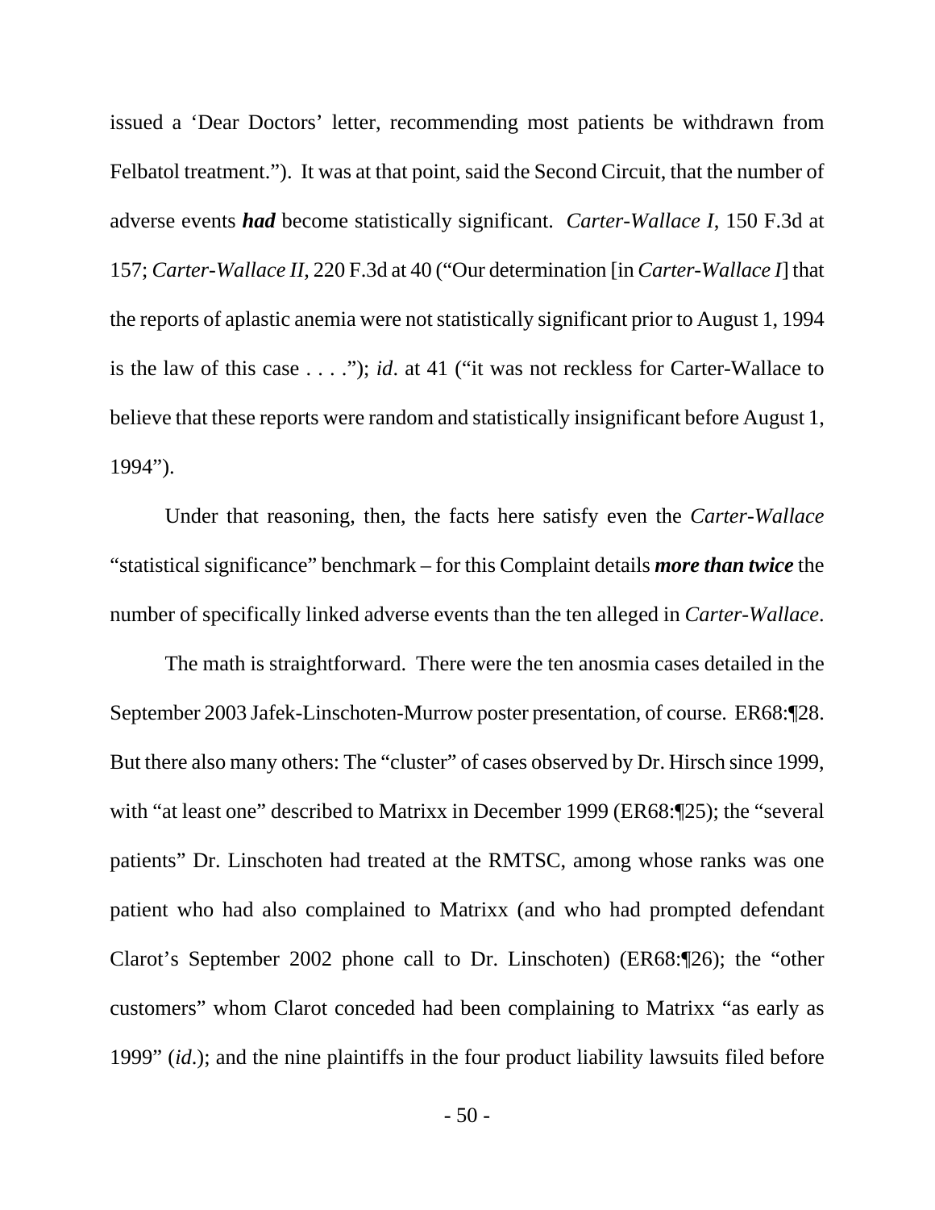issued a 'Dear Doctors' letter, recommending most patients be withdrawn from Felbatol treatment."). It was at that point, said the Second Circuit, that the number of adverse events ***had*** become statistically significant. *Carter-Wallace I*, 150 F.3d at 157; *Carter-Wallace II*, 220 F.3d at 40 ("Our determination [in *Carter-Wallace I*] that the reports of aplastic anemia were not statistically significant prior to August 1, 1994 is the law of this case . . . ."); *id*. at 41 ("it was not reckless for Carter-Wallace to believe that these reports were random and statistically insignificant before August 1, 1994").

Under that reasoning, then, the facts here satisfy even the *Carter-Wallace* "statistical significance" benchmark – for this Complaint details ***more than twice*** the number of specifically linked adverse events than the ten alleged in *Carter-Wallace*.

The math is straightforward. There were the ten anosmia cases detailed in the September 2003 Jafek-Linschoten-Murrow poster presentation, of course. ER68:¶28. But there also many others: The "cluster" of cases observed by Dr. Hirsch since 1999, with "at least one" described to Matrixx in December 1999 (ER68:¶25); the "several patients" Dr. Linschoten had treated at the RMTSC, among whose ranks was one patient who had also complained to Matrixx (and who had prompted defendant Clarot's September 2002 phone call to Dr. Linschoten) (ER68:¶26); the "other customers" whom Clarot conceded had been complaining to Matrixx "as early as 1999" (*id*.); and the nine plaintiffs in the four product liability lawsuits filed before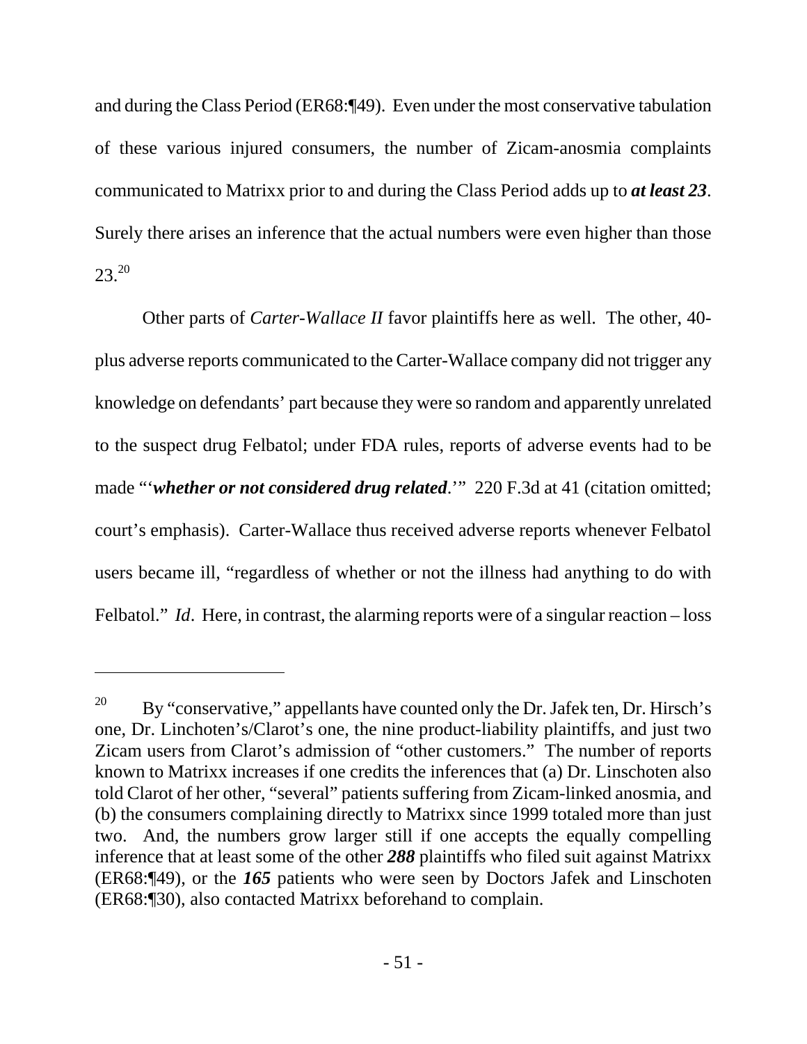and during the Class Period (ER68:¶49). Even under the most conservative tabulation of these various injured consumers, the number of Zicam-anosmia complaints communicated to Matrixx prior to and during the Class Period adds up to ***at least 23***. Surely there arises an inference that the actual numbers were even higher than those 23.[20]

Other parts of *Carter-Wallace II* favor plaintiffs here as well. The other, 40-plus adverse reports communicated to the Carter-Wallace company did not trigger any knowledge on defendants' part because they were so random and apparently unrelated to the suspect drug Felbatol; under FDA rules, reports of adverse events had to be made "'***whether or not considered drug related***.'" 220 F.3d at 41 (citation omitted; court's emphasis). Carter-Wallace thus received adverse reports whenever Felbatol users became ill, "regardless of whether or not the illness had anything to do with Felbatol." *Id*. Here, in contrast, the alarming reports were of a singular reaction – loss

---

[20] By "conservative," appellants have counted only the Dr. Jafek ten, Dr. Hirsch's one, Dr. Linchoten's/Clarot's one, the nine product-liability plaintiffs, and just two Zicam users from Clarot's admission of "other customers." The number of reports known to Matrixx increases if one credits the inferences that (a) Dr. Linschoten also told Clarot of her other, "several" patients suffering from Zicam-linked anosmia, and (b) the consumers complaining directly to Matrixx since 1999 totaled more than just two. And, the numbers grow larger still if one accepts the equally compelling inference that at least some of the other ***288*** plaintiffs who filed suit against Matrixx (ER68:¶49), or the ***165*** patients who were seen by Doctors Jafek and Linschoten (ER68:¶30), also contacted Matrixx beforehand to complain.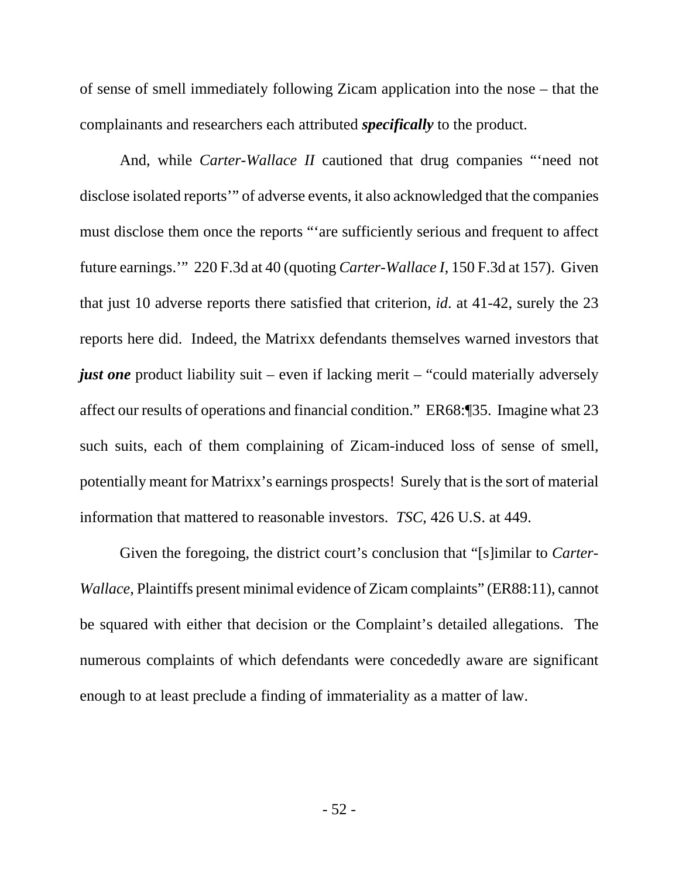of sense of smell immediately following Zicam application into the nose – that the complainants and researchers each attributed ***specifically*** to the product.

And, while *Carter-Wallace II* cautioned that drug companies "'need not disclose isolated reports'" of adverse events, it also acknowledged that the companies must disclose them once the reports "'are sufficiently serious and frequent to affect future earnings.'" 220 F.3d at 40 (quoting *Carter-Wallace I*, 150 F.3d at 157). Given that just 10 adverse reports there satisfied that criterion, *id*. at 41-42, surely the 23 reports here did. Indeed, the Matrixx defendants themselves warned investors that ***just one*** product liability suit – even if lacking merit – "could materially adversely affect our results of operations and financial condition." ER68:¶35. Imagine what 23 such suits, each of them complaining of Zicam-induced loss of sense of smell, potentially meant for Matrixx's earnings prospects! Surely that is the sort of material information that mattered to reasonable investors. *TSC*, 426 U.S. at 449.

Given the foregoing, the district court's conclusion that "[s]imilar to *Carter-Wallace*, Plaintiffs present minimal evidence of Zicam complaints" (ER88:11), cannot be squared with either that decision or the Complaint's detailed allegations. The numerous complaints of which defendants were concededly aware are significant enough to at least preclude a finding of immateriality as a matter of law.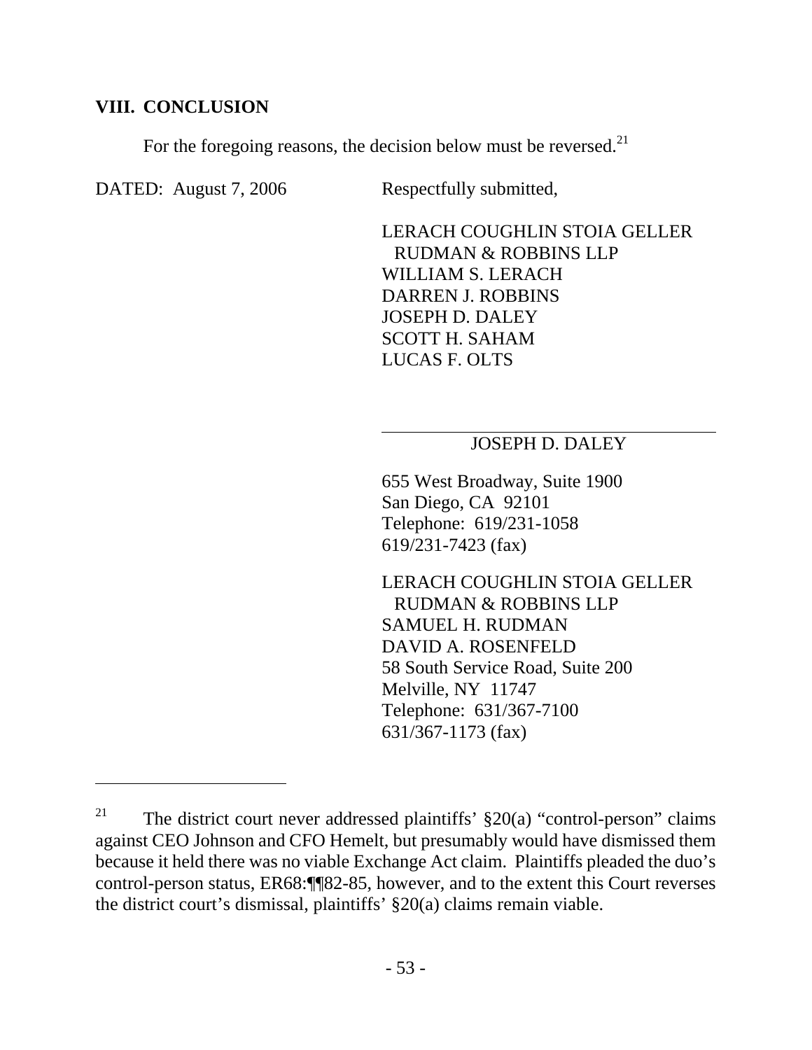## VIII. CONCLUSION

For the foregoing reasons, the decision below must be reversed.[21]

DATED: August 7, 2006

Respectfully submitted,

LERACH COUGHLIN STOIA GELLER RUDMAN & ROBBINS LLP
WILLIAM S. LERACH
DARREN J. ROBBINS
JOSEPH D. DALEY
SCOTT H. SAHAM
LUCAS F. OLTS

JOSEPH D. DALEY

655 West Broadway, Suite 1900
San Diego, CA 92101
Telephone: 619/231-1058
619/231-7423 (fax)

LERACH COUGHLIN STOIA GELLER RUDMAN & ROBBINS LLP
SAMUEL H. RUDMAN
DAVID A. ROSENFELD
58 South Service Road, Suite 200
Melville, NY 11747
Telephone: 631/367-7100
631/367-1173 (fax)

---

[21] The district court never addressed plaintiffs' §20(a) "control-person" claims against CEO Johnson and CFO Hemelt, but presumably would have dismissed them because it held there was no viable Exchange Act claim. Plaintiffs pleaded the duo's control-person status, ER68:¶¶82-85, however, and to the extent this Court reverses the district court's dismissal, plaintiffs' §20(a) claims remain viable.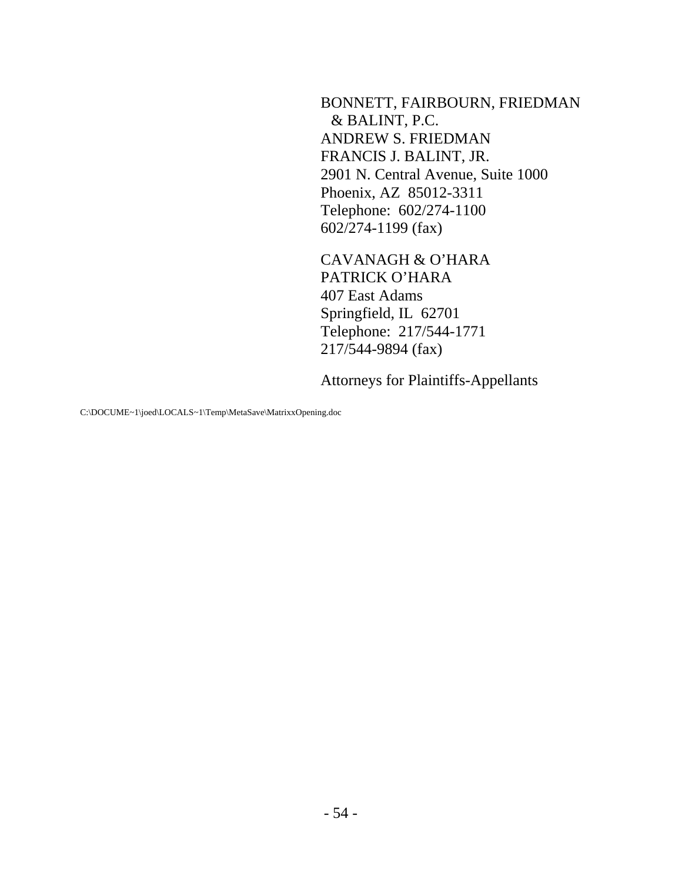BONNETT, FAIRBOURN, FRIEDMAN
& BALINT, P.C.
ANDREW S. FRIEDMAN
FRANCIS J. BALINT, JR.
2901 N. Central Avenue, Suite 1000
Phoenix, AZ 85012-3311
Telephone: 602/274-1100
602/274-1199 (fax)

CAVANAGH & O'HARA
PATRICK O'HARA
407 East Adams
Springfield, IL 62701
Telephone: 217/544-1771
217/544-9894 (fax)

Attorneys for Plaintiffs-Appellants

C:\DOCUME~1\joed\LOCALS~1\Temp\MetaSave\MatrixxOpening.doc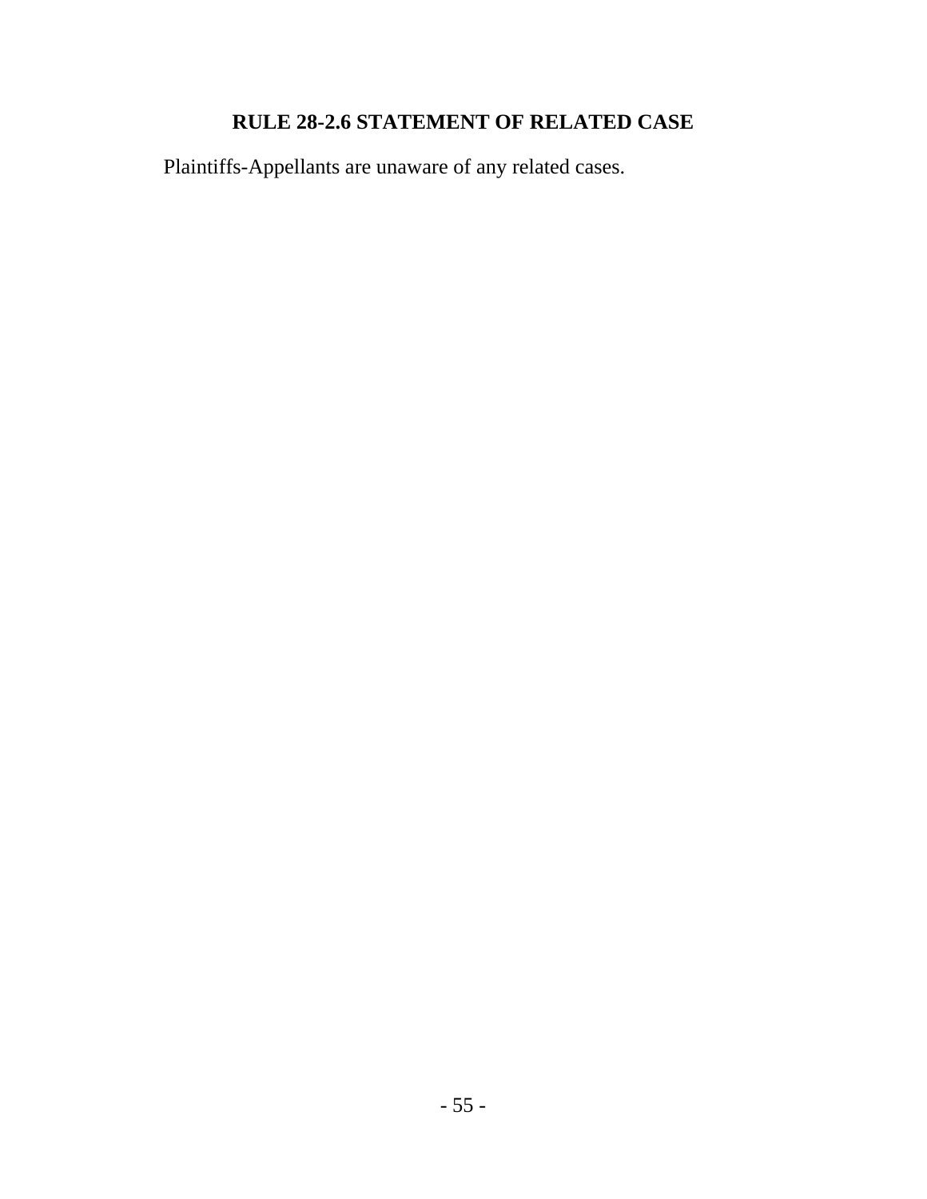## RULE 28-2.6 STATEMENT OF RELATED CASE

Plaintiffs-Appellants are unaware of any related cases.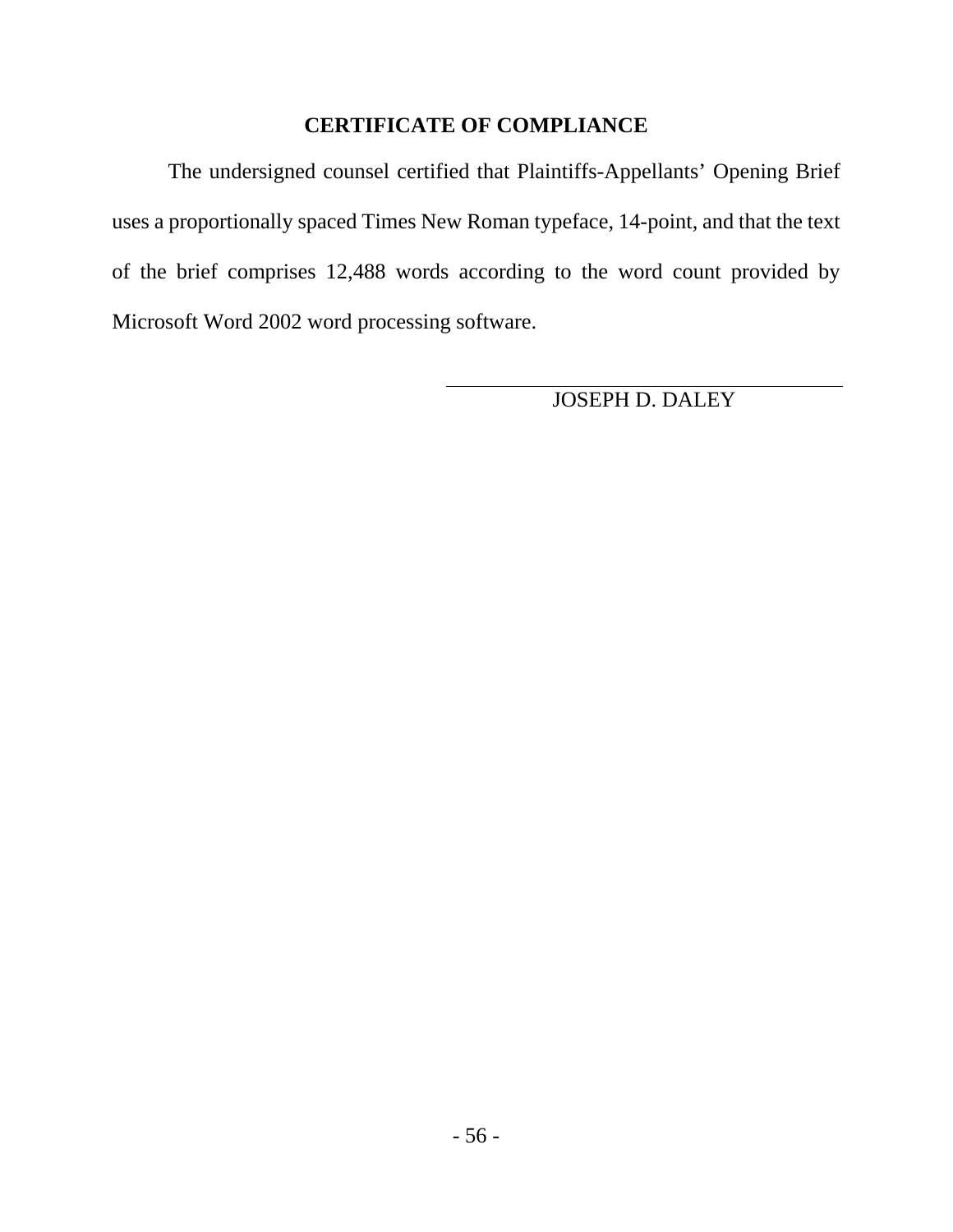## CERTIFICATE OF COMPLIANCE

The undersigned counsel certified that Plaintiffs-Appellants' Opening Brief uses a proportionally spaced Times New Roman typeface, 14-point, and that the text of the brief comprises 12,488 words according to the word count provided by Microsoft Word 2002 word processing software.

JOSEPH D. DALEY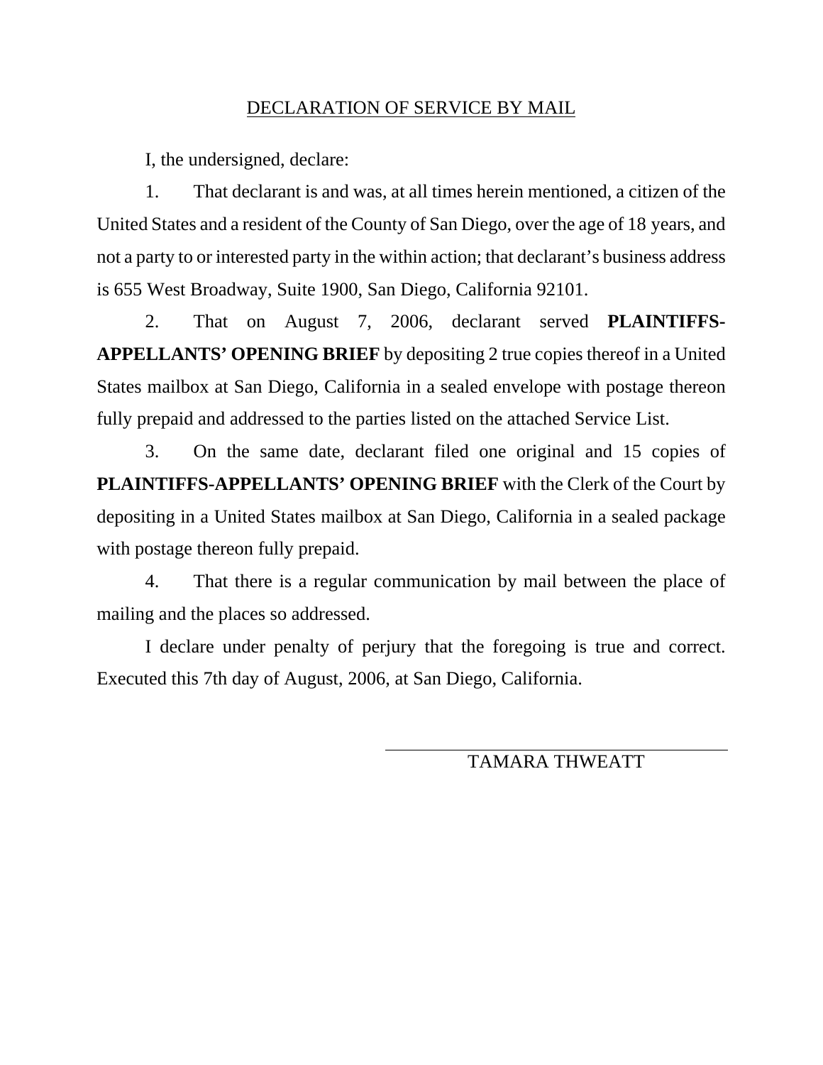DECLARATION OF SERVICE BY MAIL

I, the undersigned, declare:

1. That declarant is and was, at all times herein mentioned, a citizen of the United States and a resident of the County of San Diego, over the age of 18 years, and not a party to or interested party in the within action; that declarant's business address is 655 West Broadway, Suite 1900, San Diego, California 92101.

2. That on August 7, 2006, declarant served **PLAINTIFFS-APPELLANTS' OPENING BRIEF** by depositing 2 true copies thereof in a United States mailbox at San Diego, California in a sealed envelope with postage thereon fully prepaid and addressed to the parties listed on the attached Service List.

3. On the same date, declarant filed one original and 15 copies of **PLAINTIFFS-APPELLANTS' OPENING BRIEF** with the Clerk of the Court by depositing in a United States mailbox at San Diego, California in a sealed package with postage thereon fully prepaid.

4. That there is a regular communication by mail between the place of mailing and the places so addressed.

I declare under penalty of perjury that the foregoing is true and correct. Executed this 7th day of August, 2006, at San Diego, California.

TAMARA THWEATT